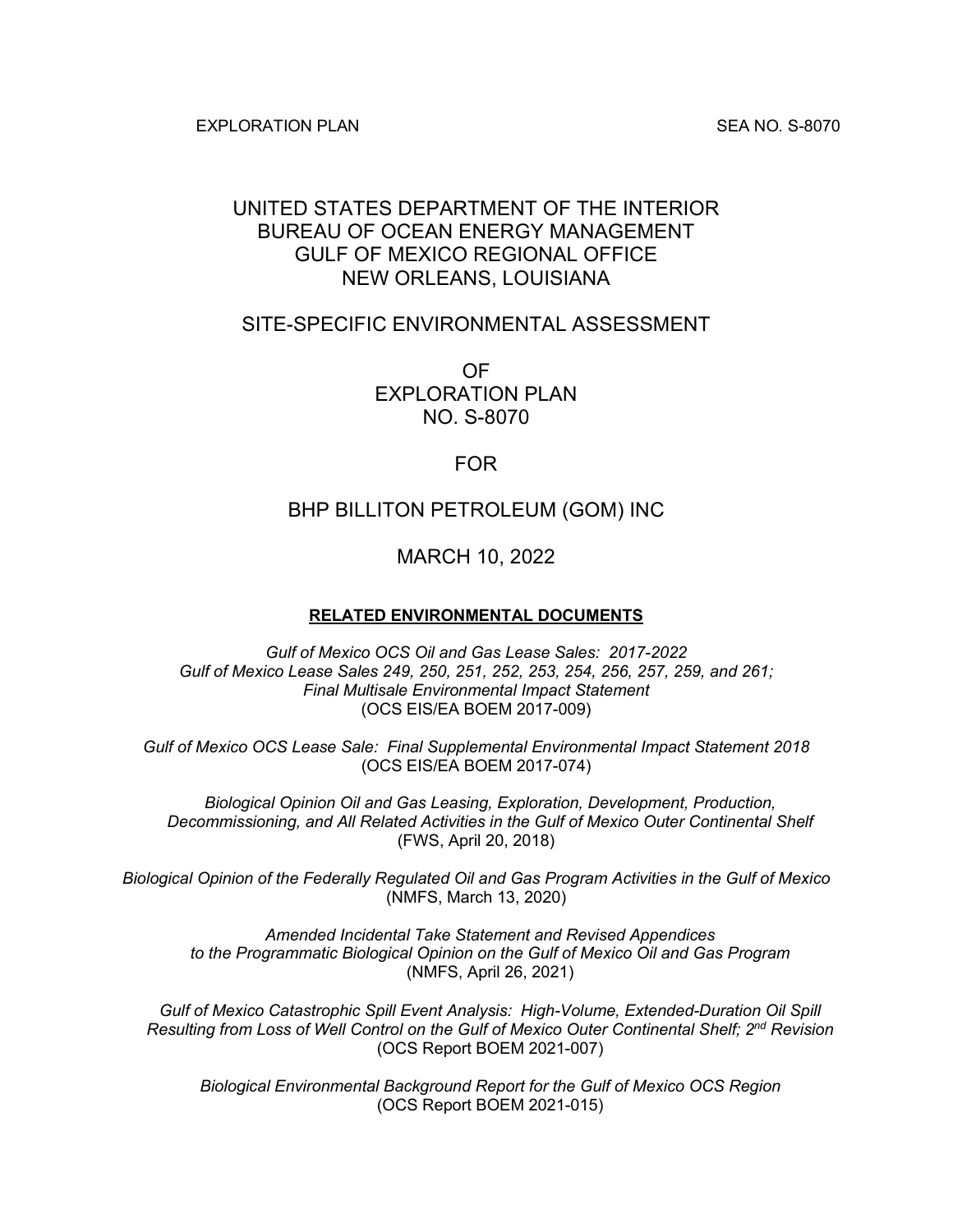EXPLORATION PLAN SEA NO. S-8070

# UNITED STATES DEPARTMENT OF THE INTERIOR
# BUREAU OF OCEAN ENERGY MANAGEMENT
# GULF OF MEXICO REGIONAL OFFICE
# NEW ORLEANS, LOUISIANA

## SITE-SPECIFIC ENVIRONMENTAL ASSESSMENT

## OF
## EXPLORATION PLAN
## NO. S-8070

## FOR

## BHP BILLITON PETROLEUM (GOM) INC

## MARCH 10, 2022

**RELATED ENVIRONMENTAL DOCUMENTS**

*Gulf of Mexico OCS Oil and Gas Lease Sales: 2017-2022*
*Gulf of Mexico Lease Sales 249, 250, 251, 252, 253, 254, 256, 257, 259, and 261;*
*Final Multisale Environmental Impact Statement*
(OCS EIS/EA BOEM 2017-009)

*Gulf of Mexico OCS Lease Sale: Final Supplemental Environmental Impact Statement 2018*
(OCS EIS/EA BOEM 2017-074)

*Biological Opinion Oil and Gas Leasing, Exploration, Development, Production, Decommissioning, and All Related Activities in the Gulf of Mexico Outer Continental Shelf*
(FWS, April 20, 2018)

*Biological Opinion of the Federally Regulated Oil and Gas Program Activities in the Gulf of Mexico*
(NMFS, March 13, 2020)

*Amended Incidental Take Statement and Revised Appendices to the Programmatic Biological Opinion on the Gulf of Mexico Oil and Gas Program*
(NMFS, April 26, 2021)

*Gulf of Mexico Catastrophic Spill Event Analysis: High-Volume, Extended-Duration Oil Spill Resulting from Loss of Well Control on the Gulf of Mexico Outer Continental Shelf; 2nd Revision*
(OCS Report BOEM 2021-007)

*Biological Environmental Background Report for the Gulf of Mexico OCS Region*
(OCS Report BOEM 2021-015)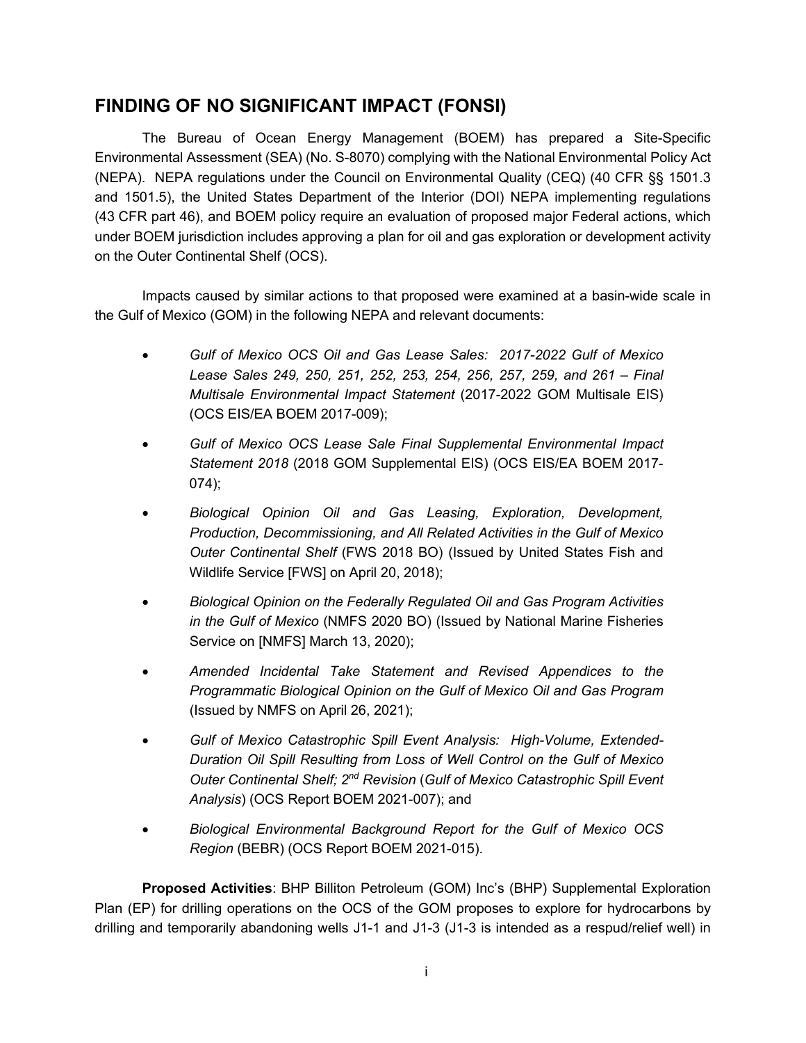## FINDING OF NO SIGNIFICANT IMPACT (FONSI)

The Bureau of Ocean Energy Management (BOEM) has prepared a Site-Specific Environmental Assessment (SEA) (No. S-8070) complying with the National Environmental Policy Act (NEPA). NEPA regulations under the Council on Environmental Quality (CEQ) (40 CFR §§ 1501.3 and 1501.5), the United States Department of the Interior (DOI) NEPA implementing regulations (43 CFR part 46), and BOEM policy require an evaluation of proposed major Federal actions, which under BOEM jurisdiction includes approving a plan for oil and gas exploration or development activity on the Outer Continental Shelf (OCS).

Impacts caused by similar actions to that proposed were examined at a basin-wide scale in the Gulf of Mexico (GOM) in the following NEPA and relevant documents:

- *Gulf of Mexico OCS Oil and Gas Lease Sales: 2017-2022 Gulf of Mexico Lease Sales 249, 250, 251, 252, 253, 254, 256, 257, 259, and 261 – Final Multisale Environmental Impact Statement* (2017-2022 GOM Multisale EIS) (OCS EIS/EA BOEM 2017-009);
- *Gulf of Mexico OCS Lease Sale Final Supplemental Environmental Impact Statement 2018* (2018 GOM Supplemental EIS) (OCS EIS/EA BOEM 2017-074);
- *Biological Opinion Oil and Gas Leasing, Exploration, Development, Production, Decommissioning, and All Related Activities in the Gulf of Mexico Outer Continental Shelf* (FWS 2018 BO) (Issued by United States Fish and Wildlife Service [FWS] on April 20, 2018);
- *Biological Opinion on the Federally Regulated Oil and Gas Program Activities in the Gulf of Mexico* (NMFS 2020 BO) (Issued by National Marine Fisheries Service on [NMFS] March 13, 2020);
- *Amended Incidental Take Statement and Revised Appendices to the Programmatic Biological Opinion on the Gulf of Mexico Oil and Gas Program* (Issued by NMFS on April 26, 2021);
- *Gulf of Mexico Catastrophic Spill Event Analysis: High-Volume, Extended-Duration Oil Spill Resulting from Loss of Well Control on the Gulf of Mexico Outer Continental Shelf; 2nd Revision* (*Gulf of Mexico Catastrophic Spill Event Analysis*) (OCS Report BOEM 2021-007); and
- *Biological Environmental Background Report for the Gulf of Mexico OCS Region* (BEBR) (OCS Report BOEM 2021-015).

**Proposed Activities**: BHP Billiton Petroleum (GOM) Inc's (BHP) Supplemental Exploration Plan (EP) for drilling operations on the OCS of the GOM proposes to explore for hydrocarbons by drilling and temporarily abandoning wells J1-1 and J1-3 (J1-3 is intended as a respud/relief well) in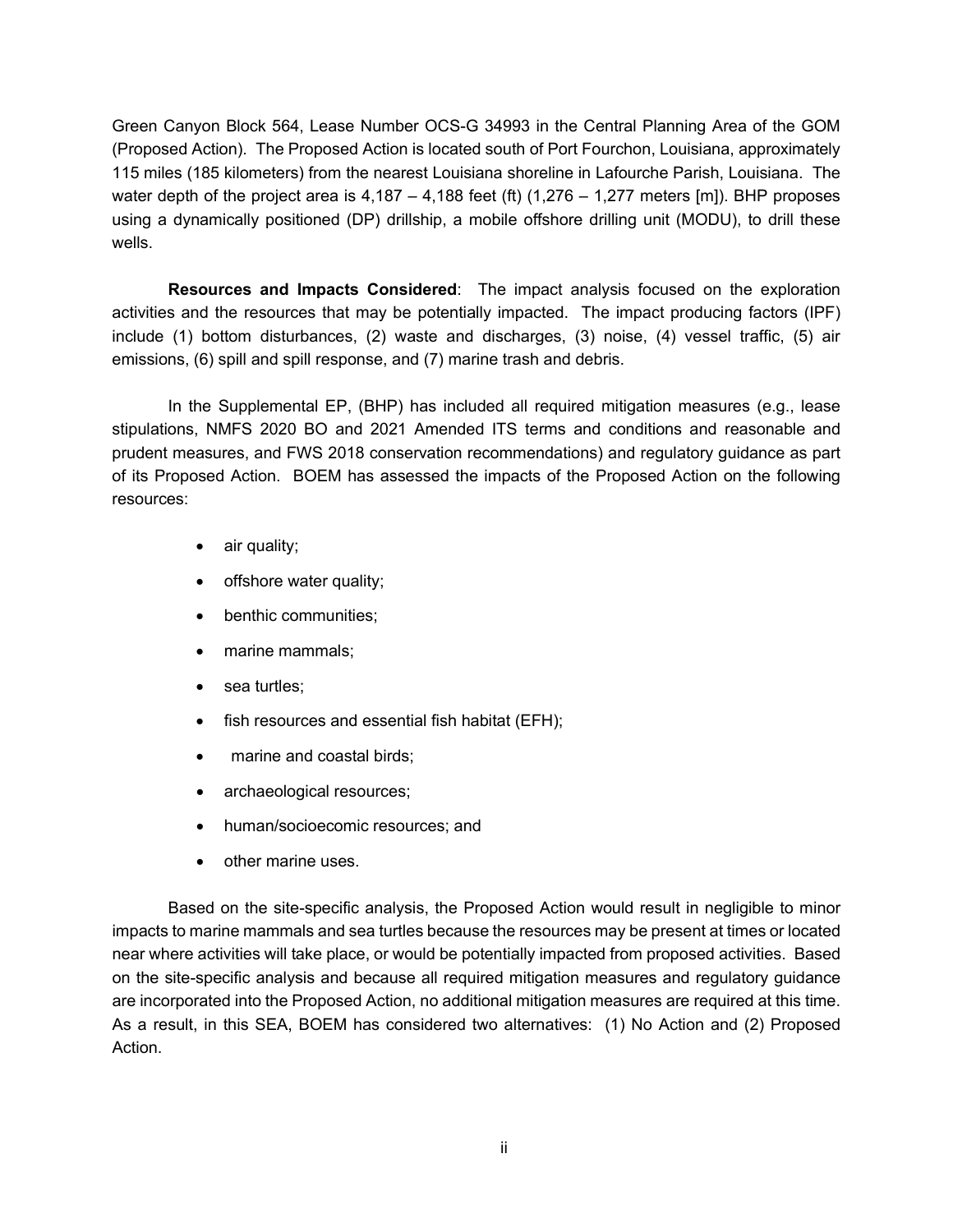Green Canyon Block 564, Lease Number OCS-G 34993 in the Central Planning Area of the GOM (Proposed Action). The Proposed Action is located south of Port Fourchon, Louisiana, approximately 115 miles (185 kilometers) from the nearest Louisiana shoreline in Lafourche Parish, Louisiana. The water depth of the project area is 4,187 – 4,188 feet (ft) (1,276 – 1,277 meters [m]). BHP proposes using a dynamically positioned (DP) drillship, a mobile offshore drilling unit (MODU), to drill these wells.

**Resources and Impacts Considered**: The impact analysis focused on the exploration activities and the resources that may be potentially impacted. The impact producing factors (IPF) include (1) bottom disturbances, (2) waste and discharges, (3) noise, (4) vessel traffic, (5) air emissions, (6) spill and spill response, and (7) marine trash and debris.

In the Supplemental EP, (BHP) has included all required mitigation measures (e.g., lease stipulations, NMFS 2020 BO and 2021 Amended ITS terms and conditions and reasonable and prudent measures, and FWS 2018 conservation recommendations) and regulatory guidance as part of its Proposed Action. BOEM has assessed the impacts of the Proposed Action on the following resources:

- air quality;
- offshore water quality;
- benthic communities;
- marine mammals;
- sea turtles;
- fish resources and essential fish habitat (EFH);
- marine and coastal birds;
- archaeological resources;
- human/socioecomic resources; and
- other marine uses.

Based on the site-specific analysis, the Proposed Action would result in negligible to minor impacts to marine mammals and sea turtles because the resources may be present at times or located near where activities will take place, or would be potentially impacted from proposed activities. Based on the site-specific analysis and because all required mitigation measures and regulatory guidance are incorporated into the Proposed Action, no additional mitigation measures are required at this time. As a result, in this SEA, BOEM has considered two alternatives: (1) No Action and (2) Proposed Action.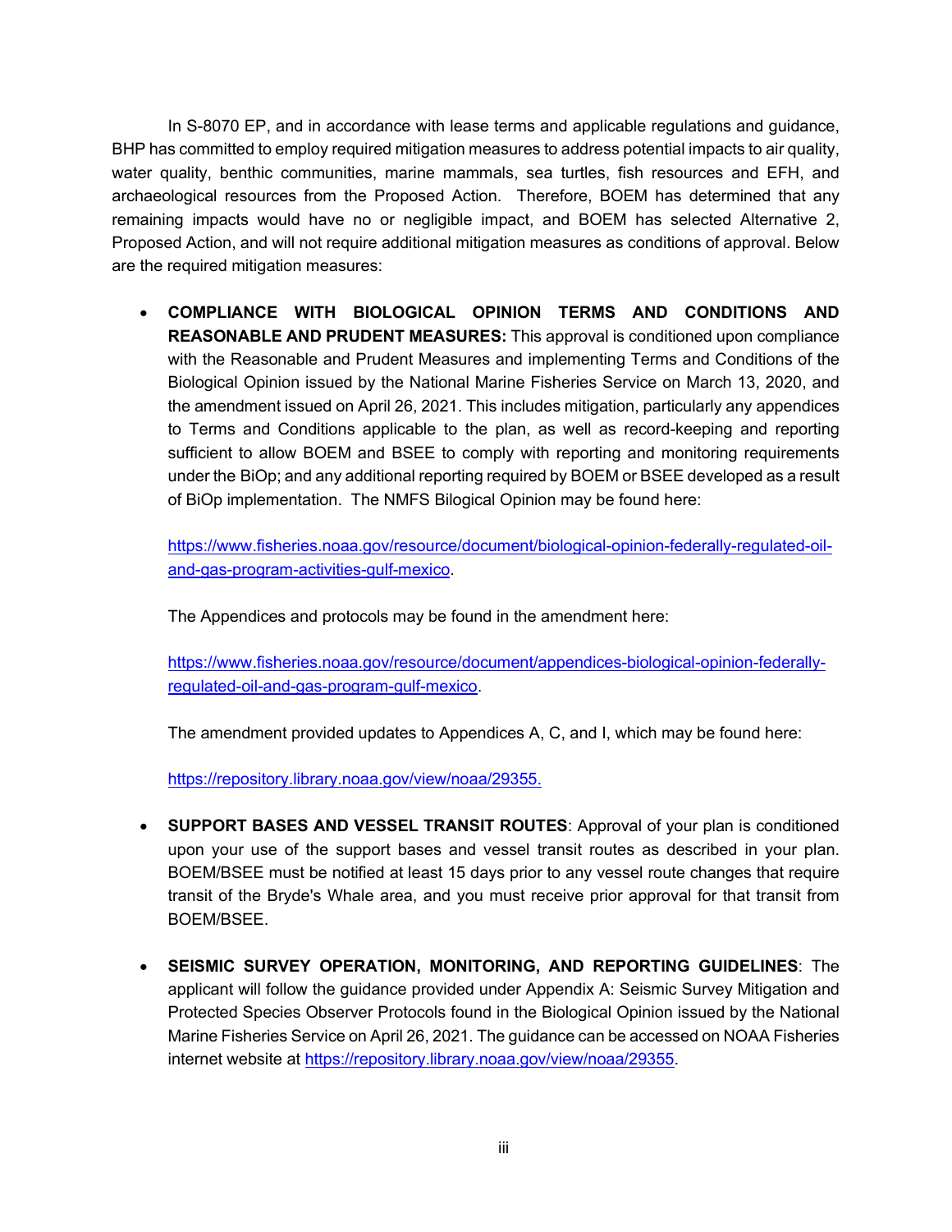In S-8070 EP, and in accordance with lease terms and applicable regulations and guidance, BHP has committed to employ required mitigation measures to address potential impacts to air quality, water quality, benthic communities, marine mammals, sea turtles, fish resources and EFH, and archaeological resources from the Proposed Action. Therefore, BOEM has determined that any remaining impacts would have no or negligible impact, and BOEM has selected Alternative 2, Proposed Action, and will not require additional mitigation measures as conditions of approval. Below are the required mitigation measures:

- **COMPLIANCE WITH BIOLOGICAL OPINION TERMS AND CONDITIONS AND REASONABLE AND PRUDENT MEASURES:** This approval is conditioned upon compliance with the Reasonable and Prudent Measures and implementing Terms and Conditions of the Biological Opinion issued by the National Marine Fisheries Service on March 13, 2020, and the amendment issued on April 26, 2021. This includes mitigation, particularly any appendices to Terms and Conditions applicable to the plan, as well as record-keeping and reporting sufficient to allow BOEM and BSEE to comply with reporting and monitoring requirements under the BiOp; and any additional reporting required by BOEM or BSEE developed as a result of BiOp implementation. The NMFS Bilogical Opinion may be found here:

  https://www.fisheries.noaa.gov/resource/document/biological-opinion-federally-regulated-oil-and-gas-program-activities-gulf-mexico.

  The Appendices and protocols may be found in the amendment here:

  https://www.fisheries.noaa.gov/resource/document/appendices-biological-opinion-federally-regulated-oil-and-gas-program-gulf-mexico.

  The amendment provided updates to Appendices A, C, and I, which may be found here:

  https://repository.library.noaa.gov/view/noaa/29355.

- **SUPPORT BASES AND VESSEL TRANSIT ROUTES**: Approval of your plan is conditioned upon your use of the support bases and vessel transit routes as described in your plan. BOEM/BSEE must be notified at least 15 days prior to any vessel route changes that require transit of the Bryde's Whale area, and you must receive prior approval for that transit from BOEM/BSEE.

- **SEISMIC SURVEY OPERATION, MONITORING, AND REPORTING GUIDELINES**: The applicant will follow the guidance provided under Appendix A: Seismic Survey Mitigation and Protected Species Observer Protocols found in the Biological Opinion issued by the National Marine Fisheries Service on April 26, 2021. The guidance can be accessed on NOAA Fisheries internet website at https://repository.library.noaa.gov/view/noaa/29355.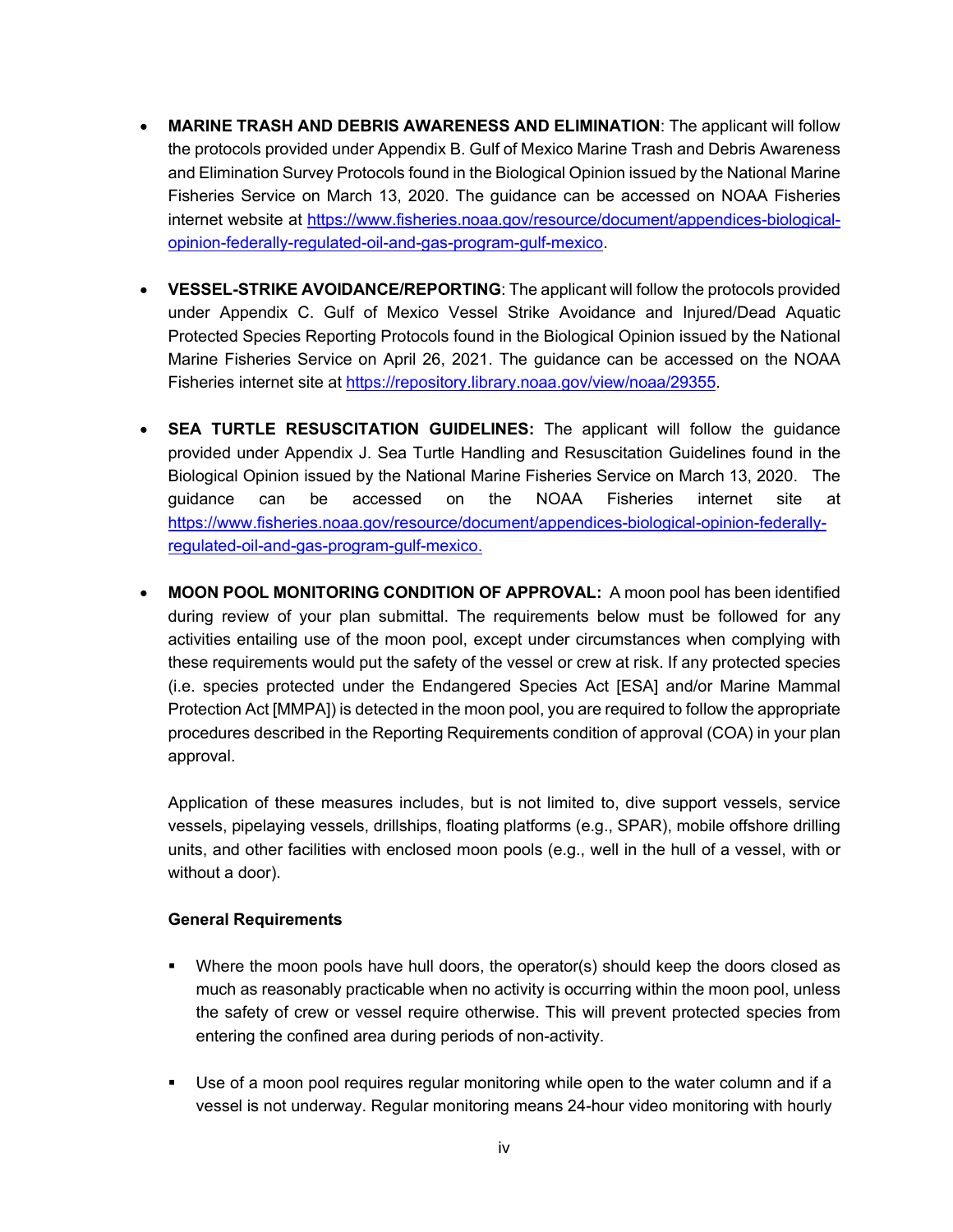- **MARINE TRASH AND DEBRIS AWARENESS AND ELIMINATION**: The applicant will follow the protocols provided under Appendix B. Gulf of Mexico Marine Trash and Debris Awareness and Elimination Survey Protocols found in the Biological Opinion issued by the National Marine Fisheries Service on March 13, 2020. The guidance can be accessed on NOAA Fisheries internet website at [https://www.fisheries.noaa.gov/resource/document/appendices-biological-opinion-federally-regulated-oil-and-gas-program-gulf-mexico](https://www.fisheries.noaa.gov/resource/document/appendices-biological-opinion-federally-regulated-oil-and-gas-program-gulf-mexico).

- **VESSEL-STRIKE AVOIDANCE/REPORTING**: The applicant will follow the protocols provided under Appendix C. Gulf of Mexico Vessel Strike Avoidance and Injured/Dead Aquatic Protected Species Reporting Protocols found in the Biological Opinion issued by the National Marine Fisheries Service on April 26, 2021. The guidance can be accessed on the NOAA Fisheries internet site at [https://repository.library.noaa.gov/view/noaa/29355](https://repository.library.noaa.gov/view/noaa/29355).

- **SEA TURTLE RESUSCITATION GUIDELINES:** The applicant will follow the guidance provided under Appendix J. Sea Turtle Handling and Resuscitation Guidelines found in the Biological Opinion issued by the National Marine Fisheries Service on March 13, 2020. The guidance can be accessed on the NOAA Fisheries internet site at [https://www.fisheries.noaa.gov/resource/document/appendices-biological-opinion-federally-regulated-oil-and-gas-program-gulf-mexico.](https://www.fisheries.noaa.gov/resource/document/appendices-biological-opinion-federally-regulated-oil-and-gas-program-gulf-mexico)

- **MOON POOL MONITORING CONDITION OF APPROVAL:** A moon pool has been identified during review of your plan submittal. The requirements below must be followed for any activities entailing use of the moon pool, except under circumstances when complying with these requirements would put the safety of the vessel or crew at risk. If any protected species (i.e. species protected under the Endangered Species Act [ESA] and/or Marine Mammal Protection Act [MMPA]) is detected in the moon pool, you are required to follow the appropriate procedures described in the Reporting Requirements condition of approval (COA) in your plan approval.

  Application of these measures includes, but is not limited to, dive support vessels, service vessels, pipelaying vessels, drillships, floating platforms (e.g., SPAR), mobile offshore drilling units, and other facilities with enclosed moon pools (e.g., well in the hull of a vessel, with or without a door).

  **General Requirements**

  - Where the moon pools have hull doors, the operator(s) should keep the doors closed as much as reasonably practicable when no activity is occurring within the moon pool, unless the safety of crew or vessel require otherwise. This will prevent protected species from entering the confined area during periods of non-activity.

  - Use of a moon pool requires regular monitoring while open to the water column and if a vessel is not underway. Regular monitoring means 24-hour video monitoring with hourly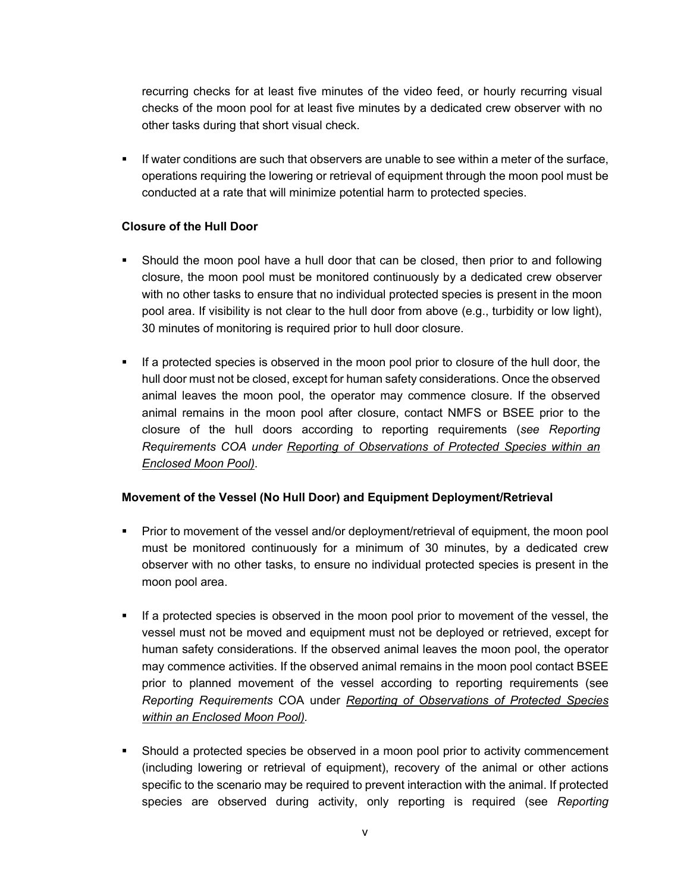recurring checks for at least five minutes of the video feed, or hourly recurring visual checks of the moon pool for at least five minutes by a dedicated crew observer with no other tasks during that short visual check.

- If water conditions are such that observers are unable to see within a meter of the surface, operations requiring the lowering or retrieval of equipment through the moon pool must be conducted at a rate that will minimize potential harm to protected species.

**Closure of the Hull Door**

- Should the moon pool have a hull door that can be closed, then prior to and following closure, the moon pool must be monitored continuously by a dedicated crew observer with no other tasks to ensure that no individual protected species is present in the moon pool area. If visibility is not clear to the hull door from above (e.g., turbidity or low light), 30 minutes of monitoring is required prior to hull door closure.

- If a protected species is observed in the moon pool prior to closure of the hull door, the hull door must not be closed, except for human safety considerations. Once the observed animal leaves the moon pool, the operator may commence closure. If the observed animal remains in the moon pool after closure, contact NMFS or BSEE prior to the closure of the hull doors according to reporting requirements (*see Reporting Requirements COA under <u>Reporting of Observations of Protected Species within an Enclosed Moon Pool)</u>*.

**Movement of the Vessel (No Hull Door) and Equipment Deployment/Retrieval**

- Prior to movement of the vessel and/or deployment/retrieval of equipment, the moon pool must be monitored continuously for a minimum of 30 minutes, by a dedicated crew observer with no other tasks, to ensure no individual protected species is present in the moon pool area.

- If a protected species is observed in the moon pool prior to movement of the vessel, the vessel must not be moved and equipment must not be deployed or retrieved, except for human safety considerations. If the observed animal leaves the moon pool, the operator may commence activities. If the observed animal remains in the moon pool contact BSEE prior to planned movement of the vessel according to reporting requirements (see *Reporting Requirements* COA under *<u>Reporting of Observations of Protected Species within an Enclosed Moon Pool)</u>*.

- Should a protected species be observed in a moon pool prior to activity commencement (including lowering or retrieval of equipment), recovery of the animal or other actions specific to the scenario may be required to prevent interaction with the animal. If protected species are observed during activity, only reporting is required (see *Reporting*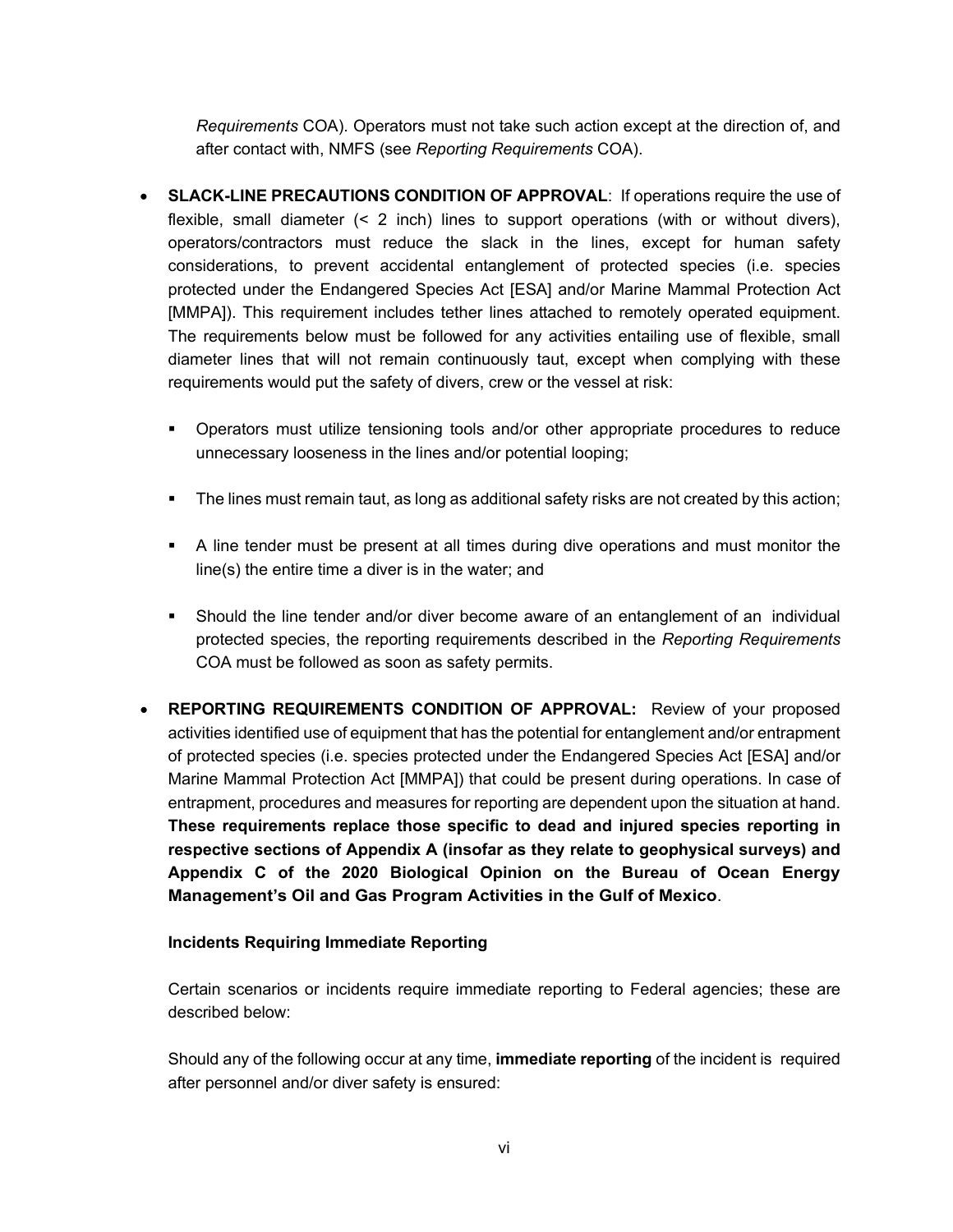*Requirements* COA). Operators must not take such action except at the direction of, and after contact with, NMFS (see *Reporting Requirements* COA).

- **SLACK-LINE PRECAUTIONS CONDITION OF APPROVAL**: If operations require the use of flexible, small diameter (< 2 inch) lines to support operations (with or without divers), operators/contractors must reduce the slack in the lines, except for human safety considerations, to prevent accidental entanglement of protected species (i.e. species protected under the Endangered Species Act [ESA] and/or Marine Mammal Protection Act [MMPA]). This requirement includes tether lines attached to remotely operated equipment. The requirements below must be followed for any activities entailing use of flexible, small diameter lines that will not remain continuously taut, except when complying with these requirements would put the safety of divers, crew or the vessel at risk:

  - Operators must utilize tensioning tools and/or other appropriate procedures to reduce unnecessary looseness in the lines and/or potential looping;
  - The lines must remain taut, as long as additional safety risks are not created by this action;
  - A line tender must be present at all times during dive operations and must monitor the line(s) the entire time a diver is in the water; and
  - Should the line tender and/or diver become aware of an entanglement of an individual protected species, the reporting requirements described in the *Reporting Requirements* COA must be followed as soon as safety permits.

- **REPORTING REQUIREMENTS CONDITION OF APPROVAL:** Review of your proposed activities identified use of equipment that has the potential for entanglement and/or entrapment of protected species (i.e. species protected under the Endangered Species Act [ESA] and/or Marine Mammal Protection Act [MMPA]) that could be present during operations. In case of entrapment, procedures and measures for reporting are dependent upon the situation at hand. **These requirements replace those specific to dead and injured species reporting in respective sections of Appendix A (insofar as they relate to geophysical surveys) and Appendix C of the 2020 Biological Opinion on the Bureau of Ocean Energy Management's Oil and Gas Program Activities in the Gulf of Mexico**.

  **Incidents Requiring Immediate Reporting**

  Certain scenarios or incidents require immediate reporting to Federal agencies; these are described below:

  Should any of the following occur at any time, **immediate reporting** of the incident is required after personnel and/or diver safety is ensured: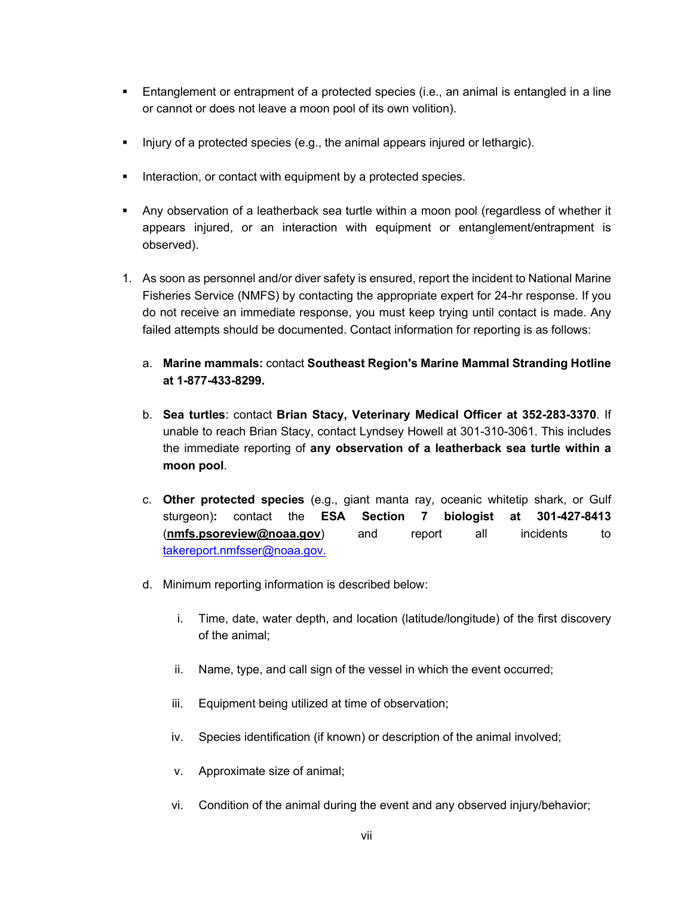- Entanglement or entrapment of a protected species (i.e., an animal is entangled in a line or cannot or does not leave a moon pool of its own volition).
- Injury of a protected species (e.g., the animal appears injured or lethargic).
- Interaction, or contact with equipment by a protected species.
- Any observation of a leatherback sea turtle within a moon pool (regardless of whether it appears injured, or an interaction with equipment or entanglement/entrapment is observed).

1. As soon as personnel and/or diver safety is ensured, report the incident to National Marine Fisheries Service (NMFS) by contacting the appropriate expert for 24-hr response. If you do not receive an immediate response, you must keep trying until contact is made. Any failed attempts should be documented. Contact information for reporting is as follows:

   a. **Marine mammals:** contact **Southeast Region's Marine Mammal Stranding Hotline at 1-877-433-8299.**

   b. **Sea turtles**: contact **Brian Stacy, Veterinary Medical Officer at 352-283-3370**. If unable to reach Brian Stacy, contact Lyndsey Howell at 301-310-3061. This includes the immediate reporting of **any observation of a leatherback sea turtle within a moon pool**.

   c. **Other protected species** (e.g., giant manta ray, oceanic whitetip shark, or Gulf sturgeon)**:** contact the **ESA Section 7 biologist at 301-427-8413** (**nmfs.psoreview@noaa.gov**) and report all incidents to takereport.nmfsser@noaa.gov.

   d. Minimum reporting information is described below:

      i. Time, date, water depth, and location (latitude/longitude) of the first discovery of the animal;

      ii. Name, type, and call sign of the vessel in which the event occurred;

      iii. Equipment being utilized at time of observation;

      iv. Species identification (if known) or description of the animal involved;

      v. Approximate size of animal;

      vi. Condition of the animal during the event and any observed injury/behavior;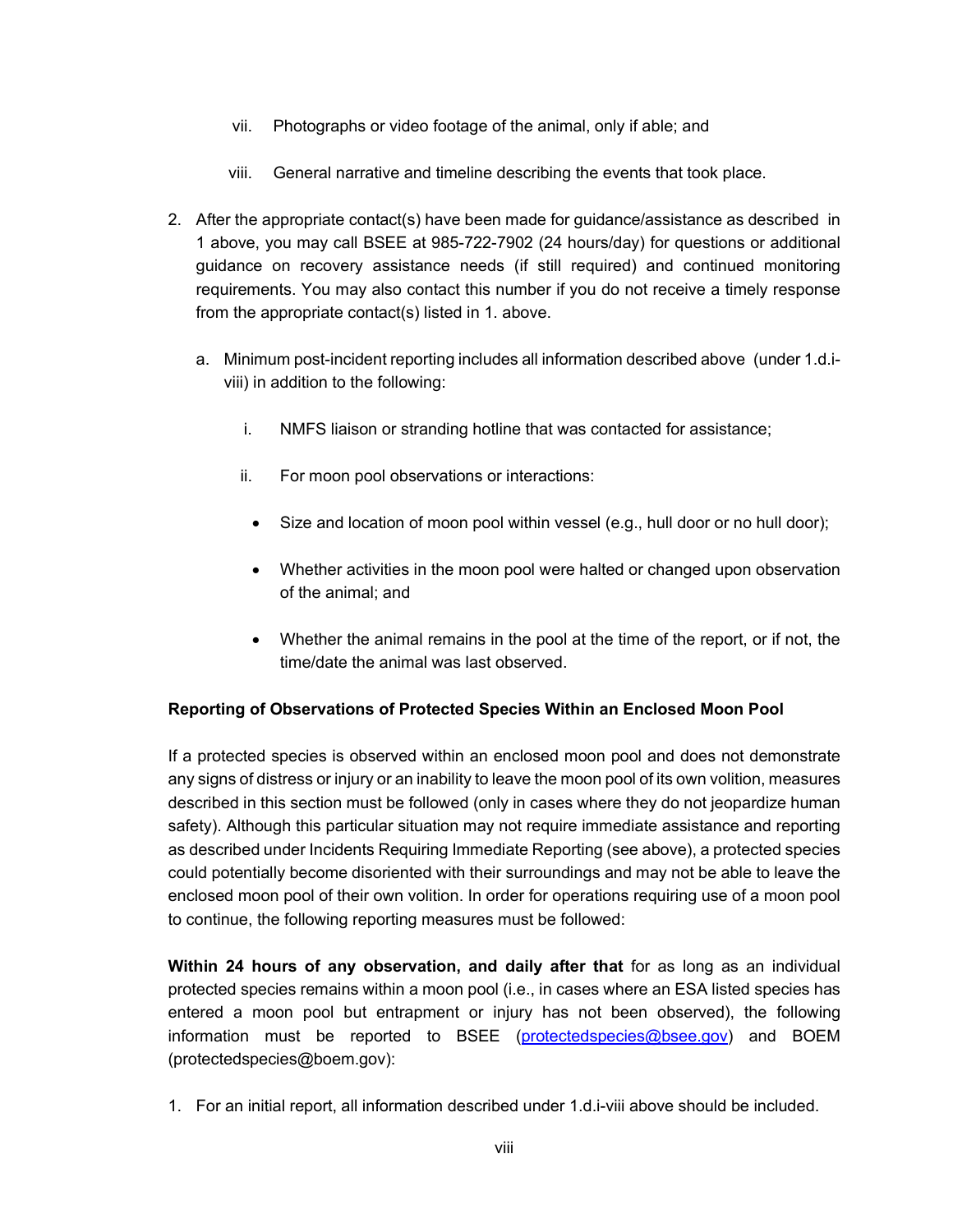vii. Photographs or video footage of the animal, only if able; and

viii. General narrative and timeline describing the events that took place.

2. After the appropriate contact(s) have been made for guidance/assistance as described in 1 above, you may call BSEE at 985-722-7902 (24 hours/day) for questions or additional guidance on recovery assistance needs (if still required) and continued monitoring requirements. You may also contact this number if you do not receive a timely response from the appropriate contact(s) listed in 1. above.

   a. Minimum post-incident reporting includes all information described above (under 1.d.i-viii) in addition to the following:

      i. NMFS liaison or stranding hotline that was contacted for assistance;

      ii. For moon pool observations or interactions:

         - Size and location of moon pool within vessel (e.g., hull door or no hull door);
         - Whether activities in the moon pool were halted or changed upon observation of the animal; and
         - Whether the animal remains in the pool at the time of the report, or if not, the time/date the animal was last observed.

**Reporting of Observations of Protected Species Within an Enclosed Moon Pool**

If a protected species is observed within an enclosed moon pool and does not demonstrate any signs of distress or injury or an inability to leave the moon pool of its own volition, measures described in this section must be followed (only in cases where they do not jeopardize human safety). Although this particular situation may not require immediate assistance and reporting as described under Incidents Requiring Immediate Reporting (see above), a protected species could potentially become disoriented with their surroundings and may not be able to leave the enclosed moon pool of their own volition. In order for operations requiring use of a moon pool to continue, the following reporting measures must be followed:

**Within 24 hours of any observation, and daily after that** for as long as an individual protected species remains within a moon pool (i.e., in cases where an ESA listed species has entered a moon pool but entrapment or injury has not been observed), the following information must be reported to BSEE (protectedspecies@bsee.gov) and BOEM (protectedspecies@boem.gov):

1. For an initial report, all information described under 1.d.i-viii above should be included.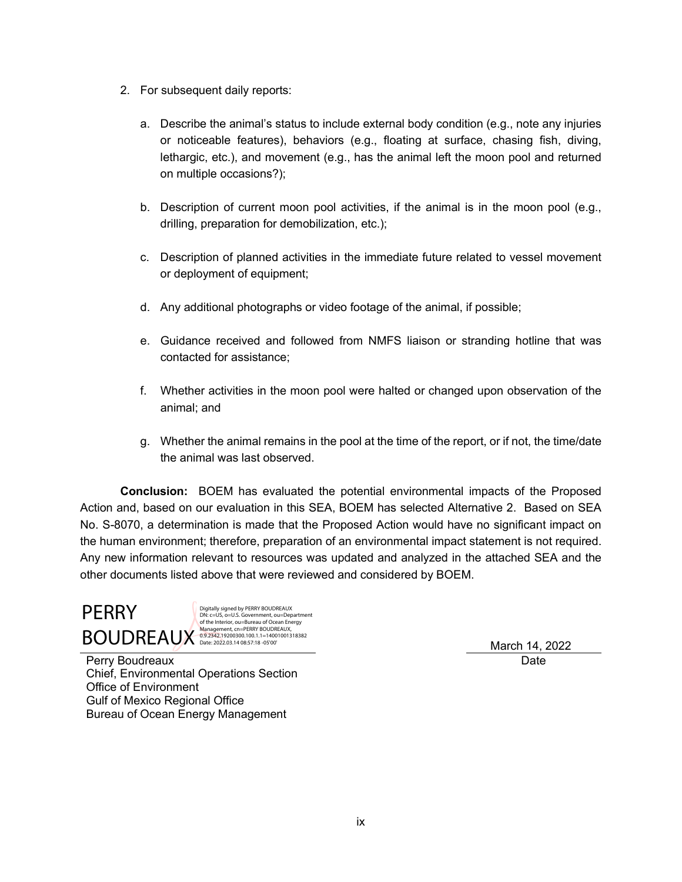2. For subsequent daily reports:

   a. Describe the animal's status to include external body condition (e.g., note any injuries or noticeable features), behaviors (e.g., floating at surface, chasing fish, diving, lethargic, etc.), and movement (e.g., has the animal left the moon pool and returned on multiple occasions?);

   b. Description of current moon pool activities, if the animal is in the moon pool (e.g., drilling, preparation for demobilization, etc.);

   c. Description of planned activities in the immediate future related to vessel movement or deployment of equipment;

   d. Any additional photographs or video footage of the animal, if possible;

   e. Guidance received and followed from NMFS liaison or stranding hotline that was contacted for assistance;

   f. Whether activities in the moon pool were halted or changed upon observation of the animal; and

   g. Whether the animal remains in the pool at the time of the report, or if not, the time/date the animal was last observed.

**Conclusion:** BOEM has evaluated the potential environmental impacts of the Proposed Action and, based on our evaluation in this SEA, BOEM has selected Alternative 2. Based on SEA No. S-8070, a determination is made that the Proposed Action would have no significant impact on the human environment; therefore, preparation of an environmental impact statement is not required. Any new information relevant to resources was updated and analyzed in the attached SEA and the other documents listed above that were reviewed and considered by BOEM.

PERRY BOUDREAUX

Digitally signed by PERRY BOUDREAUX
DN: c=US, o=U.S. Government, ou=Department of the Interior, ou=Bureau of Ocean Energy Management, cn=PERRY BOUDREAUX, 0.9.2342.19200300.100.1.1=14001001318382
Date: 2022.03.14 08:57:18 -05'00'

Perry Boudreaux
Chief, Environmental Operations Section
Office of Environment
Gulf of Mexico Regional Office
Bureau of Ocean Energy Management

March 14, 2022
Date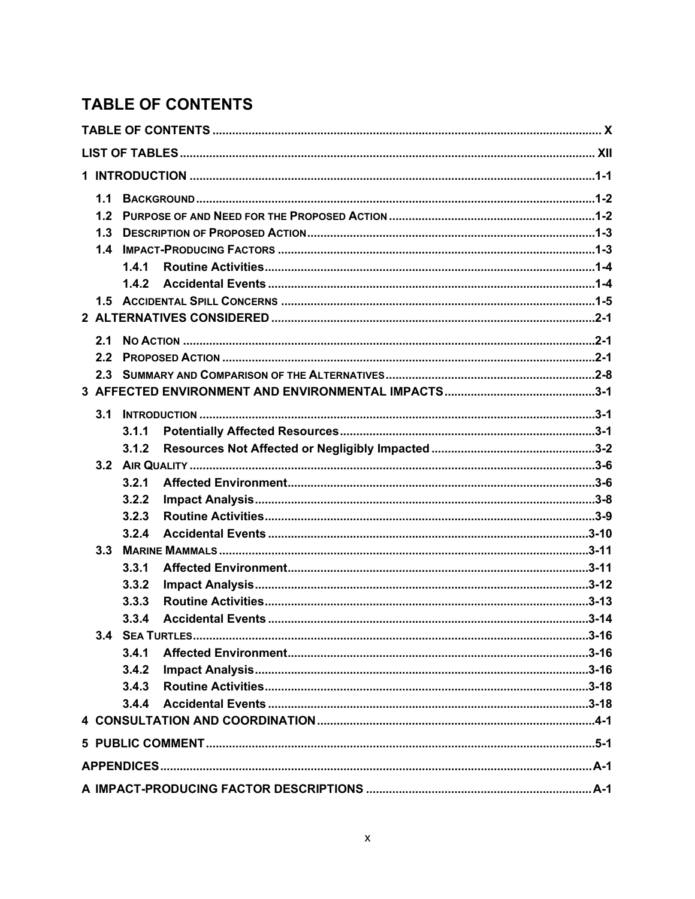# TABLE OF CONTENTS

TABLE OF CONTENTS ..... X

LIST OF TABLES ..... XII

1 INTRODUCTION ..... 1-1

- 1.1 BACKGROUND ..... 1-2
- 1.2 PURPOSE OF AND NEED FOR THE PROPOSED ACTION ..... 1-2
- 1.3 DESCRIPTION OF PROPOSED ACTION ..... 1-3
- 1.4 IMPACT-PRODUCING FACTORS ..... 1-3
  - 1.4.1 Routine Activities ..... 1-4
  - 1.4.2 Accidental Events ..... 1-4
- 1.5 ACCIDENTAL SPILL CONCERNS ..... 1-5

2 ALTERNATIVES CONSIDERED ..... 2-1

- 2.1 NO ACTION ..... 2-1
- 2.2 PROPOSED ACTION ..... 2-1
- 2.3 SUMMARY AND COMPARISON OF THE ALTERNATIVES ..... 2-8

3 AFFECTED ENVIRONMENT AND ENVIRONMENTAL IMPACTS ..... 3-1

- 3.1 INTRODUCTION ..... 3-1
  - 3.1.1 Potentially Affected Resources ..... 3-1
  - 3.1.2 Resources Not Affected or Negligibly Impacted ..... 3-2
- 3.2 AIR QUALITY ..... 3-6
  - 3.2.1 Affected Environment ..... 3-6
  - 3.2.2 Impact Analysis ..... 3-8
  - 3.2.3 Routine Activities ..... 3-9
  - 3.2.4 Accidental Events ..... 3-10
- 3.3 MARINE MAMMALS ..... 3-11
  - 3.3.1 Affected Environment ..... 3-11
  - 3.3.2 Impact Analysis ..... 3-12
  - 3.3.3 Routine Activities ..... 3-13
  - 3.3.4 Accidental Events ..... 3-14
- 3.4 SEA TURTLES ..... 3-16
  - 3.4.1 Affected Environment ..... 3-16
  - 3.4.2 Impact Analysis ..... 3-16
  - 3.4.3 Routine Activities ..... 3-18
  - 3.4.4 Accidental Events ..... 3-18

4 CONSULTATION AND COORDINATION ..... 4-1

5 PUBLIC COMMENT ..... 5-1

APPENDICES ..... A-1

A IMPACT-PRODUCING FACTOR DESCRIPTIONS ..... A-1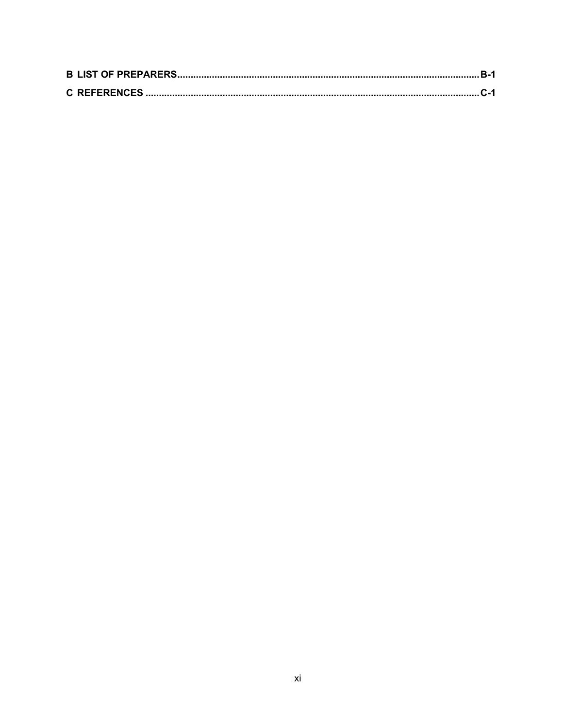B LIST OF PREPARERS....................................................................................................................B-1

C REFERENCES ...............................................................................................................................C-1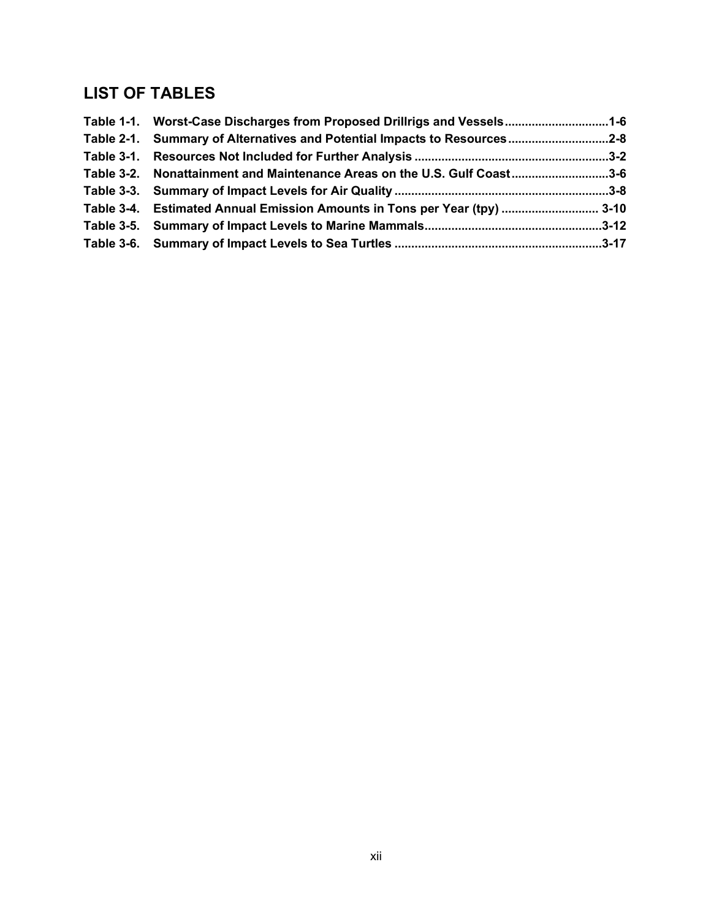## LIST OF TABLES

**Table 1-1. Worst-Case Discharges from Proposed Drillrigs and Vessels ..............................1-6**
**Table 2-1. Summary of Alternatives and Potential Impacts to Resources.............................2-8**
**Table 3-1. Resources Not Included for Further Analysis .........................................................3-2**
**Table 3-2. Nonattainment and Maintenance Areas on the U.S. Gulf Coast............................3-6**
**Table 3-3. Summary of Impact Levels for Air Quality ...............................................................3-8**
**Table 3-4. Estimated Annual Emission Amounts in Tons per Year (tpy) ............................ 3-10**
**Table 3-5. Summary of Impact Levels to Marine Mammals....................................................3-12**
**Table 3-6. Summary of Impact Levels to Sea Turtles .............................................................3-17**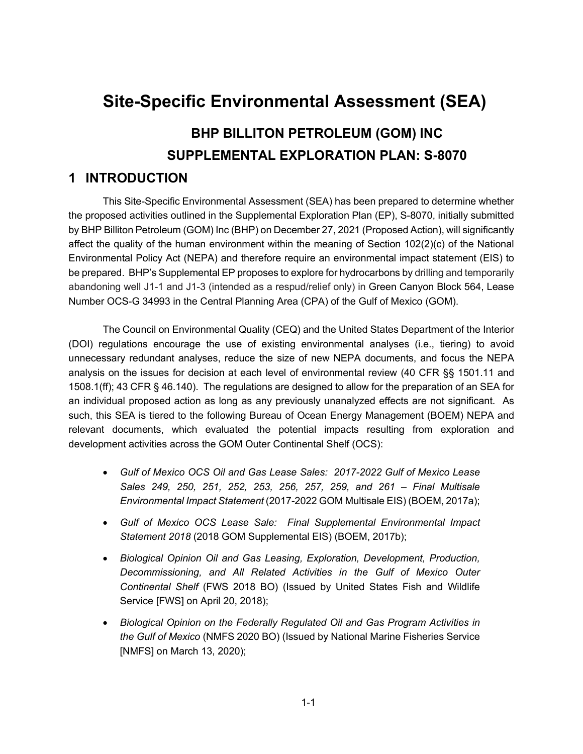# Site-Specific Environmental Assessment (SEA)

## BHP BILLITON PETROLEUM (GOM) INC
## SUPPLEMENTAL EXPLORATION PLAN: S-8070

# 1 INTRODUCTION

This Site-Specific Environmental Assessment (SEA) has been prepared to determine whether the proposed activities outlined in the Supplemental Exploration Plan (EP), S-8070, initially submitted by BHP Billiton Petroleum (GOM) Inc (BHP) on December 27, 2021 (Proposed Action), will significantly affect the quality of the human environment within the meaning of Section 102(2)(c) of the National Environmental Policy Act (NEPA) and therefore require an environmental impact statement (EIS) to be prepared. BHP's Supplemental EP proposes to explore for hydrocarbons by drilling and temporarily abandoning well J1-1 and J1-3 (intended as a respud/relief only) in Green Canyon Block 564, Lease Number OCS-G 34993 in the Central Planning Area (CPA) of the Gulf of Mexico (GOM).

The Council on Environmental Quality (CEQ) and the United States Department of the Interior (DOI) regulations encourage the use of existing environmental analyses (i.e., tiering) to avoid unnecessary redundant analyses, reduce the size of new NEPA documents, and focus the NEPA analysis on the issues for decision at each level of environmental review (40 CFR §§ 1501.11 and 1508.1(ff); 43 CFR § 46.140). The regulations are designed to allow for the preparation of an SEA for an individual proposed action as long as any previously unanalyzed effects are not significant. As such, this SEA is tiered to the following Bureau of Ocean Energy Management (BOEM) NEPA and relevant documents, which evaluated the potential impacts resulting from exploration and development activities across the GOM Outer Continental Shelf (OCS):

- *Gulf of Mexico OCS Oil and Gas Lease Sales: 2017-2022 Gulf of Mexico Lease Sales 249, 250, 251, 252, 253, 256, 257, 259, and 261 – Final Multisale Environmental Impact Statement* (2017-2022 GOM Multisale EIS) (BOEM, 2017a);
- *Gulf of Mexico OCS Lease Sale: Final Supplemental Environmental Impact Statement 2018* (2018 GOM Supplemental EIS) (BOEM, 2017b);
- *Biological Opinion Oil and Gas Leasing, Exploration, Development, Production, Decommissioning, and All Related Activities in the Gulf of Mexico Outer Continental Shelf* (FWS 2018 BO) (Issued by United States Fish and Wildlife Service [FWS] on April 20, 2018);
- *Biological Opinion on the Federally Regulated Oil and Gas Program Activities in the Gulf of Mexico* (NMFS 2020 BO) (Issued by National Marine Fisheries Service [NMFS] on March 13, 2020);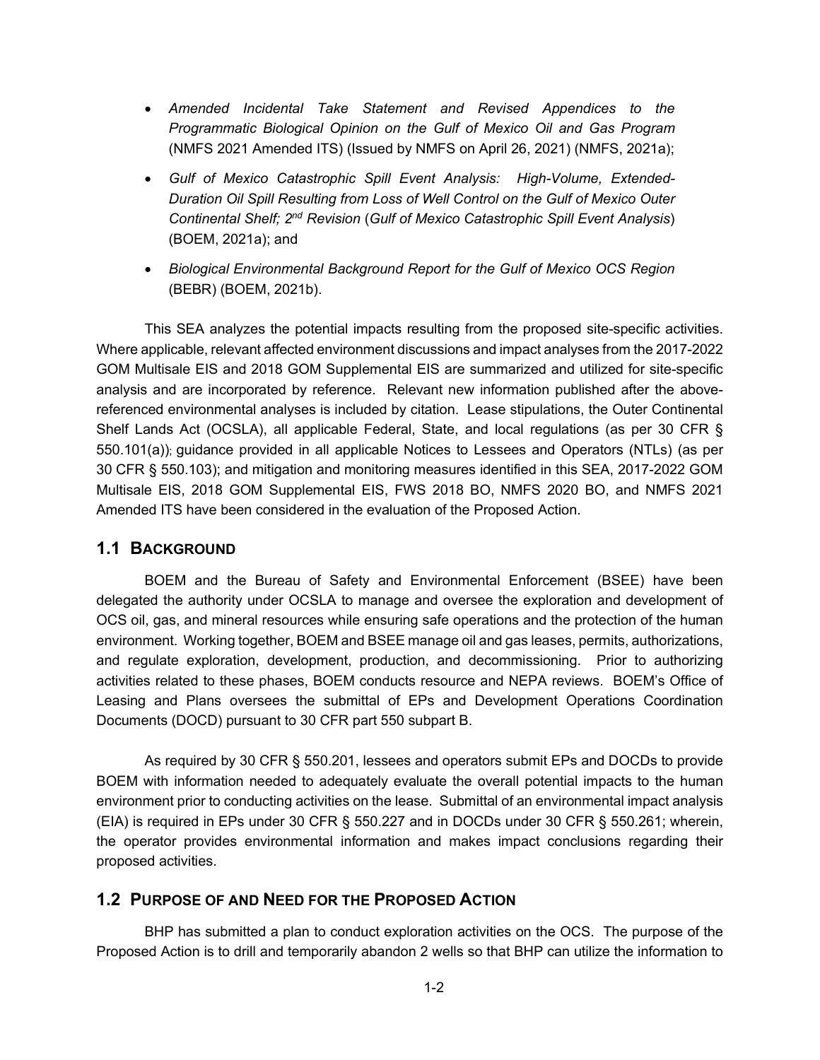- *Amended Incidental Take Statement and Revised Appendices to the Programmatic Biological Opinion on the Gulf of Mexico Oil and Gas Program* (NMFS 2021 Amended ITS) (Issued by NMFS on April 26, 2021) (NMFS, 2021a);
- *Gulf of Mexico Catastrophic Spill Event Analysis: High-Volume, Extended-Duration Oil Spill Resulting from Loss of Well Control on the Gulf of Mexico Outer Continental Shelf; 2nd Revision* (*Gulf of Mexico Catastrophic Spill Event Analysis*) (BOEM, 2021a); and
- *Biological Environmental Background Report for the Gulf of Mexico OCS Region* (BEBR) (BOEM, 2021b).

This SEA analyzes the potential impacts resulting from the proposed site-specific activities. Where applicable, relevant affected environment discussions and impact analyses from the 2017-2022 GOM Multisale EIS and 2018 GOM Supplemental EIS are summarized and utilized for site-specific analysis and are incorporated by reference. Relevant new information published after the above-referenced environmental analyses is included by citation. Lease stipulations, the Outer Continental Shelf Lands Act (OCSLA), all applicable Federal, State, and local regulations (as per 30 CFR § 550.101(a)); guidance provided in all applicable Notices to Lessees and Operators (NTLs) (as per 30 CFR § 550.103); and mitigation and monitoring measures identified in this SEA, 2017-2022 GOM Multisale EIS, 2018 GOM Supplemental EIS, FWS 2018 BO, NMFS 2020 BO, and NMFS 2021 Amended ITS have been considered in the evaluation of the Proposed Action.

## 1.1 Background

BOEM and the Bureau of Safety and Environmental Enforcement (BSEE) have been delegated the authority under OCSLA to manage and oversee the exploration and development of OCS oil, gas, and mineral resources while ensuring safe operations and the protection of the human environment. Working together, BOEM and BSEE manage oil and gas leases, permits, authorizations, and regulate exploration, development, production, and decommissioning. Prior to authorizing activities related to these phases, BOEM conducts resource and NEPA reviews. BOEM's Office of Leasing and Plans oversees the submittal of EPs and Development Operations Coordination Documents (DOCD) pursuant to 30 CFR part 550 subpart B.

As required by 30 CFR § 550.201, lessees and operators submit EPs and DOCDs to provide BOEM with information needed to adequately evaluate the overall potential impacts to the human environment prior to conducting activities on the lease. Submittal of an environmental impact analysis (EIA) is required in EPs under 30 CFR § 550.227 and in DOCDs under 30 CFR § 550.261; wherein, the operator provides environmental information and makes impact conclusions regarding their proposed activities.

## 1.2 Purpose of and Need for the Proposed Action

BHP has submitted a plan to conduct exploration activities on the OCS. The purpose of the Proposed Action is to drill and temporarily abandon 2 wells so that BHP can utilize the information to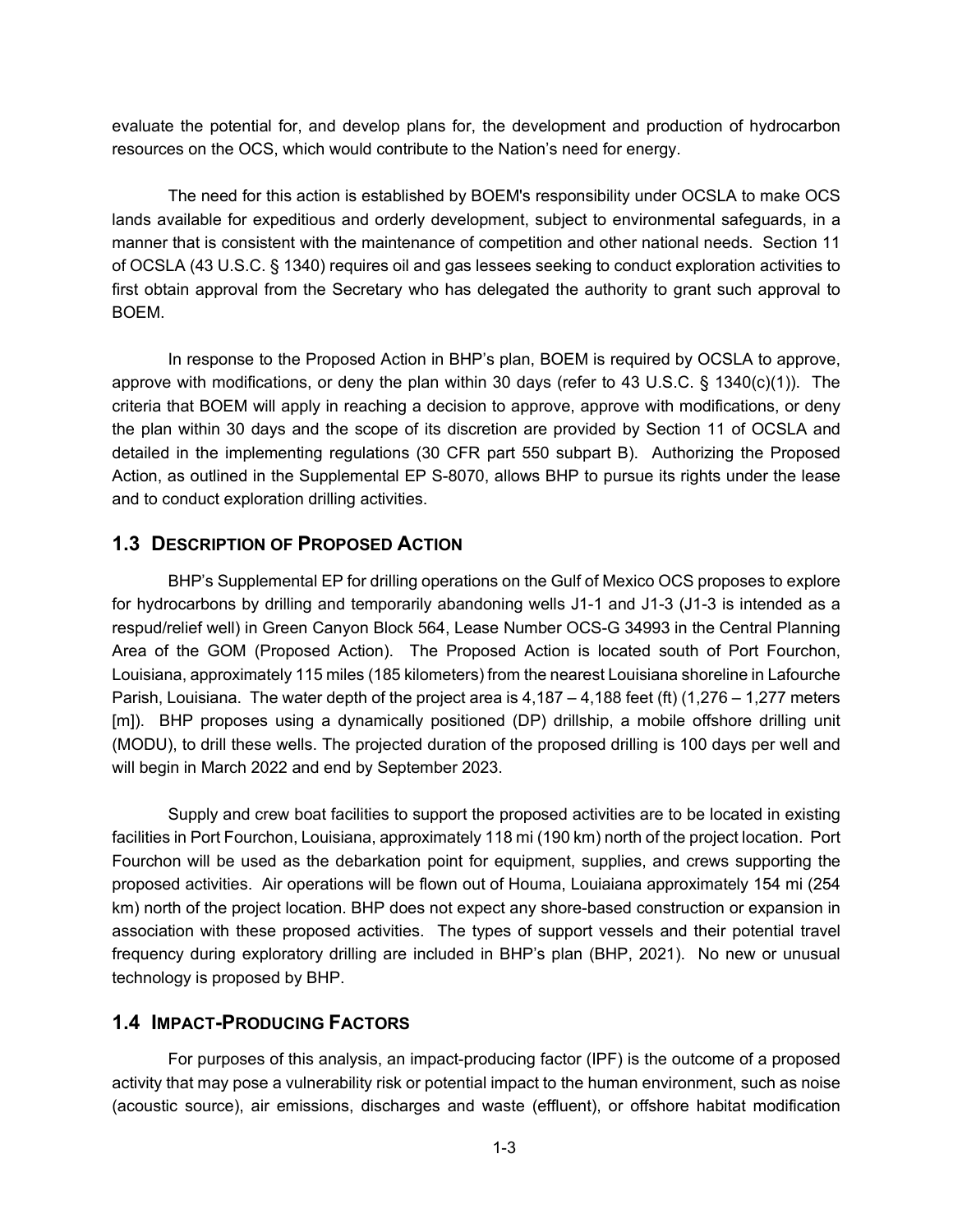evaluate the potential for, and develop plans for, the development and production of hydrocarbon resources on the OCS, which would contribute to the Nation's need for energy.

The need for this action is established by BOEM's responsibility under OCSLA to make OCS lands available for expeditious and orderly development, subject to environmental safeguards, in a manner that is consistent with the maintenance of competition and other national needs. Section 11 of OCSLA (43 U.S.C. § 1340) requires oil and gas lessees seeking to conduct exploration activities to first obtain approval from the Secretary who has delegated the authority to grant such approval to BOEM.

In response to the Proposed Action in BHP's plan, BOEM is required by OCSLA to approve, approve with modifications, or deny the plan within 30 days (refer to 43 U.S.C. § 1340(c)(1)). The criteria that BOEM will apply in reaching a decision to approve, approve with modifications, or deny the plan within 30 days and the scope of its discretion are provided by Section 11 of OCSLA and detailed in the implementing regulations (30 CFR part 550 subpart B). Authorizing the Proposed Action, as outlined in the Supplemental EP S-8070, allows BHP to pursue its rights under the lease and to conduct exploration drilling activities.

## 1.3 Description of Proposed Action

BHP's Supplemental EP for drilling operations on the Gulf of Mexico OCS proposes to explore for hydrocarbons by drilling and temporarily abandoning wells J1-1 and J1-3 (J1-3 is intended as a respud/relief well) in Green Canyon Block 564, Lease Number OCS-G 34993 in the Central Planning Area of the GOM (Proposed Action). The Proposed Action is located south of Port Fourchon, Louisiana, approximately 115 miles (185 kilometers) from the nearest Louisiana shoreline in Lafourche Parish, Louisiana. The water depth of the project area is 4,187 – 4,188 feet (ft) (1,276 – 1,277 meters [m]). BHP proposes using a dynamically positioned (DP) drillship, a mobile offshore drilling unit (MODU), to drill these wells. The projected duration of the proposed drilling is 100 days per well and will begin in March 2022 and end by September 2023.

Supply and crew boat facilities to support the proposed activities are to be located in existing facilities in Port Fourchon, Louisiana, approximately 118 mi (190 km) north of the project location. Port Fourchon will be used as the debarkation point for equipment, supplies, and crews supporting the proposed activities. Air operations will be flown out of Houma, Louiaiana approximately 154 mi (254 km) north of the project location. BHP does not expect any shore-based construction or expansion in association with these proposed activities. The types of support vessels and their potential travel frequency during exploratory drilling are included in BHP's plan (BHP, 2021). No new or unusual technology is proposed by BHP.

## 1.4 Impact-Producing Factors

For purposes of this analysis, an impact-producing factor (IPF) is the outcome of a proposed activity that may pose a vulnerability risk or potential impact to the human environment, such as noise (acoustic source), air emissions, discharges and waste (effluent), or offshore habitat modification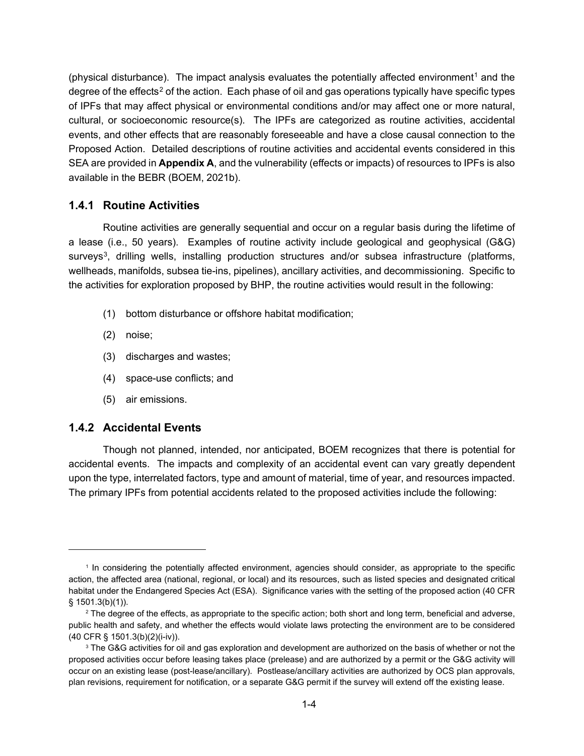(physical disturbance). The impact analysis evaluates the potentially affected environment[1] and the degree of the effects[2] of the action. Each phase of oil and gas operations typically have specific types of IPFs that may affect physical or environmental conditions and/or may affect one or more natural, cultural, or socioeconomic resource(s). The IPFs are categorized as routine activities, accidental events, and other effects that are reasonably foreseeable and have a close causal connection to the Proposed Action. Detailed descriptions of routine activities and accidental events considered in this SEA are provided in **Appendix A**, and the vulnerability (effects or impacts) of resources to IPFs is also available in the BEBR (BOEM, 2021b).

### 1.4.1 Routine Activities

Routine activities are generally sequential and occur on a regular basis during the lifetime of a lease (i.e., 50 years). Examples of routine activity include geological and geophysical (G&G) surveys[3], drilling wells, installing production structures and/or subsea infrastructure (platforms, wellheads, manifolds, subsea tie-ins, pipelines), ancillary activities, and decommissioning. Specific to the activities for exploration proposed by BHP, the routine activities would result in the following:

(1) bottom disturbance or offshore habitat modification;

(2) noise;

(3) discharges and wastes;

(4) space-use conflicts; and

(5) air emissions.

### 1.4.2 Accidental Events

Though not planned, intended, nor anticipated, BOEM recognizes that there is potential for accidental events. The impacts and complexity of an accidental event can vary greatly dependent upon the type, interrelated factors, type and amount of material, time of year, and resources impacted. The primary IPFs from potential accidents related to the proposed activities include the following:

---

[1] In considering the potentially affected environment, agencies should consider, as appropriate to the specific action, the affected area (national, regional, or local) and its resources, such as listed species and designated critical habitat under the Endangered Species Act (ESA). Significance varies with the setting of the proposed action (40 CFR § 1501.3(b)(1)).

[2] The degree of the effects, as appropriate to the specific action; both short and long term, beneficial and adverse, public health and safety, and whether the effects would violate laws protecting the environment are to be considered (40 CFR § 1501.3(b)(2)(i-iv)).

[3] The G&G activities for oil and gas exploration and development are authorized on the basis of whether or not the proposed activities occur before leasing takes place (prelease) and are authorized by a permit or the G&G activity will occur on an existing lease (post-lease/ancillary). Postlease/ancillary activities are authorized by OCS plan approvals, plan revisions, requirement for notification, or a separate G&G permit if the survey will extend off the existing lease.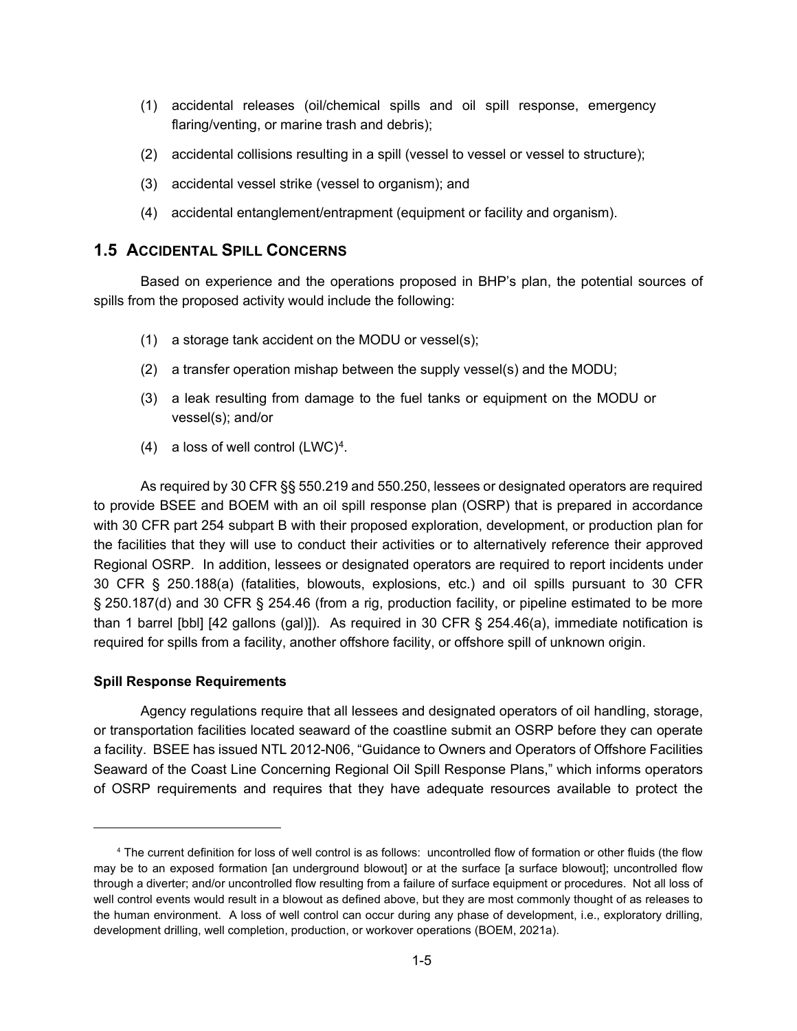(1) accidental releases (oil/chemical spills and oil spill response, emergency flaring/venting, or marine trash and debris);

(2) accidental collisions resulting in a spill (vessel to vessel or vessel to structure);

(3) accidental vessel strike (vessel to organism); and

(4) accidental entanglement/entrapment (equipment or facility and organism).

## 1.5 ACCIDENTAL SPILL CONCERNS

Based on experience and the operations proposed in BHP's plan, the potential sources of spills from the proposed activity would include the following:

(1) a storage tank accident on the MODU or vessel(s);

(2) a transfer operation mishap between the supply vessel(s) and the MODU;

(3) a leak resulting from damage to the fuel tanks or equipment on the MODU or vessel(s); and/or

(4) a loss of well control (LWC)[4].

As required by 30 CFR §§ 550.219 and 550.250, lessees or designated operators are required to provide BSEE and BOEM with an oil spill response plan (OSRP) that is prepared in accordance with 30 CFR part 254 subpart B with their proposed exploration, development, or production plan for the facilities that they will use to conduct their activities or to alternatively reference their approved Regional OSRP. In addition, lessees or designated operators are required to report incidents under 30 CFR § 250.188(a) (fatalities, blowouts, explosions, etc.) and oil spills pursuant to 30 CFR § 250.187(d) and 30 CFR § 254.46 (from a rig, production facility, or pipeline estimated to be more than 1 barrel [bbl] [42 gallons (gal)]). As required in 30 CFR § 254.46(a), immediate notification is required for spills from a facility, another offshore facility, or offshore spill of unknown origin.

**Spill Response Requirements**

Agency regulations require that all lessees and designated operators of oil handling, storage, or transportation facilities located seaward of the coastline submit an OSRP before they can operate a facility. BSEE has issued NTL 2012-N06, "Guidance to Owners and Operators of Offshore Facilities Seaward of the Coast Line Concerning Regional Oil Spill Response Plans," which informs operators of OSRP requirements and requires that they have adequate resources available to protect the

---

[4] The current definition for loss of well control is as follows: uncontrolled flow of formation or other fluids (the flow may be to an exposed formation [an underground blowout] or at the surface [a surface blowout]; uncontrolled flow through a diverter; and/or uncontrolled flow resulting from a failure of surface equipment or procedures. Not all loss of well control events would result in a blowout as defined above, but they are most commonly thought of as releases to the human environment. A loss of well control can occur during any phase of development, i.e., exploratory drilling, development drilling, well completion, production, or workover operations (BOEM, 2021a).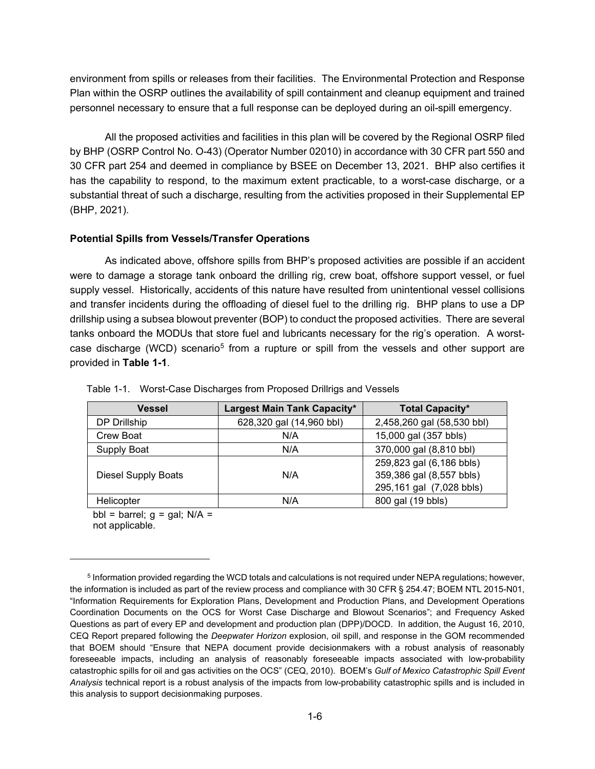environment from spills or releases from their facilities. The Environmental Protection and Response Plan within the OSRP outlines the availability of spill containment and cleanup equipment and trained personnel necessary to ensure that a full response can be deployed during an oil-spill emergency.

All the proposed activities and facilities in this plan will be covered by the Regional OSRP filed by BHP (OSRP Control No. O-43) (Operator Number 02010) in accordance with 30 CFR part 550 and 30 CFR part 254 and deemed in compliance by BSEE on December 13, 2021. BHP also certifies it has the capability to respond, to the maximum extent practicable, to a worst-case discharge, or a substantial threat of such a discharge, resulting from the activities proposed in their Supplemental EP (BHP, 2021).

**Potential Spills from Vessels/Transfer Operations**

As indicated above, offshore spills from BHP's proposed activities are possible if an accident were to damage a storage tank onboard the drilling rig, crew boat, offshore support vessel, or fuel supply vessel. Historically, accidents of this nature have resulted from unintentional vessel collisions and transfer incidents during the offloading of diesel fuel to the drilling rig. BHP plans to use a DP drillship using a subsea blowout preventer (BOP) to conduct the proposed activities. There are several tanks onboard the MODUs that store fuel and lubricants necessary for the rig's operation. A worst-case discharge (WCD) scenario[5] from a rupture or spill from the vessels and other support are provided in **Table 1-1**.

Table 1-1. Worst-Case Discharges from Proposed Drillrigs and Vessels

| Vessel | Largest Main Tank Capacity* | Total Capacity* |
| --- | --- | --- |
| DP Drillship | 628,320 gal (14,960 bbl) | 2,458,260 gal (58,530 bbl) |
| Crew Boat | N/A | 15,000 gal (357 bbls) |
| Supply Boat | N/A | 370,000 gal (8,810 bbl) |
| Diesel Supply Boats | N/A | 259,823 gal (6,186 bbls)<br>359,386 gal (8,557 bbls)<br>295,161 gal (7,028 bbls) |
| Helicopter | N/A | 800 gal (19 bbls) |

bbl = barrel; g = gal; N/A = not applicable.

[5] Information provided regarding the WCD totals and calculations is not required under NEPA regulations; however, the information is included as part of the review process and compliance with 30 CFR § 254.47; BOEM NTL 2015-N01, "Information Requirements for Exploration Plans, Development and Production Plans, and Development Operations Coordination Documents on the OCS for Worst Case Discharge and Blowout Scenarios"; and Frequency Asked Questions as part of every EP and development and production plan (DPP)/DOCD. In addition, the August 16, 2010, CEQ Report prepared following the *Deepwater Horizon* explosion, oil spill, and response in the GOM recommended that BOEM should "Ensure that NEPA document provide decisionmakers with a robust analysis of reasonably foreseeable impacts, including an analysis of reasonably foreseeable impacts associated with low-probability catastrophic spills for oil and gas activities on the OCS" (CEQ, 2010). BOEM's *Gulf of Mexico Catastrophic Spill Event Analysis* technical report is a robust analysis of the impacts from low-probability catastrophic spills and is included in this analysis to support decisionmaking purposes.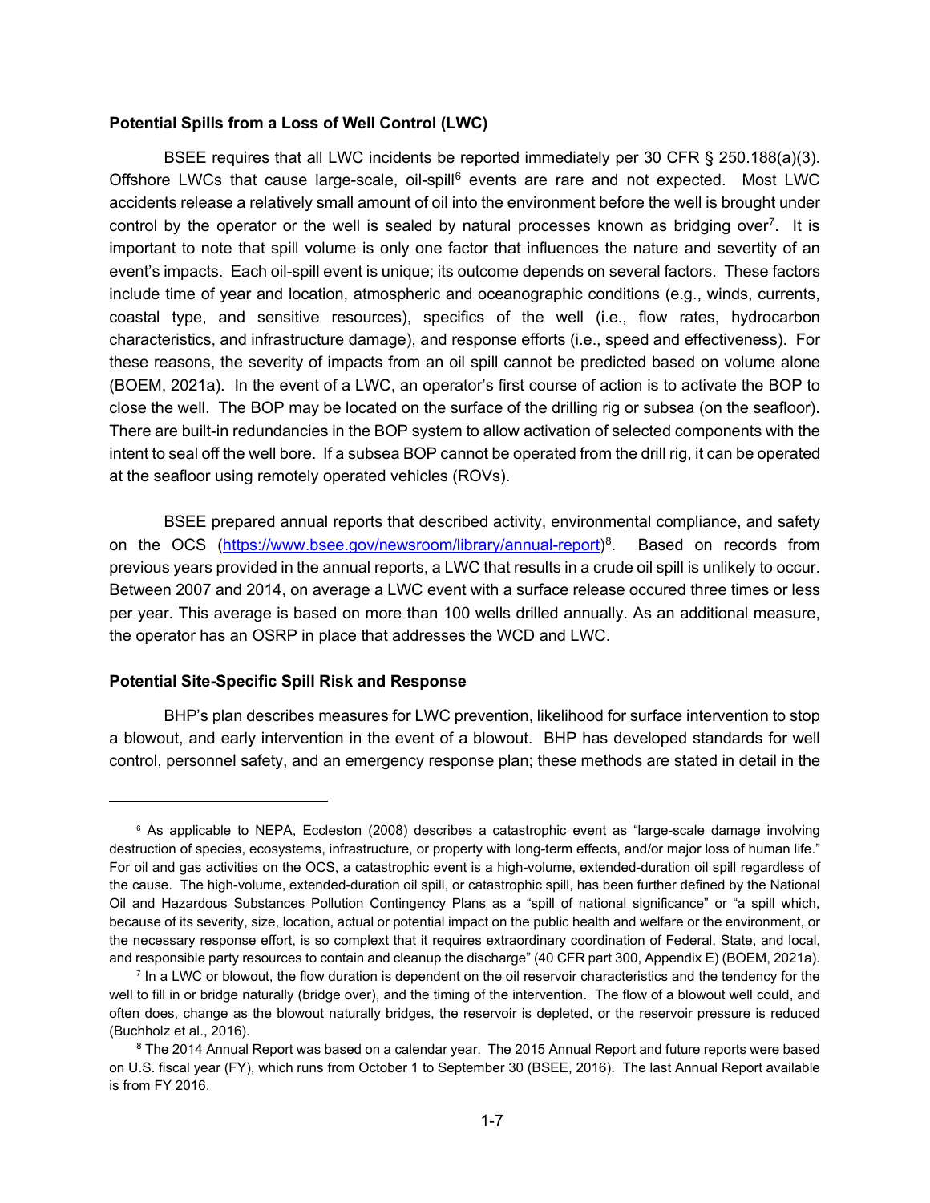**Potential Spills from a Loss of Well Control (LWC)**

BSEE requires that all LWC incidents be reported immediately per 30 CFR § 250.188(a)(3). Offshore LWCs that cause large-scale, oil-spill[6] events are rare and not expected. Most LWC accidents release a relatively small amount of oil into the environment before the well is brought under control by the operator or the well is sealed by natural processes known as bridging over[7]. It is important to note that spill volume is only one factor that influences the nature and severtity of an event's impacts. Each oil-spill event is unique; its outcome depends on several factors. These factors include time of year and location, atmospheric and oceanographic conditions (e.g., winds, currents, coastal type, and sensitive resources), specifics of the well (i.e., flow rates, hydrocarbon characteristics, and infrastructure damage), and response efforts (i.e., speed and effectiveness). For these reasons, the severity of impacts from an oil spill cannot be predicted based on volume alone (BOEM, 2021a). In the event of a LWC, an operator's first course of action is to activate the BOP to close the well. The BOP may be located on the surface of the drilling rig or subsea (on the seafloor). There are built-in redundancies in the BOP system to allow activation of selected components with the intent to seal off the well bore. If a subsea BOP cannot be operated from the drill rig, it can be operated at the seafloor using remotely operated vehicles (ROVs).

BSEE prepared annual reports that described activity, environmental compliance, and safety on the OCS (https://www.bsee.gov/newsroom/library/annual-report)[8]. Based on records from previous years provided in the annual reports, a LWC that results in a crude oil spill is unlikely to occur. Between 2007 and 2014, on average a LWC event with a surface release occured three times or less per year. This average is based on more than 100 wells drilled annually. As an additional measure, the operator has an OSRP in place that addresses the WCD and LWC.

**Potential Site-Specific Spill Risk and Response**

BHP's plan describes measures for LWC prevention, likelihood for surface intervention to stop a blowout, and early intervention in the event of a blowout. BHP has developed standards for well control, personnel safety, and an emergency response plan; these methods are stated in detail in the

---

[6] As applicable to NEPA, Eccleston (2008) describes a catastrophic event as "large-scale damage involving destruction of species, ecosystems, infrastructure, or property with long-term effects, and/or major loss of human life." For oil and gas activities on the OCS, a catastrophic event is a high-volume, extended-duration oil spill regardless of the cause. The high-volume, extended-duration oil spill, or catastrophic spill, has been further defined by the National Oil and Hazardous Substances Pollution Contingency Plans as a "spill of national significance" or "a spill which, because of its severity, size, location, actual or potential impact on the public health and welfare or the environment, or the necessary response effort, is so complext that it requires extraordinary coordination of Federal, State, and local, and responsible party resources to contain and cleanup the discharge" (40 CFR part 300, Appendix E) (BOEM, 2021a).

[7] In a LWC or blowout, the flow duration is dependent on the oil reservoir characteristics and the tendency for the well to fill in or bridge naturally (bridge over), and the timing of the intervention. The flow of a blowout well could, and often does, change as the blowout naturally bridges, the reservoir is depleted, or the reservoir pressure is reduced (Buchholz et al., 2016).

[8] The 2014 Annual Report was based on a calendar year. The 2015 Annual Report and future reports were based on U.S. fiscal year (FY), which runs from October 1 to September 30 (BSEE, 2016). The last Annual Report available is from FY 2016.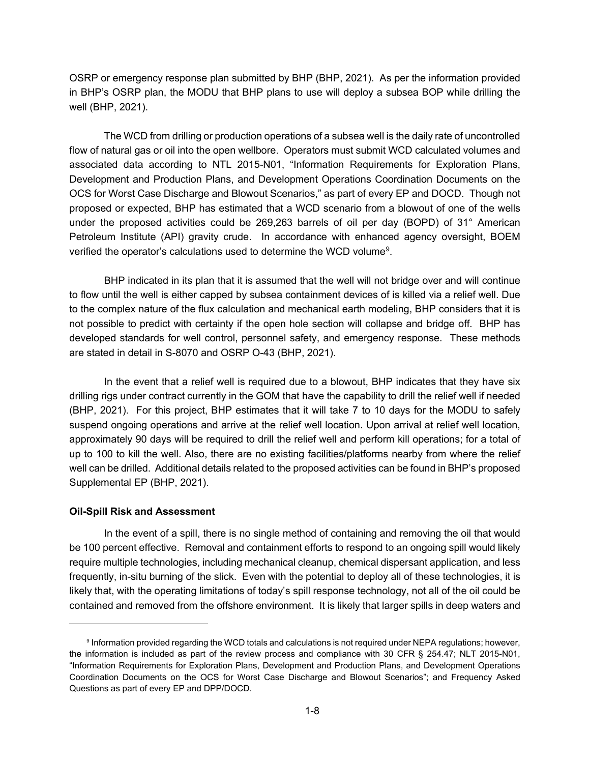OSRP or emergency response plan submitted by BHP (BHP, 2021). As per the information provided in BHP's OSRP plan, the MODU that BHP plans to use will deploy a subsea BOP while drilling the well (BHP, 2021).

The WCD from drilling or production operations of a subsea well is the daily rate of uncontrolled flow of natural gas or oil into the open wellbore. Operators must submit WCD calculated volumes and associated data according to NTL 2015-N01, "Information Requirements for Exploration Plans, Development and Production Plans, and Development Operations Coordination Documents on the OCS for Worst Case Discharge and Blowout Scenarios," as part of every EP and DOCD. Though not proposed or expected, BHP has estimated that a WCD scenario from a blowout of one of the wells under the proposed activities could be 269,263 barrels of oil per day (BOPD) of 31° American Petroleum Institute (API) gravity crude. In accordance with enhanced agency oversight, BOEM verified the operator's calculations used to determine the WCD volume[9].

BHP indicated in its plan that it is assumed that the well will not bridge over and will continue to flow until the well is either capped by subsea containment devices of is killed via a relief well. Due to the complex nature of the flux calculation and mechanical earth modeling, BHP considers that it is not possible to predict with certainty if the open hole section will collapse and bridge off. BHP has developed standards for well control, personnel safety, and emergency response. These methods are stated in detail in S-8070 and OSRP O-43 (BHP, 2021).

In the event that a relief well is required due to a blowout, BHP indicates that they have six drilling rigs under contract currently in the GOM that have the capability to drill the relief well if needed (BHP, 2021). For this project, BHP estimates that it will take 7 to 10 days for the MODU to safely suspend ongoing operations and arrive at the relief well location. Upon arrival at relief well location, approximately 90 days will be required to drill the relief well and perform kill operations; for a total of up to 100 to kill the well. Also, there are no existing facilities/platforms nearby from where the relief well can be drilled. Additional details related to the proposed activities can be found in BHP's proposed Supplemental EP (BHP, 2021).

**Oil-Spill Risk and Assessment**

In the event of a spill, there is no single method of containing and removing the oil that would be 100 percent effective. Removal and containment efforts to respond to an ongoing spill would likely require multiple technologies, including mechanical cleanup, chemical dispersant application, and less frequently, in-situ burning of the slick. Even with the potential to deploy all of these technologies, it is likely that, with the operating limitations of today's spill response technology, not all of the oil could be contained and removed from the offshore environment. It is likely that larger spills in deep waters and

---

[9] Information provided regarding the WCD totals and calculations is not required under NEPA regulations; however, the information is included as part of the review process and compliance with 30 CFR § 254.47; NLT 2015-N01, "Information Requirements for Exploration Plans, Development and Production Plans, and Development Operations Coordination Documents on the OCS for Worst Case Discharge and Blowout Scenarios"; and Frequency Asked Questions as part of every EP and DPP/DOCD.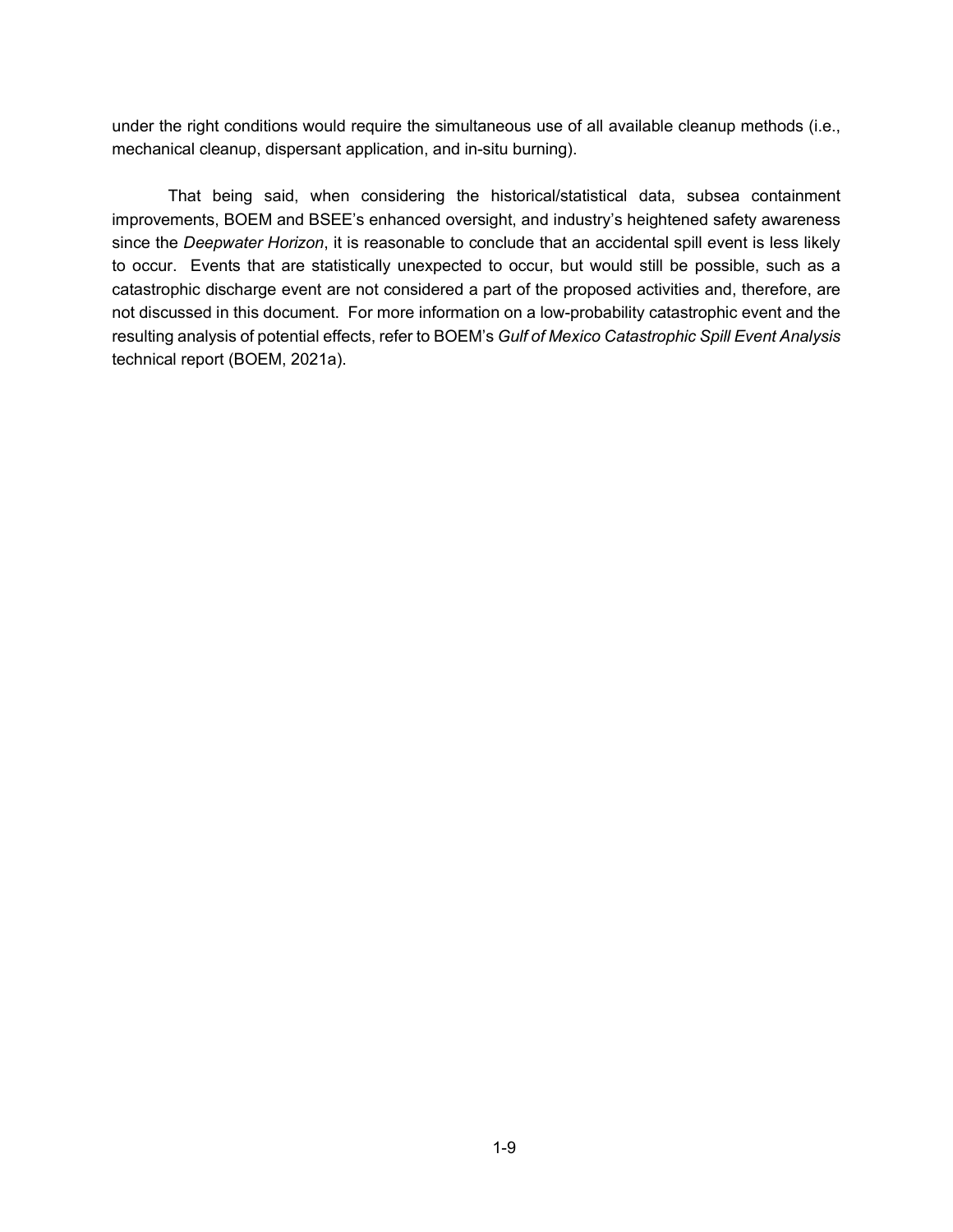under the right conditions would require the simultaneous use of all available cleanup methods (i.e., mechanical cleanup, dispersant application, and in-situ burning).

That being said, when considering the historical/statistical data, subsea containment improvements, BOEM and BSEE's enhanced oversight, and industry's heightened safety awareness since the *Deepwater Horizon*, it is reasonable to conclude that an accidental spill event is less likely to occur. Events that are statistically unexpected to occur, but would still be possible, such as a catastrophic discharge event are not considered a part of the proposed activities and, therefore, are not discussed in this document. For more information on a low-probability catastrophic event and the resulting analysis of potential effects, refer to BOEM's *Gulf of Mexico Catastrophic Spill Event Analysis* technical report (BOEM, 2021a).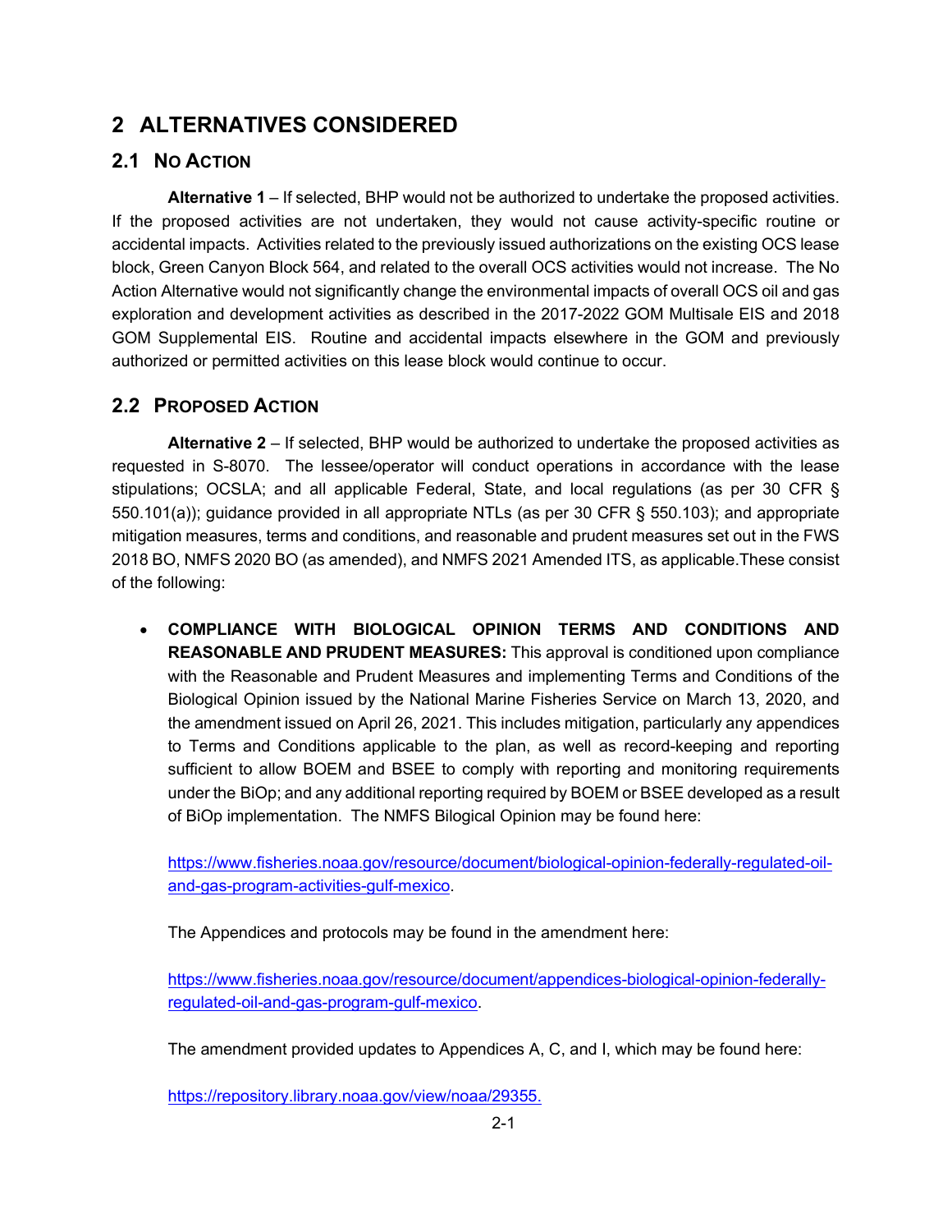# 2 ALTERNATIVES CONSIDERED

## 2.1 NO ACTION

**Alternative 1** – If selected, BHP would not be authorized to undertake the proposed activities. If the proposed activities are not undertaken, they would not cause activity-specific routine or accidental impacts. Activities related to the previously issued authorizations on the existing OCS lease block, Green Canyon Block 564, and related to the overall OCS activities would not increase. The No Action Alternative would not significantly change the environmental impacts of overall OCS oil and gas exploration and development activities as described in the 2017-2022 GOM Multisale EIS and 2018 GOM Supplemental EIS. Routine and accidental impacts elsewhere in the GOM and previously authorized or permitted activities on this lease block would continue to occur.

## 2.2 PROPOSED ACTION

**Alternative 2** – If selected, BHP would be authorized to undertake the proposed activities as requested in S-8070. The lessee/operator will conduct operations in accordance with the lease stipulations; OCSLA; and all applicable Federal, State, and local regulations (as per 30 CFR § 550.101(a)); guidance provided in all appropriate NTLs (as per 30 CFR § 550.103); and appropriate mitigation measures, terms and conditions, and reasonable and prudent measures set out in the FWS 2018 BO, NMFS 2020 BO (as amended), and NMFS 2021 Amended ITS, as applicable.These consist of the following:

- **COMPLIANCE WITH BIOLOGICAL OPINION TERMS AND CONDITIONS AND REASONABLE AND PRUDENT MEASURES:** This approval is conditioned upon compliance with the Reasonable and Prudent Measures and implementing Terms and Conditions of the Biological Opinion issued by the National Marine Fisheries Service on March 13, 2020, and the amendment issued on April 26, 2021. This includes mitigation, particularly any appendices to Terms and Conditions applicable to the plan, as well as record-keeping and reporting sufficient to allow BOEM and BSEE to comply with reporting and monitoring requirements under the BiOp; and any additional reporting required by BOEM or BSEE developed as a result of BiOp implementation. The NMFS Bilogical Opinion may be found here:

  https://www.fisheries.noaa.gov/resource/document/biological-opinion-federally-regulated-oil-and-gas-program-activities-gulf-mexico.

  The Appendices and protocols may be found in the amendment here:

  https://www.fisheries.noaa.gov/resource/document/appendices-biological-opinion-federally-regulated-oil-and-gas-program-gulf-mexico.

  The amendment provided updates to Appendices A, C, and I, which may be found here:

  https://repository.library.noaa.gov/view/noaa/29355.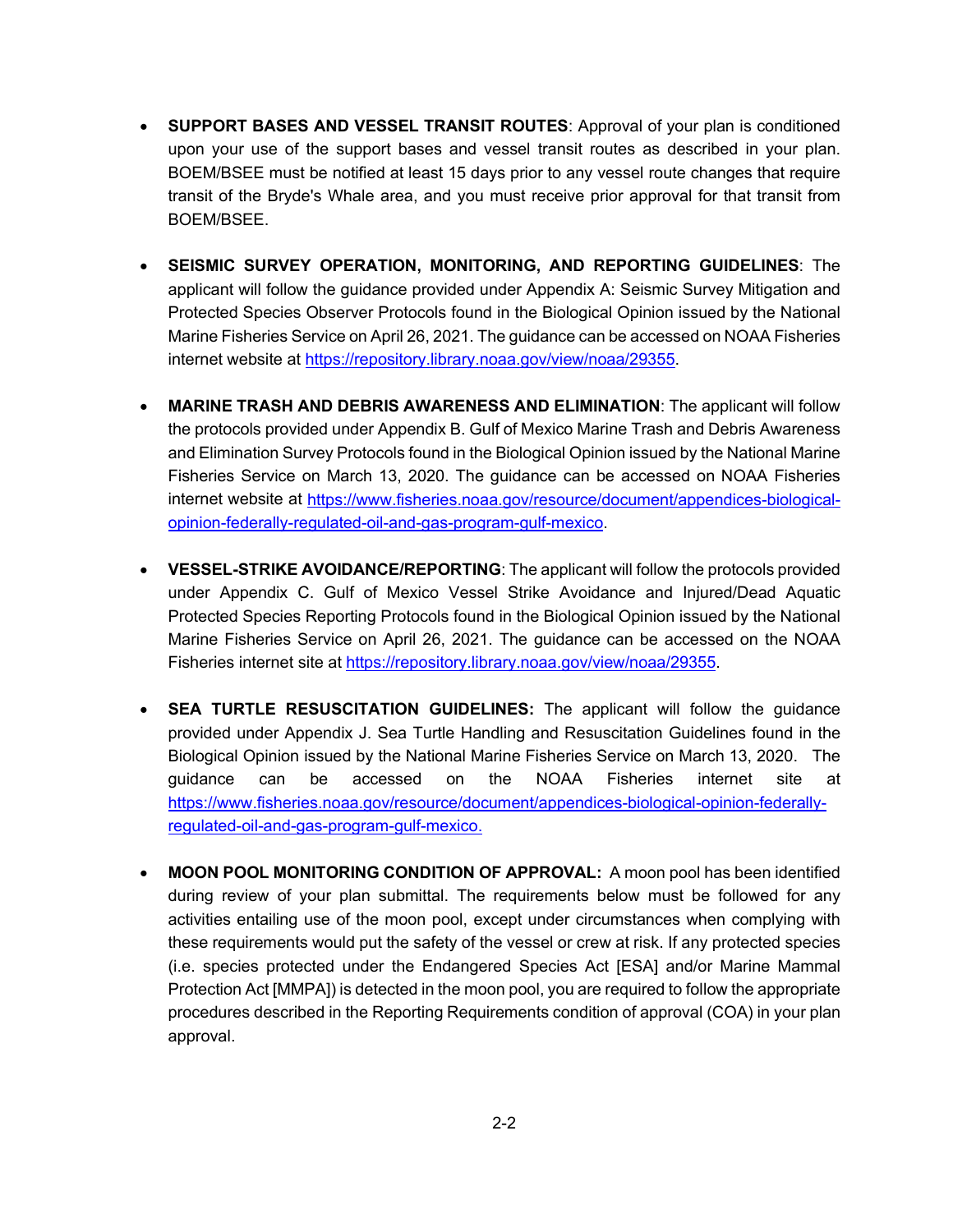- **SUPPORT BASES AND VESSEL TRANSIT ROUTES**: Approval of your plan is conditioned upon your use of the support bases and vessel transit routes as described in your plan. BOEM/BSEE must be notified at least 15 days prior to any vessel route changes that require transit of the Bryde's Whale area, and you must receive prior approval for that transit from BOEM/BSEE.

- **SEISMIC SURVEY OPERATION, MONITORING, AND REPORTING GUIDELINES**: The applicant will follow the guidance provided under Appendix A: Seismic Survey Mitigation and Protected Species Observer Protocols found in the Biological Opinion issued by the National Marine Fisheries Service on April 26, 2021. The guidance can be accessed on NOAA Fisheries internet website at https://repository.library.noaa.gov/view/noaa/29355.

- **MARINE TRASH AND DEBRIS AWARENESS AND ELIMINATION**: The applicant will follow the protocols provided under Appendix B. Gulf of Mexico Marine Trash and Debris Awareness and Elimination Survey Protocols found in the Biological Opinion issued by the National Marine Fisheries Service on March 13, 2020. The guidance can be accessed on NOAA Fisheries internet website at https://www.fisheries.noaa.gov/resource/document/appendices-biological-opinion-federally-regulated-oil-and-gas-program-gulf-mexico.

- **VESSEL-STRIKE AVOIDANCE/REPORTING**: The applicant will follow the protocols provided under Appendix C. Gulf of Mexico Vessel Strike Avoidance and Injured/Dead Aquatic Protected Species Reporting Protocols found in the Biological Opinion issued by the National Marine Fisheries Service on April 26, 2021. The guidance can be accessed on the NOAA Fisheries internet site at https://repository.library.noaa.gov/view/noaa/29355.

- **SEA TURTLE RESUSCITATION GUIDELINES:** The applicant will follow the guidance provided under Appendix J. Sea Turtle Handling and Resuscitation Guidelines found in the Biological Opinion issued by the National Marine Fisheries Service on March 13, 2020. The guidance can be accessed on the NOAA Fisheries internet site at https://www.fisheries.noaa.gov/resource/document/appendices-biological-opinion-federally-regulated-oil-and-gas-program-gulf-mexico.

- **MOON POOL MONITORING CONDITION OF APPROVAL:** A moon pool has been identified during review of your plan submittal. The requirements below must be followed for any activities entailing use of the moon pool, except under circumstances when complying with these requirements would put the safety of the vessel or crew at risk. If any protected species (i.e. species protected under the Endangered Species Act [ESA] and/or Marine Mammal Protection Act [MMPA]) is detected in the moon pool, you are required to follow the appropriate procedures described in the Reporting Requirements condition of approval (COA) in your plan approval.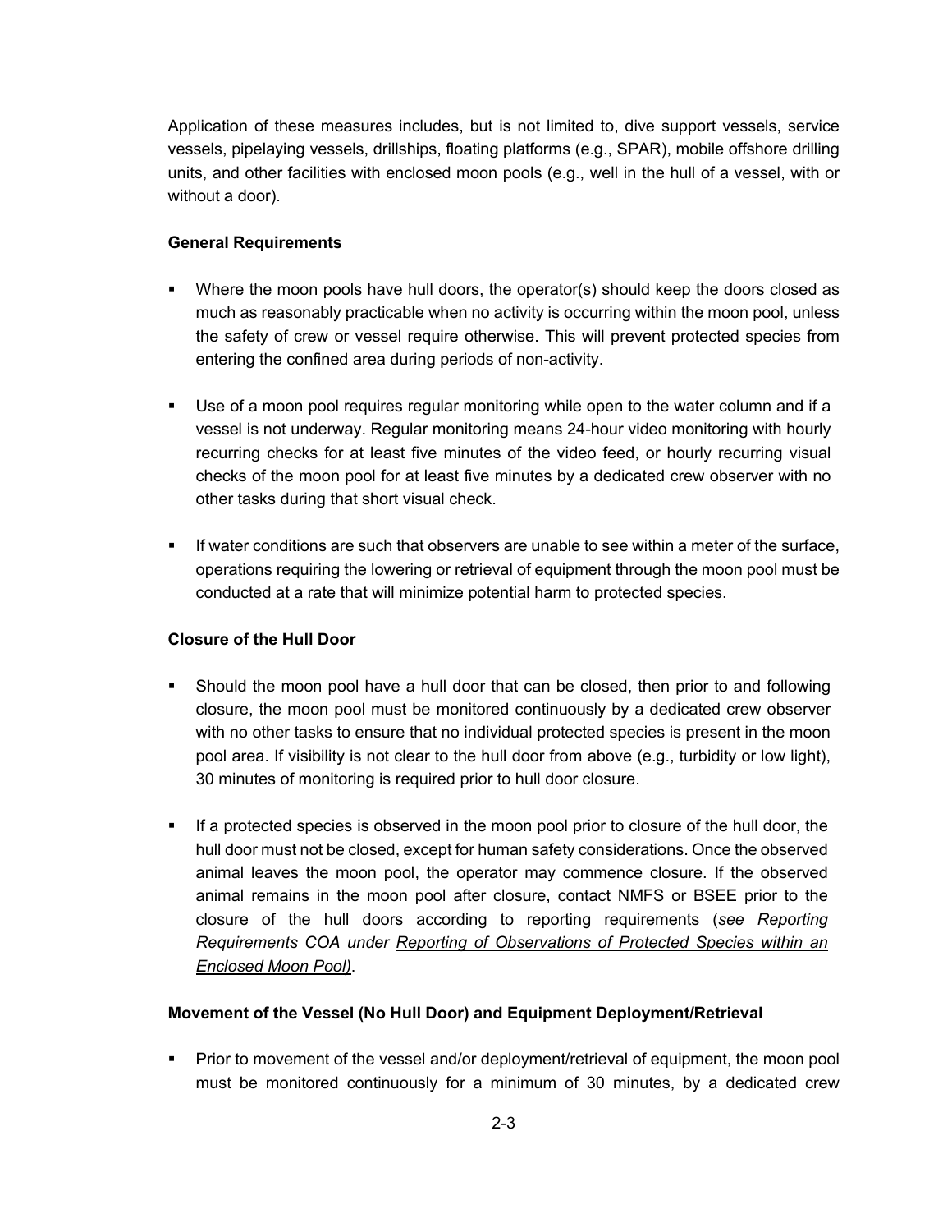Application of these measures includes, but is not limited to, dive support vessels, service vessels, pipelaying vessels, drillships, floating platforms (e.g., SPAR), mobile offshore drilling units, and other facilities with enclosed moon pools (e.g., well in the hull of a vessel, with or without a door).

**General Requirements**

- Where the moon pools have hull doors, the operator(s) should keep the doors closed as much as reasonably practicable when no activity is occurring within the moon pool, unless the safety of crew or vessel require otherwise. This will prevent protected species from entering the confined area during periods of non-activity.

- Use of a moon pool requires regular monitoring while open to the water column and if a vessel is not underway. Regular monitoring means 24-hour video monitoring with hourly recurring checks for at least five minutes of the video feed, or hourly recurring visual checks of the moon pool for at least five minutes by a dedicated crew observer with no other tasks during that short visual check.

- If water conditions are such that observers are unable to see within a meter of the surface, operations requiring the lowering or retrieval of equipment through the moon pool must be conducted at a rate that will minimize potential harm to protected species.

**Closure of the Hull Door**

- Should the moon pool have a hull door that can be closed, then prior to and following closure, the moon pool must be monitored continuously by a dedicated crew observer with no other tasks to ensure that no individual protected species is present in the moon pool area. If visibility is not clear to the hull door from above (e.g., turbidity or low light), 30 minutes of monitoring is required prior to hull door closure.

- If a protected species is observed in the moon pool prior to closure of the hull door, the hull door must not be closed, except for human safety considerations. Once the observed animal leaves the moon pool, the operator may commence closure. If the observed animal remains in the moon pool after closure, contact NMFS or BSEE prior to the closure of the hull doors according to reporting requirements (*see Reporting Requirements COA under <u>Reporting of Observations of Protected Species within an Enclosed Moon Pool)</u>*.

**Movement of the Vessel (No Hull Door) and Equipment Deployment/Retrieval**

- Prior to movement of the vessel and/or deployment/retrieval of equipment, the moon pool must be monitored continuously for a minimum of 30 minutes, by a dedicated crew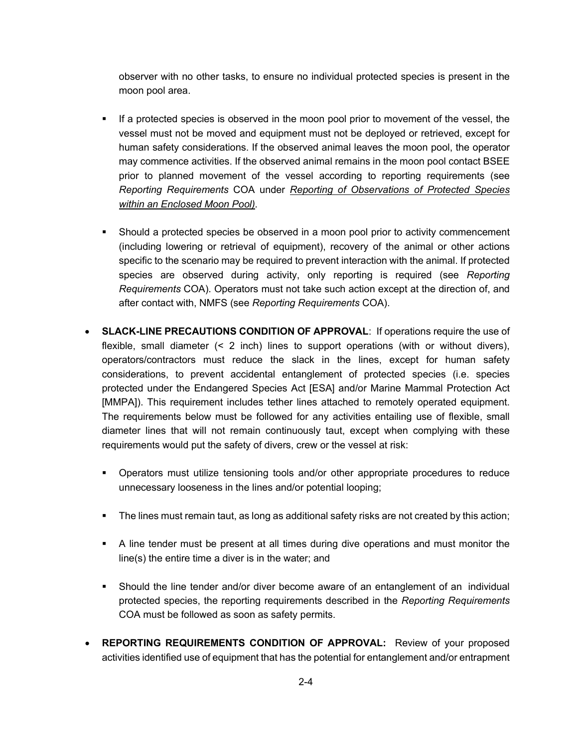observer with no other tasks, to ensure no individual protected species is present in the moon pool area.

- If a protected species is observed in the moon pool prior to movement of the vessel, the vessel must not be moved and equipment must not be deployed or retrieved, except for human safety considerations. If the observed animal leaves the moon pool, the operator may commence activities. If the observed animal remains in the moon pool contact BSEE prior to planned movement of the vessel according to reporting requirements (see *Reporting Requirements* COA under *Reporting of Observations of Protected Species within an Enclosed Moon Pool)*.

- Should a protected species be observed in a moon pool prior to activity commencement (including lowering or retrieval of equipment), recovery of the animal or other actions specific to the scenario may be required to prevent interaction with the animal. If protected species are observed during activity, only reporting is required (see *Reporting Requirements* COA). Operators must not take such action except at the direction of, and after contact with, NMFS (see *Reporting Requirements* COA).

- **SLACK-LINE PRECAUTIONS CONDITION OF APPROVAL**: If operations require the use of flexible, small diameter (< 2 inch) lines to support operations (with or without divers), operators/contractors must reduce the slack in the lines, except for human safety considerations, to prevent accidental entanglement of protected species (i.e. species protected under the Endangered Species Act [ESA] and/or Marine Mammal Protection Act [MMPA]). This requirement includes tether lines attached to remotely operated equipment. The requirements below must be followed for any activities entailing use of flexible, small diameter lines that will not remain continuously taut, except when complying with these requirements would put the safety of divers, crew or the vessel at risk:

  - Operators must utilize tensioning tools and/or other appropriate procedures to reduce unnecessary looseness in the lines and/or potential looping;

  - The lines must remain taut, as long as additional safety risks are not created by this action;

  - A line tender must be present at all times during dive operations and must monitor the line(s) the entire time a diver is in the water; and

  - Should the line tender and/or diver become aware of an entanglement of an individual protected species, the reporting requirements described in the *Reporting Requirements* COA must be followed as soon as safety permits.

- **REPORTING REQUIREMENTS CONDITION OF APPROVAL:** Review of your proposed activities identified use of equipment that has the potential for entanglement and/or entrapment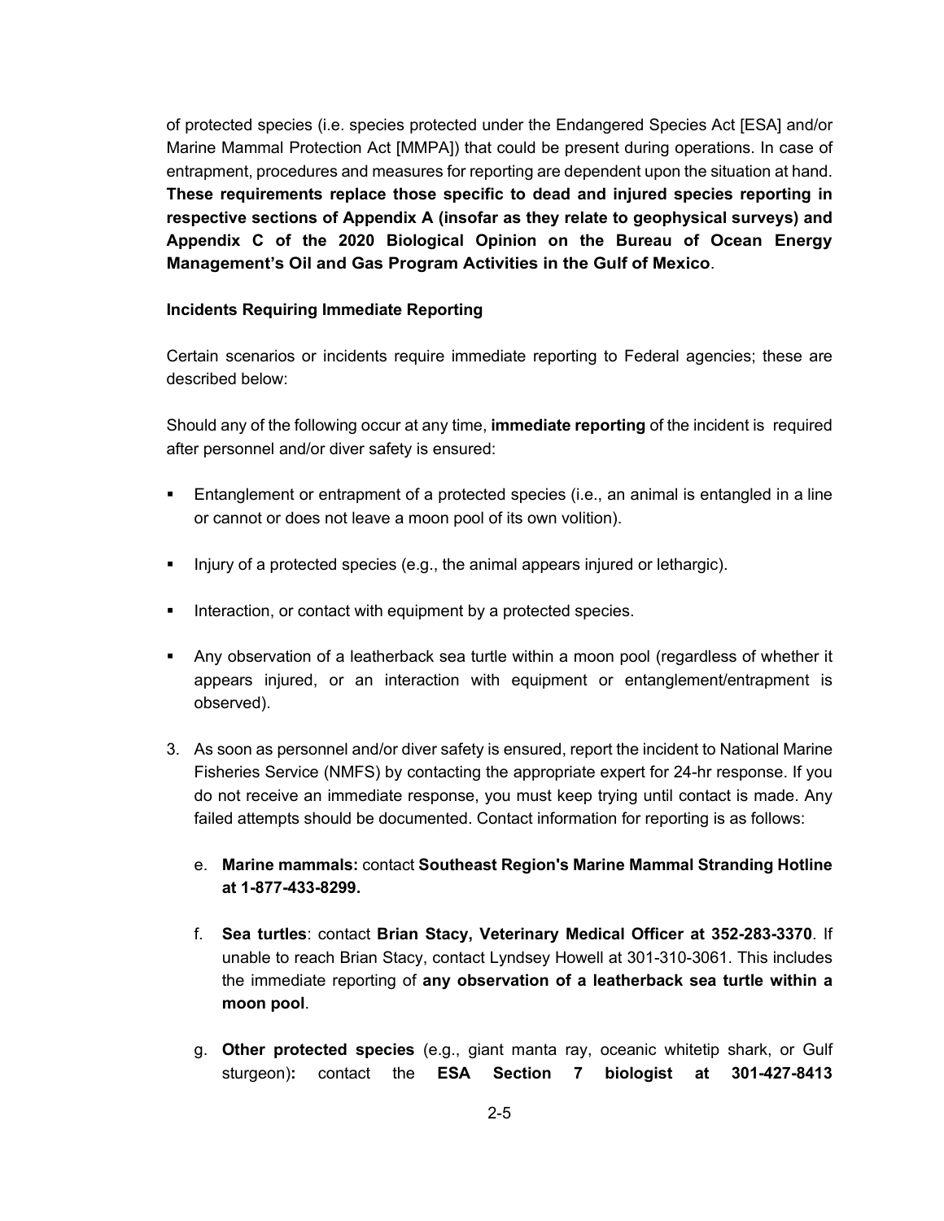of protected species (i.e. species protected under the Endangered Species Act [ESA] and/or Marine Mammal Protection Act [MMPA]) that could be present during operations. In case of entrapment, procedures and measures for reporting are dependent upon the situation at hand. **These requirements replace those specific to dead and injured species reporting in respective sections of Appendix A (insofar as they relate to geophysical surveys) and Appendix C of the 2020 Biological Opinion on the Bureau of Ocean Energy Management's Oil and Gas Program Activities in the Gulf of Mexico**.

**Incidents Requiring Immediate Reporting**

Certain scenarios or incidents require immediate reporting to Federal agencies; these are described below:

Should any of the following occur at any time, **immediate reporting** of the incident is required after personnel and/or diver safety is ensured:

- Entanglement or entrapment of a protected species (i.e., an animal is entangled in a line or cannot or does not leave a moon pool of its own volition).
- Injury of a protected species (e.g., the animal appears injured or lethargic).
- Interaction, or contact with equipment by a protected species.
- Any observation of a leatherback sea turtle within a moon pool (regardless of whether it appears injured, or an interaction with equipment or entanglement/entrapment is observed).

3. As soon as personnel and/or diver safety is ensured, report the incident to National Marine Fisheries Service (NMFS) by contacting the appropriate expert for 24-hr response. If you do not receive an immediate response, you must keep trying until contact is made. Any failed attempts should be documented. Contact information for reporting is as follows:

   e. **Marine mammals:** contact **Southeast Region's Marine Mammal Stranding Hotline at 1-877-433-8299.**

   f. **Sea turtles**: contact **Brian Stacy, Veterinary Medical Officer at 352-283-3370**. If unable to reach Brian Stacy, contact Lyndsey Howell at 301-310-3061. This includes the immediate reporting of **any observation of a leatherback sea turtle within a moon pool**.

   g. **Other protected species** (e.g., giant manta ray, oceanic whitetip shark, or Gulf sturgeon)**:** contact the **ESA Section 7 biologist at 301-427-8413**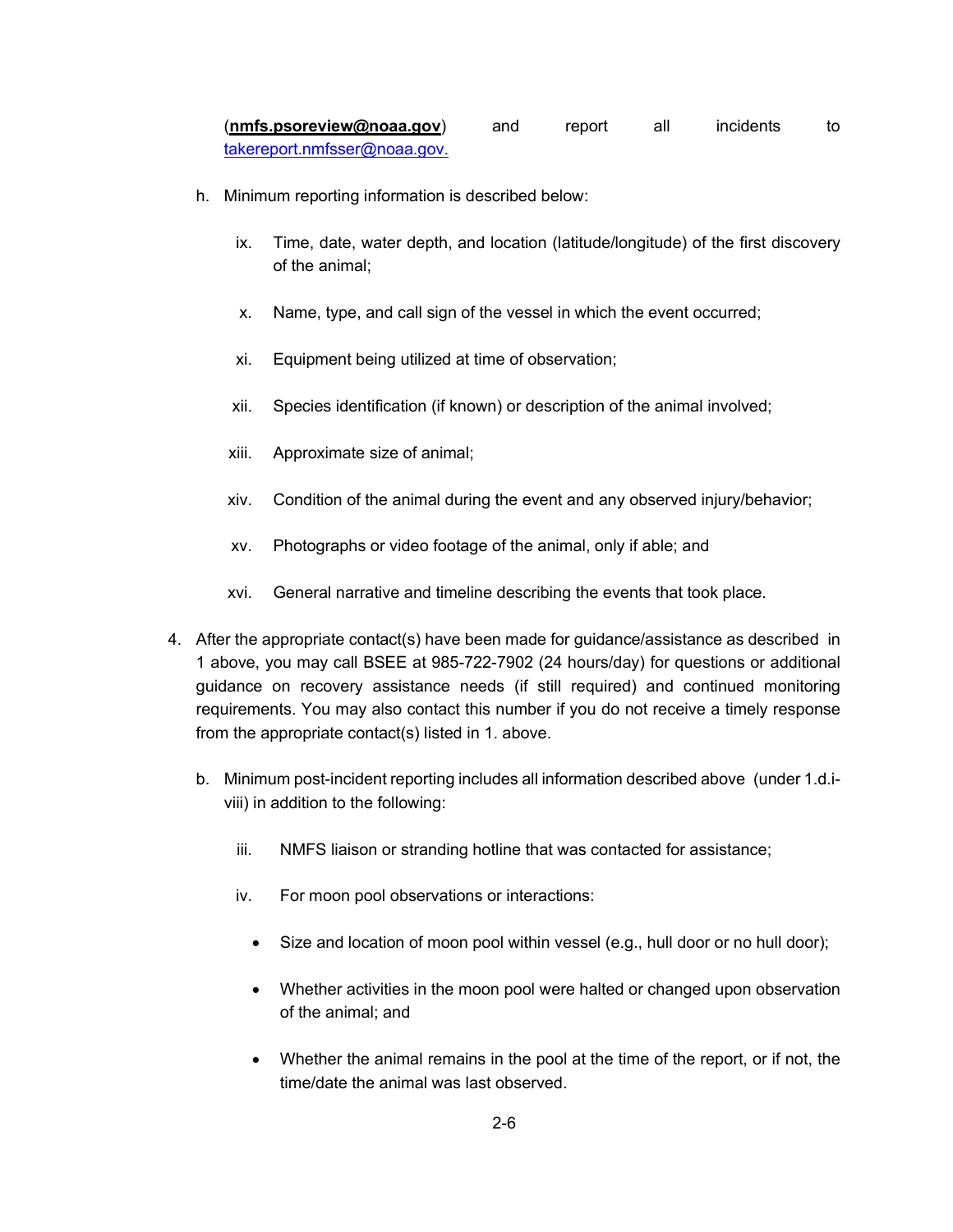(**nmfs.psoreview@noaa.gov**) and report all incidents to takereport.nmfsser@noaa.gov.

h. Minimum reporting information is described below:

   ix. Time, date, water depth, and location (latitude/longitude) of the first discovery of the animal;

   x. Name, type, and call sign of the vessel in which the event occurred;

   xi. Equipment being utilized at time of observation;

   xii. Species identification (if known) or description of the animal involved;

   xiii. Approximate size of animal;

   xiv. Condition of the animal during the event and any observed injury/behavior;

   xv. Photographs or video footage of the animal, only if able; and

   xvi. General narrative and timeline describing the events that took place.

4. After the appropriate contact(s) have been made for guidance/assistance as described in 1 above, you may call BSEE at 985-722-7902 (24 hours/day) for questions or additional guidance on recovery assistance needs (if still required) and continued monitoring requirements. You may also contact this number if you do not receive a timely response from the appropriate contact(s) listed in 1. above.

   b. Minimum post-incident reporting includes all information described above (under 1.d.i-viii) in addition to the following:

      iii. NMFS liaison or stranding hotline that was contacted for assistance;

      iv. For moon pool observations or interactions:

      - Size and location of moon pool within vessel (e.g., hull door or no hull door);
      - Whether activities in the moon pool were halted or changed upon observation of the animal; and
      - Whether the animal remains in the pool at the time of the report, or if not, the time/date the animal was last observed.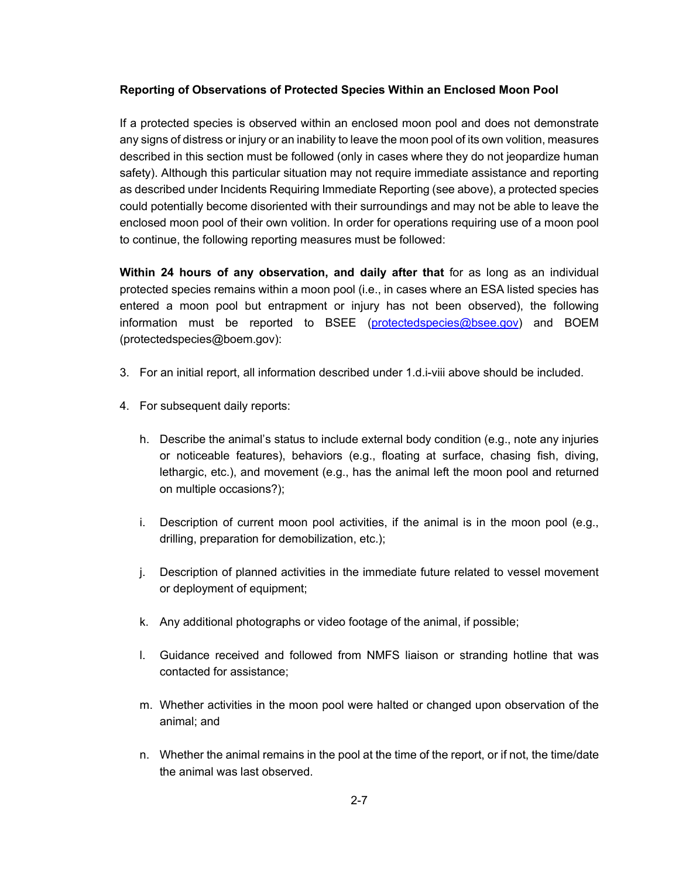**Reporting of Observations of Protected Species Within an Enclosed Moon Pool**

If a protected species is observed within an enclosed moon pool and does not demonstrate any signs of distress or injury or an inability to leave the moon pool of its own volition, measures described in this section must be followed (only in cases where they do not jeopardize human safety). Although this particular situation may not require immediate assistance and reporting as described under Incidents Requiring Immediate Reporting (see above), a protected species could potentially become disoriented with their surroundings and may not be able to leave the enclosed moon pool of their own volition. In order for operations requiring use of a moon pool to continue, the following reporting measures must be followed:

**Within 24 hours of any observation, and daily after that** for as long as an individual protected species remains within a moon pool (i.e., in cases where an ESA listed species has entered a moon pool but entrapment or injury has not been observed), the following information must be reported to BSEE (protectedspecies@bsee.gov) and BOEM (protectedspecies@boem.gov):

3. For an initial report, all information described under 1.d.i-viii above should be included.

4. For subsequent daily reports:

   h. Describe the animal's status to include external body condition (e.g., note any injuries or noticeable features), behaviors (e.g., floating at surface, chasing fish, diving, lethargic, etc.), and movement (e.g., has the animal left the moon pool and returned on multiple occasions?);

   i. Description of current moon pool activities, if the animal is in the moon pool (e.g., drilling, preparation for demobilization, etc.);

   j. Description of planned activities in the immediate future related to vessel movement or deployment of equipment;

   k. Any additional photographs or video footage of the animal, if possible;

   l. Guidance received and followed from NMFS liaison or stranding hotline that was contacted for assistance;

   m. Whether activities in the moon pool were halted or changed upon observation of the animal; and

   n. Whether the animal remains in the pool at the time of the report, or if not, the time/date the animal was last observed.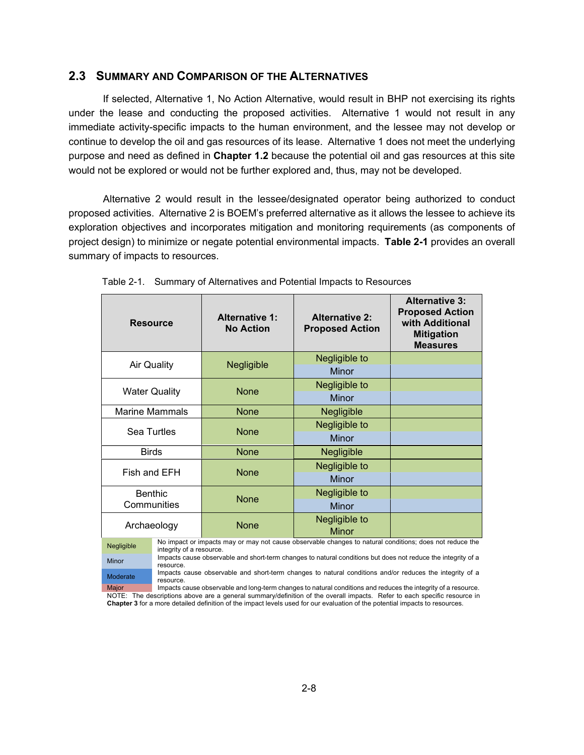## 2.3 SUMMARY AND COMPARISON OF THE ALTERNATIVES

If selected, Alternative 1, No Action Alternative, would result in BHP not exercising its rights under the lease and conducting the proposed activities. Alternative 1 would not result in any immediate activity-specific impacts to the human environment, and the lessee may not develop or continue to develop the oil and gas resources of its lease. Alternative 1 does not meet the underlying purpose and need as defined in **Chapter 1.2** because the potential oil and gas resources at this site would not be explored or would not be further explored and, thus, may not be developed.

Alternative 2 would result in the lessee/designated operator being authorized to conduct proposed activities. Alternative 2 is BOEM's preferred alternative as it allows the lessee to achieve its exploration objectives and incorporates mitigation and monitoring requirements (as components of project design) to minimize or negate potential environmental impacts. **Table 2-1** provides an overall summary of impacts to resources.

Table 2-1. Summary of Alternatives and Potential Impacts to Resources

| Resource | Alternative 1: No Action | Alternative 2: Proposed Action | Alternative 3: Proposed Action with Additional Mitigation Measures |
|---|---|---|---|
| Air Quality | Negligible | Negligible to Minor | |
| Water Quality | None | Negligible to Minor | |
| Marine Mammals | None | Negligible | |
| Sea Turtles | None | Negligible to Minor | |
| Birds | None | Negligible | |
| Fish and EFH | None | Negligible to Minor | |
| Benthic Communities | None | Negligible to Minor | |
| Archaeology | None | Negligible to Minor | |

| | |
|---|---|
| Negligible | No impact or impacts may or may not cause observable changes to natural conditions; does not reduce the integrity of a resource. |
| Minor | Impacts cause observable and short-term changes to natural conditions but does not reduce the integrity of a resource. |
| Moderate | Impacts cause observable and short-term changes to natural conditions and/or reduces the integrity of a resource. |
| Major | Impacts cause observable and long-term changes to natural conditions and reduces the integrity of a resource. |

NOTE: The descriptions above are a general summary/definition of the overall impacts. Refer to each specific resource in **Chapter 3** for a more detailed definition of the impact levels used for our evaluation of the potential impacts to resources.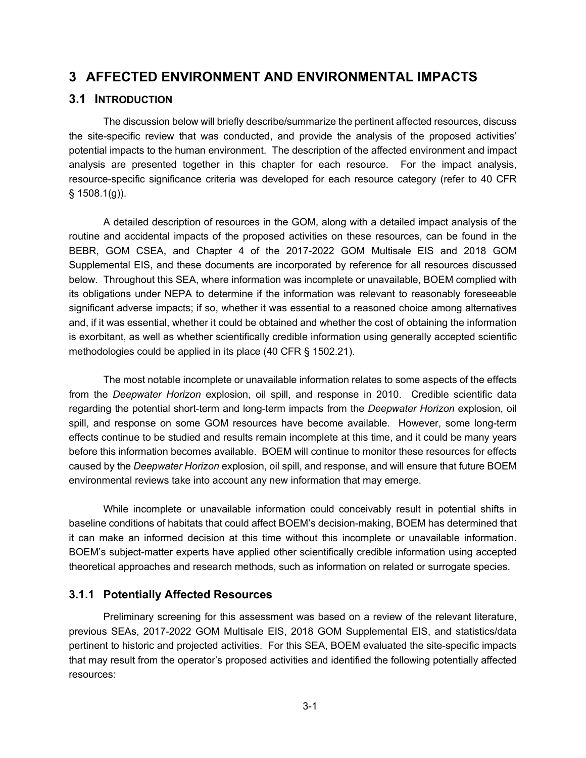# 3 AFFECTED ENVIRONMENT AND ENVIRONMENTAL IMPACTS

## 3.1 INTRODUCTION

The discussion below will briefly describe/summarize the pertinent affected resources, discuss the site-specific review that was conducted, and provide the analysis of the proposed activities' potential impacts to the human environment. The description of the affected environment and impact analysis are presented together in this chapter for each resource. For the impact analysis, resource-specific significance criteria was developed for each resource category (refer to 40 CFR § 1508.1(g)).

A detailed description of resources in the GOM, along with a detailed impact analysis of the routine and accidental impacts of the proposed activities on these resources, can be found in the BEBR, GOM CSEA, and Chapter 4 of the 2017-2022 GOM Multisale EIS and 2018 GOM Supplemental EIS, and these documents are incorporated by reference for all resources discussed below. Throughout this SEA, where information was incomplete or unavailable, BOEM complied with its obligations under NEPA to determine if the information was relevant to reasonably foreseeable significant adverse impacts; if so, whether it was essential to a reasoned choice among alternatives and, if it was essential, whether it could be obtained and whether the cost of obtaining the information is exorbitant, as well as whether scientifically credible information using generally accepted scientific methodologies could be applied in its place (40 CFR § 1502.21).

The most notable incomplete or unavailable information relates to some aspects of the effects from the *Deepwater Horizon* explosion, oil spill, and response in 2010. Credible scientific data regarding the potential short-term and long-term impacts from the *Deepwater Horizon* explosion, oil spill, and response on some GOM resources have become available. However, some long-term effects continue to be studied and results remain incomplete at this time, and it could be many years before this information becomes available. BOEM will continue to monitor these resources for effects caused by the *Deepwater Horizon* explosion, oil spill, and response, and will ensure that future BOEM environmental reviews take into account any new information that may emerge.

While incomplete or unavailable information could conceivably result in potential shifts in baseline conditions of habitats that could affect BOEM's decision-making, BOEM has determined that it can make an informed decision at this time without this incomplete or unavailable information. BOEM's subject-matter experts have applied other scientifically credible information using accepted theoretical approaches and research methods, such as information on related or surrogate species.

### 3.1.1 Potentially Affected Resources

Preliminary screening for this assessment was based on a review of the relevant literature, previous SEAs, 2017-2022 GOM Multisale EIS, 2018 GOM Supplemental EIS, and statistics/data pertinent to historic and projected activities. For this SEA, BOEM evaluated the site-specific impacts that may result from the operator's proposed activities and identified the following potentially affected resources: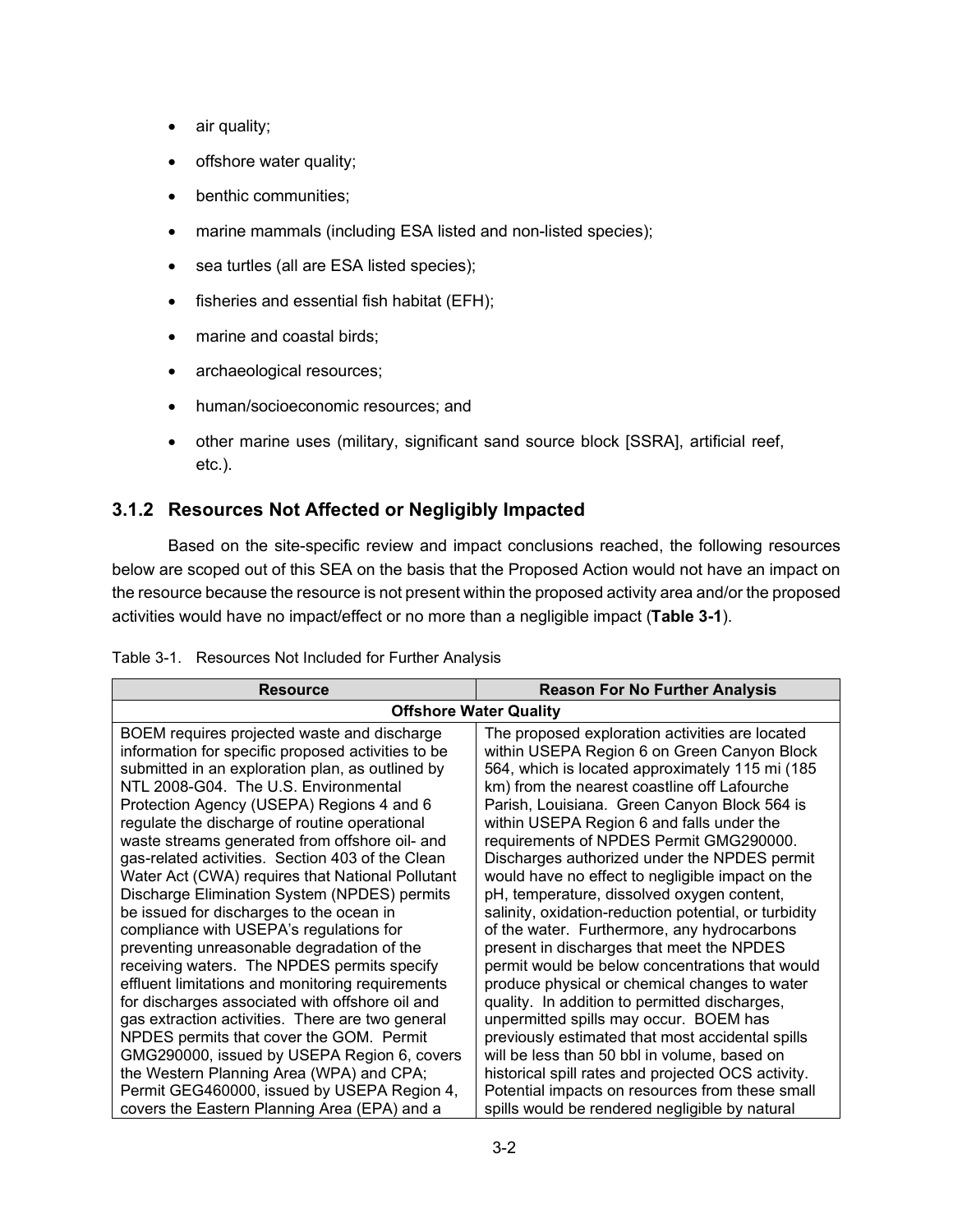- air quality;
- offshore water quality;
- benthic communities;
- marine mammals (including ESA listed and non-listed species);
- sea turtles (all are ESA listed species);
- fisheries and essential fish habitat (EFH);
- marine and coastal birds;
- archaeological resources;
- human/socioeconomic resources; and
- other marine uses (military, significant sand source block [SSRA], artificial reef, etc.).

### 3.1.2 Resources Not Affected or Negligibly Impacted

Based on the site-specific review and impact conclusions reached, the following resources below are scoped out of this SEA on the basis that the Proposed Action would not have an impact on the resource because the resource is not present within the proposed activity area and/or the proposed activities would have no impact/effect or no more than a negligible impact (**Table 3-1**).

Table 3-1. Resources Not Included for Further Analysis

| Resource | Reason For No Further Analysis |
|---|---|
| **Offshore Water Quality** | |
| BOEM requires projected waste and discharge information for specific proposed activities to be submitted in an exploration plan, as outlined by NTL 2008-G04. The U.S. Environmental Protection Agency (USEPA) Regions 4 and 6 regulate the discharge of routine operational waste streams generated from offshore oil- and gas-related activities. Section 403 of the Clean Water Act (CWA) requires that National Pollutant Discharge Elimination System (NPDES) permits be issued for discharges to the ocean in compliance with USEPA's regulations for preventing unreasonable degradation of the receiving waters. The NPDES permits specify effluent limitations and monitoring requirements for discharges associated with offshore oil and gas extraction activities. There are two general NPDES permits that cover the GOM. Permit GMG290000, issued by USEPA Region 6, covers the Western Planning Area (WPA) and CPA; Permit GEG460000, issued by USEPA Region 4, covers the Eastern Planning Area (EPA) and a | The proposed exploration activities are located within USEPA Region 6 on Green Canyon Block 564, which is located approximately 115 mi (185 km) from the nearest coastline off Lafourche Parish, Louisiana. Green Canyon Block 564 is within USEPA Region 6 and falls under the requirements of NPDES Permit GMG290000. Discharges authorized under the NPDES permit would have no effect to negligible impact on the pH, temperature, dissolved oxygen content, salinity, oxidation-reduction potential, or turbidity of the water. Furthermore, any hydrocarbons present in discharges that meet the NPDES permit would be below concentrations that would produce physical or chemical changes to water quality. In addition to permitted discharges, unpermitted spills may occur. BOEM has previously estimated that most accidental spills will be less than 50 bbl in volume, based on historical spill rates and projected OCS activity. Potential impacts on resources from these small spills would be rendered negligible by natural |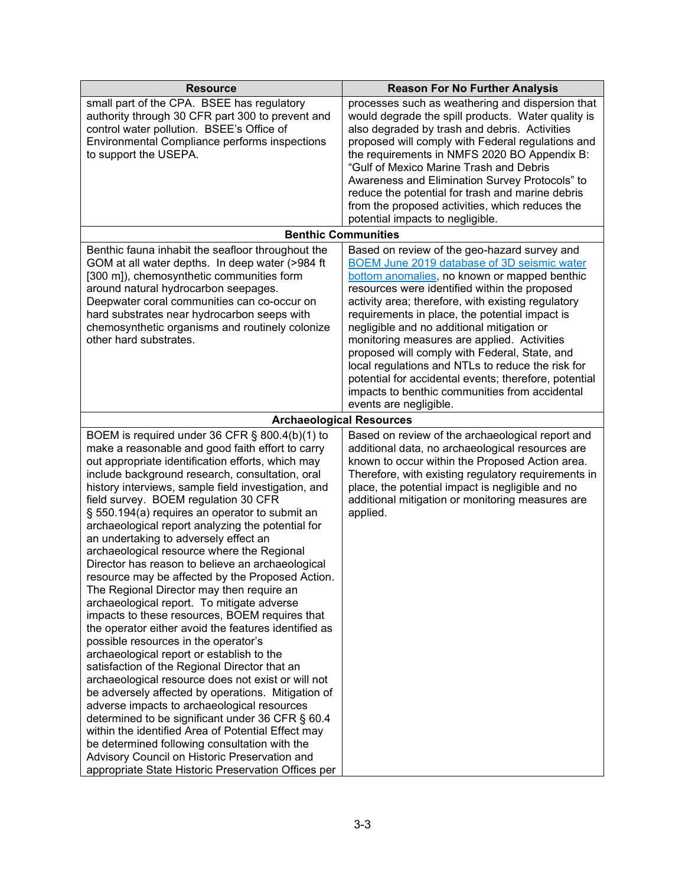| Resource | Reason For No Further Analysis |
| --- | --- |
| small part of the CPA. BSEE has regulatory authority through 30 CFR part 300 to prevent and control water pollution. BSEE's Office of Environmental Compliance performs inspections to support the USEPA. | processes such as weathering and dispersion that would degrade the spill products. Water quality is also degraded by trash and debris. Activities proposed will comply with Federal regulations and the requirements in NMFS 2020 BO Appendix B: "Gulf of Mexico Marine Trash and Debris Awareness and Elimination Survey Protocols" to reduce the potential for trash and marine debris from the proposed activities, which reduces the potential impacts to negligible. |
| **Benthic Communities** | |
| Benthic fauna inhabit the seafloor throughout the GOM at all water depths. In deep water (>984 ft [300 m]), chemosynthetic communities form around natural hydrocarbon seepages. Deepwater coral communities can co-occur on hard substrates near hydrocarbon seeps with chemosynthetic organisms and routinely colonize other hard substrates. | Based on review of the geo-hazard survey and BOEM June 2019 database of 3D seismic water bottom anomalies, no known or mapped benthic resources were identified within the proposed activity area; therefore, with existing regulatory requirements in place, the potential impact is negligible and no additional mitigation or monitoring measures are applied. Activities proposed will comply with Federal, State, and local regulations and NTLs to reduce the risk for potential for accidental events; therefore, potential impacts to benthic communities from accidental events are negligible. |
| **Archaeological Resources** | |
| BOEM is required under 36 CFR § 800.4(b)(1) to make a reasonable and good faith effort to carry out appropriate identification efforts, which may include background research, consultation, oral history interviews, sample field investigation, and field survey. BOEM regulation 30 CFR § 550.194(a) requires an operator to submit an archaeological report analyzing the potential for an undertaking to adversely effect an archaeological resource where the Regional Director has reason to believe an archaeological resource may be affected by the Proposed Action. The Regional Director may then require an archaeological report. To mitigate adverse impacts to these resources, BOEM requires that the operator either avoid the features identified as possible resources in the operator's archaeological report or establish to the satisfaction of the Regional Director that an archaeological resource does not exist or will not be adversely affected by operations. Mitigation of adverse impacts to archaeological resources determined to be significant under 36 CFR § 60.4 within the identified Area of Potential Effect may be determined following consultation with the Advisory Council on Historic Preservation and appropriate State Historic Preservation Offices per | Based on review of the archaeological report and additional data, no archaeological resources are known to occur within the Proposed Action area. Therefore, with existing regulatory requirements in place, the potential impact is negligible and no additional mitigation or monitoring measures are applied. |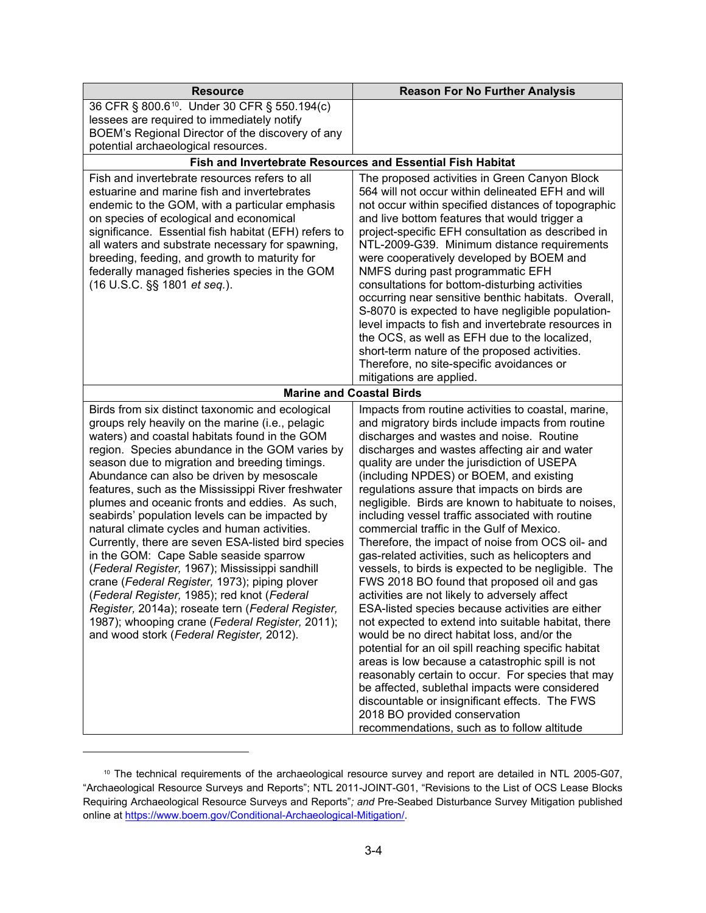| Resource | Reason For No Further Analysis |
|---|---|
| 36 CFR § 800.6[10]. Under 30 CFR § 550.194(c) lessees are required to immediately notify BOEM's Regional Director of the discovery of any potential archaeological resources. | |
| **Fish and Invertebrate Resources and Essential Fish Habitat** | |
| Fish and invertebrate resources refers to all estuarine and marine fish and invertebrates endemic to the GOM, with a particular emphasis on species of ecological and economical significance. Essential fish habitat (EFH) refers to all waters and substrate necessary for spawning, breeding, feeding, and growth to maturity for federally managed fisheries species in the GOM (16 U.S.C. §§ 1801 *et seq.*). | The proposed activities in Green Canyon Block 564 will not occur within delineated EFH and will not occur within specified distances of topographic and live bottom features that would trigger a project-specific EFH consultation as described in NTL-2009-G39. Minimum distance requirements were cooperatively developed by BOEM and NMFS during past programmatic EFH consultations for bottom-disturbing activities occurring near sensitive benthic habitats. Overall, S-8070 is expected to have negligible population-level impacts to fish and invertebrate resources in the OCS, as well as EFH due to the localized, short-term nature of the proposed activities. Therefore, no site-specific avoidances or mitigations are applied. |
| **Marine and Coastal Birds** | |
| Birds from six distinct taxonomic and ecological groups rely heavily on the marine (i.e., pelagic waters) and coastal habitats found in the GOM region. Species abundance in the GOM varies by season due to migration and breeding timings. Abundance can also be driven by mesoscale features, such as the Mississippi River freshwater plumes and oceanic fronts and eddies. As such, seabirds' population levels can be impacted by natural climate cycles and human activities. Currently, there are seven ESA-listed bird species in the GOM: Cape Sable seaside sparrow (*Federal Register,* 1967); Mississippi sandhill crane (*Federal Register,* 1973); piping plover (*Federal Register,* 1985); red knot (*Federal Register,* 2014a); roseate tern (*Federal Register,* 1987); whooping crane (*Federal Register,* 2011); and wood stork (*Federal Register,* 2012). | Impacts from routine activities to coastal, marine, and migratory birds include impacts from routine discharges and wastes and noise. Routine discharges and wastes affecting air and water quality are under the jurisdiction of USEPA (including NPDES) or BOEM, and existing regulations assure that impacts on birds are negligible. Birds are known to habituate to noises, including vessel traffic associated with routine commercial traffic in the Gulf of Mexico. Therefore, the impact of noise from OCS oil- and gas-related activities, such as helicopters and vessels, to birds is expected to be negligible. The FWS 2018 BO found that proposed oil and gas activities are not likely to adversely affect ESA-listed species because activities are either not expected to extend into suitable habitat, there would be no direct habitat loss, and/or the potential for an oil spill reaching specific habitat areas is low because a catastrophic spill is not reasonably certain to occur. For species that may be affected, sublethal impacts were considered discountable or insignificant effects. The FWS 2018 BO provided conservation recommendations, such as to follow altitude |

[10] The technical requirements of the archaeological resource survey and report are detailed in NTL 2005-G07, "Archaeological Resource Surveys and Reports"; NTL 2011-JOINT-G01, "Revisions to the List of OCS Lease Blocks Requiring Archaeological Resource Surveys and Reports"*; and* Pre-Seabed Disturbance Survey Mitigation published online at https://www.boem.gov/Conditional-Archaeological-Mitigation/.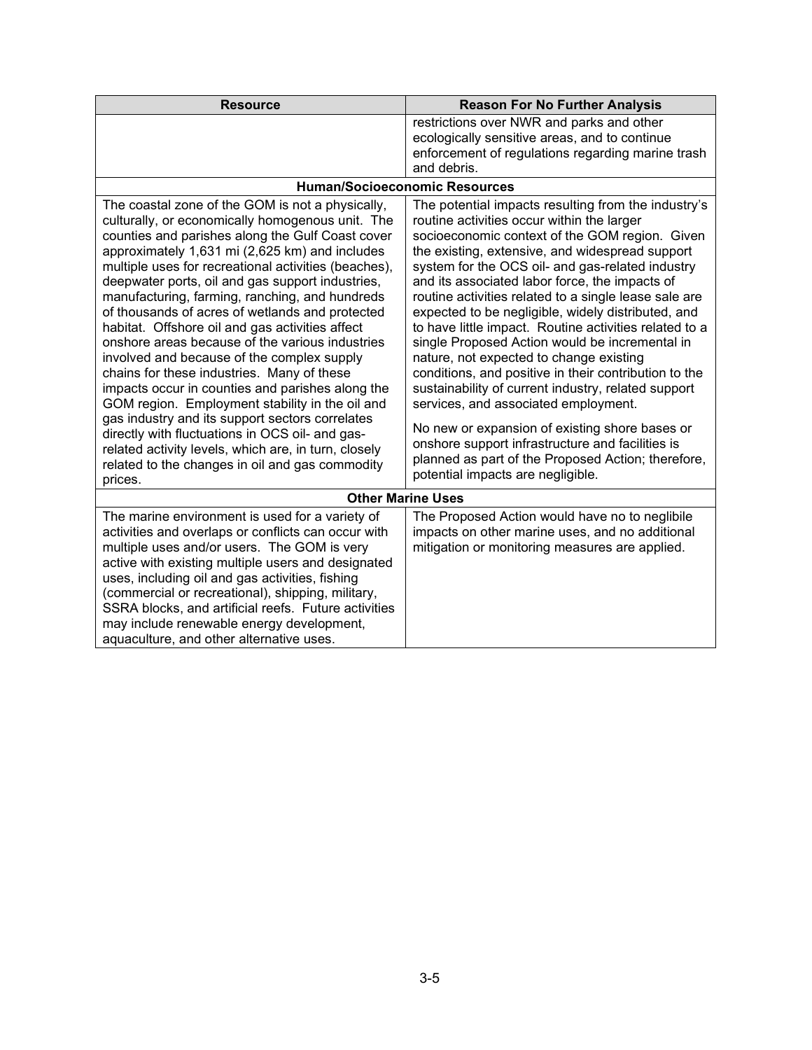| Resource | Reason For No Further Analysis |
|---|---|
| | restrictions over NWR and parks and other ecologically sensitive areas, and to continue enforcement of regulations regarding marine trash and debris. |
| **Human/Socioeconomic Resources** | |
| The coastal zone of the GOM is not a physically, culturally, or economically homogenous unit. The counties and parishes along the Gulf Coast cover approximately 1,631 mi (2,625 km) and includes multiple uses for recreational activities (beaches), deepwater ports, oil and gas support industries, manufacturing, farming, ranching, and hundreds of thousands of acres of wetlands and protected habitat. Offshore oil and gas activities affect onshore areas because of the various industries involved and because of the complex supply chains for these industries. Many of these impacts occur in counties and parishes along the GOM region. Employment stability in the oil and gas industry and its support sectors correlates directly with fluctuations in OCS oil- and gas-related activity levels, which are, in turn, closely related to the changes in oil and gas commodity prices. | The potential impacts resulting from the industry's routine activities occur within the larger socioeconomic context of the GOM region. Given the existing, extensive, and widespread support system for the OCS oil- and gas-related industry and its associated labor force, the impacts of routine activities related to a single lease sale are expected to be negligible, widely distributed, and to have little impact. Routine activities related to a single Proposed Action would be incremental in nature, not expected to change existing conditions, and positive in their contribution to the sustainability of current industry, related support services, and associated employment.<br><br>No new or expansion of existing shore bases or onshore support infrastructure and facilities is planned as part of the Proposed Action; therefore, potential impacts are negligible. |
| **Other Marine Uses** | |
| The marine environment is used for a variety of activities and overlaps or conflicts can occur with multiple uses and/or users. The GOM is very active with existing multiple users and designated uses, including oil and gas activities, fishing (commercial or recreational), shipping, military, SSRA blocks, and artificial reefs. Future activities may include renewable energy development, aquaculture, and other alternative uses. | The Proposed Action would have no to neglibile impacts on other marine uses, and no additional mitigation or monitoring measures are applied. |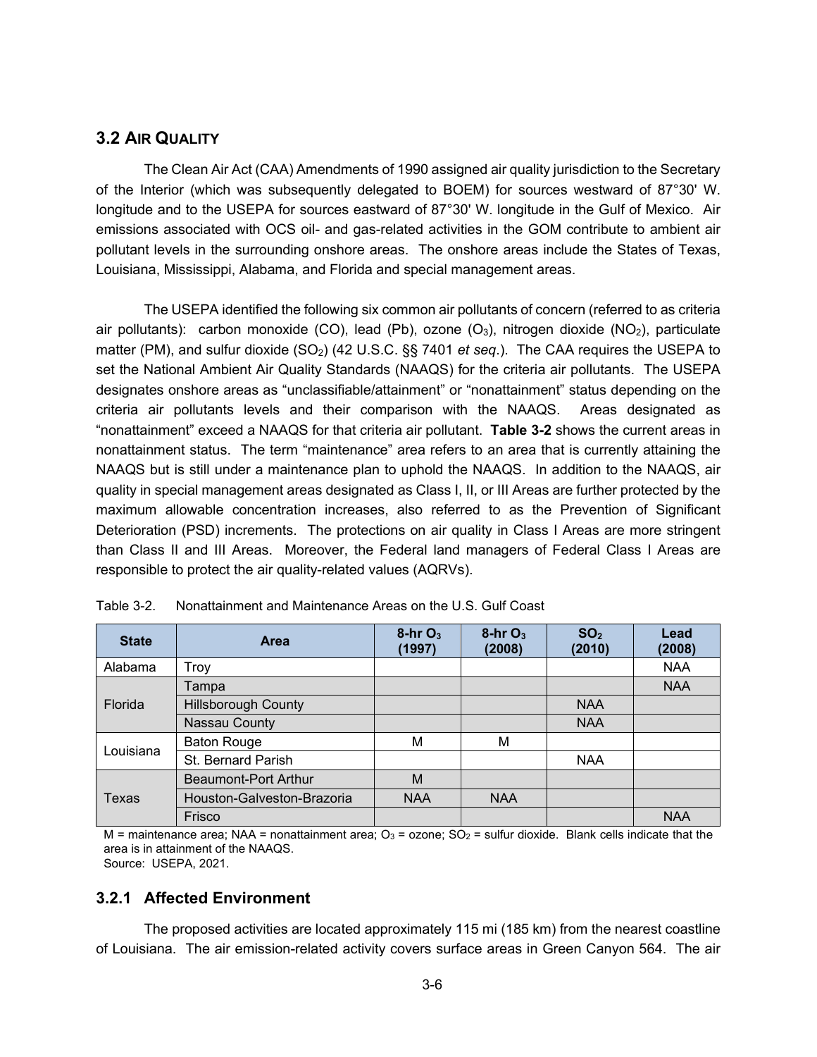## 3.2 Air Quality

The Clean Air Act (CAA) Amendments of 1990 assigned air quality jurisdiction to the Secretary of the Interior (which was subsequently delegated to BOEM) for sources westward of 87°30' W. longitude and to the USEPA for sources eastward of 87°30' W. longitude in the Gulf of Mexico. Air emissions associated with OCS oil- and gas-related activities in the GOM contribute to ambient air pollutant levels in the surrounding onshore areas. The onshore areas include the States of Texas, Louisiana, Mississippi, Alabama, and Florida and special management areas.

The USEPA identified the following six common air pollutants of concern (referred to as criteria air pollutants): carbon monoxide (CO), lead (Pb), ozone ($O_3$), nitrogen dioxide ($NO_2$), particulate matter (PM), and sulfur dioxide ($SO_2$) (42 U.S.C. §§ 7401 *et seq*.). The CAA requires the USEPA to set the National Ambient Air Quality Standards (NAAQS) for the criteria air pollutants. The USEPA designates onshore areas as "unclassifiable/attainment" or "nonattainment" status depending on the criteria air pollutants levels and their comparison with the NAAQS. Areas designated as "nonattainment" exceed a NAAQS for that criteria air pollutant. **Table 3-2** shows the current areas in nonattainment status. The term "maintenance" area refers to an area that is currently attaining the NAAQS but is still under a maintenance plan to uphold the NAAQS. In addition to the NAAQS, air quality in special management areas designated as Class I, II, or III Areas are further protected by the maximum allowable concentration increases, also referred to as the Prevention of Significant Deterioration (PSD) increments. The protections on air quality in Class I Areas are more stringent than Class II and III Areas. Moreover, the Federal land managers of Federal Class I Areas are responsible to protect the air quality-related values (AQRVs).

Table 3-2. Nonattainment and Maintenance Areas on the U.S. Gulf Coast

| State | Area | 8-hr $O_3$ (1997) | 8-hr $O_3$ (2008) | $SO_2$ (2010) | Lead (2008) |
|---|---|---|---|---|---|
| Alabama | Troy | | | | NAA |
| Florida | Tampa | | | | NAA |
| | Hillsborough County | | | NAA | |
| | Nassau County | | | NAA | |
| Louisiana | Baton Rouge | M | M | | |
| | St. Bernard Parish | | | NAA | |
| Texas | Beaumont-Port Arthur | M | | | |
| | Houston-Galveston-Brazoria | NAA | NAA | | |
| | Frisco | | | | NAA |

M = maintenance area; NAA = nonattainment area; $O_3$ = ozone; $SO_2$ = sulfur dioxide. Blank cells indicate that the area is in attainment of the NAAQS.
Source: USEPA, 2021.

### 3.2.1 Affected Environment

The proposed activities are located approximately 115 mi (185 km) from the nearest coastline of Louisiana. The air emission-related activity covers surface areas in Green Canyon 564. The air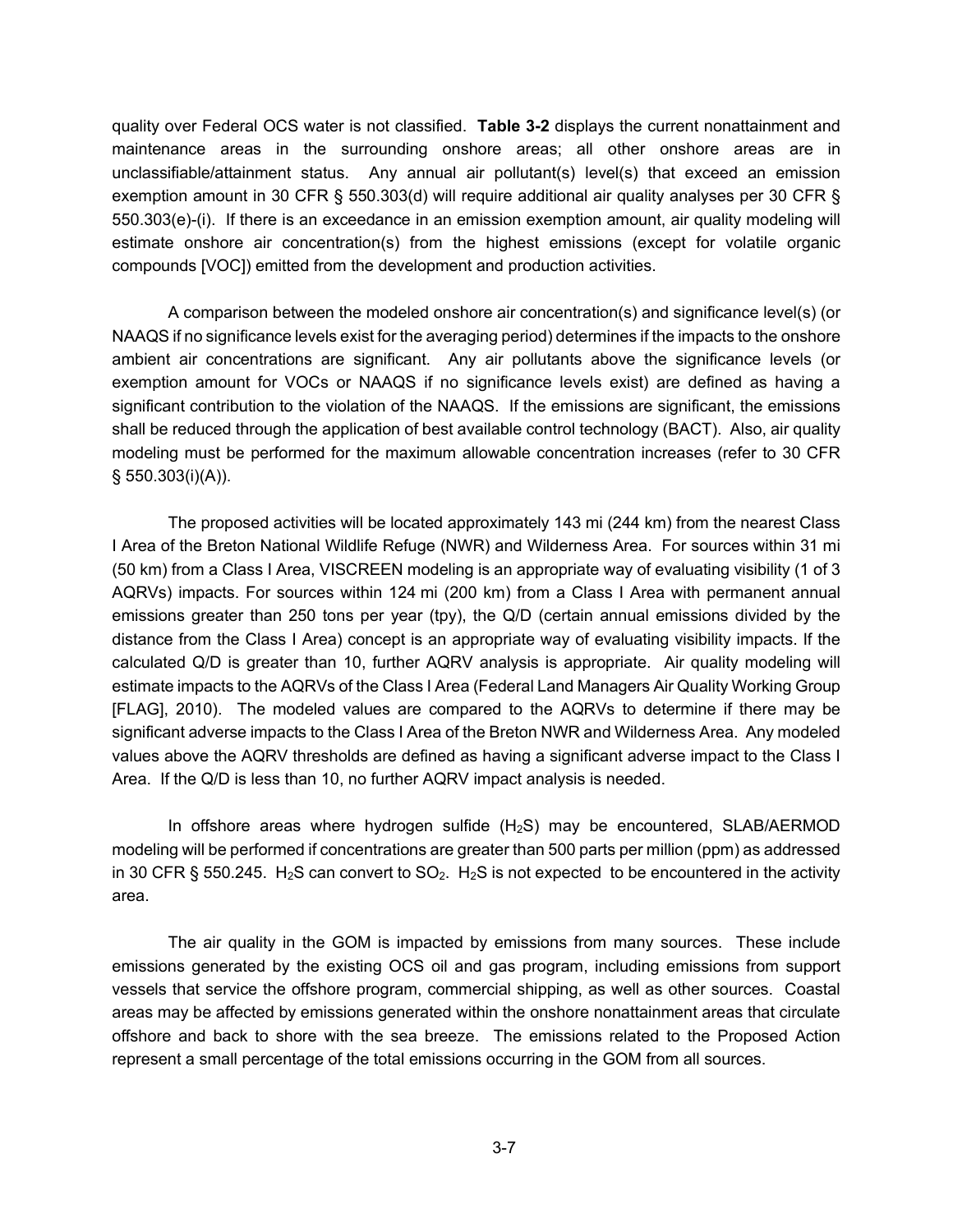quality over Federal OCS water is not classified. **Table 3-2** displays the current nonattainment and maintenance areas in the surrounding onshore areas; all other onshore areas are in unclassifiable/attainment status. Any annual air pollutant(s) level(s) that exceed an emission exemption amount in 30 CFR § 550.303(d) will require additional air quality analyses per 30 CFR § 550.303(e)-(i). If there is an exceedance in an emission exemption amount, air quality modeling will estimate onshore air concentration(s) from the highest emissions (except for volatile organic compounds [VOC]) emitted from the development and production activities.

A comparison between the modeled onshore air concentration(s) and significance level(s) (or NAAQS if no significance levels exist for the averaging period) determines if the impacts to the onshore ambient air concentrations are significant. Any air pollutants above the significance levels (or exemption amount for VOCs or NAAQS if no significance levels exist) are defined as having a significant contribution to the violation of the NAAQS. If the emissions are significant, the emissions shall be reduced through the application of best available control technology (BACT). Also, air quality modeling must be performed for the maximum allowable concentration increases (refer to 30 CFR § 550.303(i)(A)).

The proposed activities will be located approximately 143 mi (244 km) from the nearest Class I Area of the Breton National Wildlife Refuge (NWR) and Wilderness Area. For sources within 31 mi (50 km) from a Class I Area, VISCREEN modeling is an appropriate way of evaluating visibility (1 of 3 AQRVs) impacts. For sources within 124 mi (200 km) from a Class I Area with permanent annual emissions greater than 250 tons per year (tpy), the Q/D (certain annual emissions divided by the distance from the Class I Area) concept is an appropriate way of evaluating visibility impacts. If the calculated Q/D is greater than 10, further AQRV analysis is appropriate. Air quality modeling will estimate impacts to the AQRVs of the Class I Area (Federal Land Managers Air Quality Working Group [FLAG], 2010). The modeled values are compared to the AQRVs to determine if there may be significant adverse impacts to the Class I Area of the Breton NWR and Wilderness Area. Any modeled values above the AQRV thresholds are defined as having a significant adverse impact to the Class I Area. If the Q/D is less than 10, no further AQRV impact analysis is needed.

In offshore areas where hydrogen sulfide ($H_2S$) may be encountered, SLAB/AERMOD modeling will be performed if concentrations are greater than 500 parts per million (ppm) as addressed in 30 CFR § 550.245. $H_2S$ can convert to $SO_2$. $H_2S$ is not expected to be encountered in the activity area.

The air quality in the GOM is impacted by emissions from many sources. These include emissions generated by the existing OCS oil and gas program, including emissions from support vessels that service the offshore program, commercial shipping, as well as other sources. Coastal areas may be affected by emissions generated within the onshore nonattainment areas that circulate offshore and back to shore with the sea breeze. The emissions related to the Proposed Action represent a small percentage of the total emissions occurring in the GOM from all sources.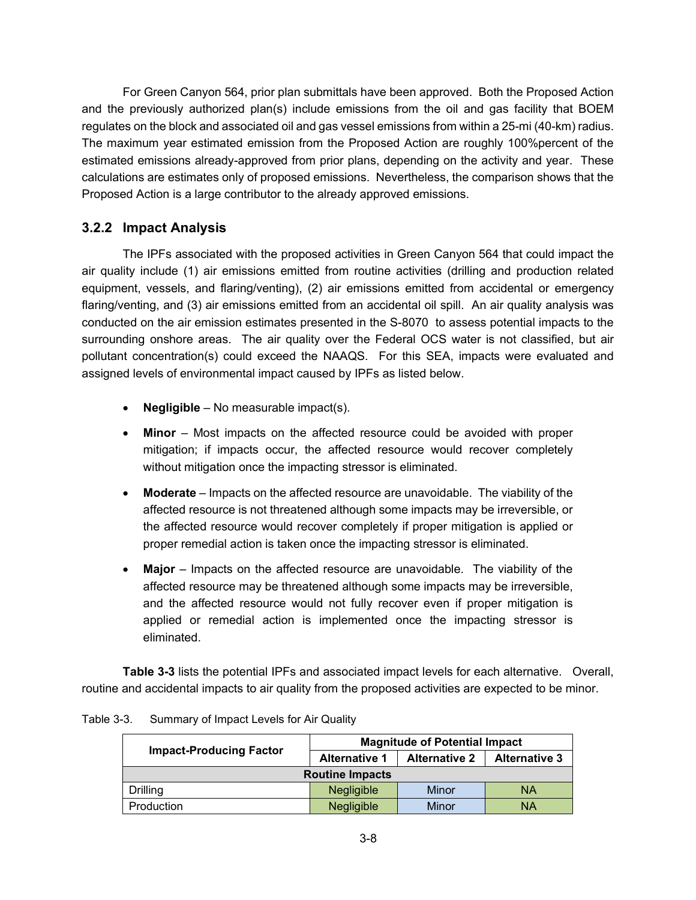For Green Canyon 564, prior plan submittals have been approved. Both the Proposed Action and the previously authorized plan(s) include emissions from the oil and gas facility that BOEM regulates on the block and associated oil and gas vessel emissions from within a 25-mi (40-km) radius. The maximum year estimated emission from the Proposed Action are roughly 100%percent of the estimated emissions already-approved from prior plans, depending on the activity and year. These calculations are estimates only of proposed emissions. Nevertheless, the comparison shows that the Proposed Action is a large contributor to the already approved emissions.

### 3.2.2 Impact Analysis

The IPFs associated with the proposed activities in Green Canyon 564 that could impact the air quality include (1) air emissions emitted from routine activities (drilling and production related equipment, vessels, and flaring/venting), (2) air emissions emitted from accidental or emergency flaring/venting, and (3) air emissions emitted from an accidental oil spill. An air quality analysis was conducted on the air emission estimates presented in the S-8070 to assess potential impacts to the surrounding onshore areas. The air quality over the Federal OCS water is not classified, but air pollutant concentration(s) could exceed the NAAQS. For this SEA, impacts were evaluated and assigned levels of environmental impact caused by IPFs as listed below.

- **Negligible** – No measurable impact(s).
- **Minor** – Most impacts on the affected resource could be avoided with proper mitigation; if impacts occur, the affected resource would recover completely without mitigation once the impacting stressor is eliminated.
- **Moderate** – Impacts on the affected resource are unavoidable. The viability of the affected resource is not threatened although some impacts may be irreversible, or the affected resource would recover completely if proper mitigation is applied or proper remedial action is taken once the impacting stressor is eliminated.
- **Major** – Impacts on the affected resource are unavoidable. The viability of the affected resource may be threatened although some impacts may be irreversible, and the affected resource would not fully recover even if proper mitigation is applied or remedial action is implemented once the impacting stressor is eliminated.

**Table 3-3** lists the potential IPFs and associated impact levels for each alternative. Overall, routine and accidental impacts to air quality from the proposed activities are expected to be minor.

Table 3-3. Summary of Impact Levels for Air Quality

| Impact-Producing Factor | Magnitude of Potential Impact | | |
|---|---|---|---|
| | Alternative 1 | Alternative 2 | Alternative 3 |
| **Routine Impacts** | | | |
| Drilling | Negligible | Minor | NA |
| Production | Negligible | Minor | NA |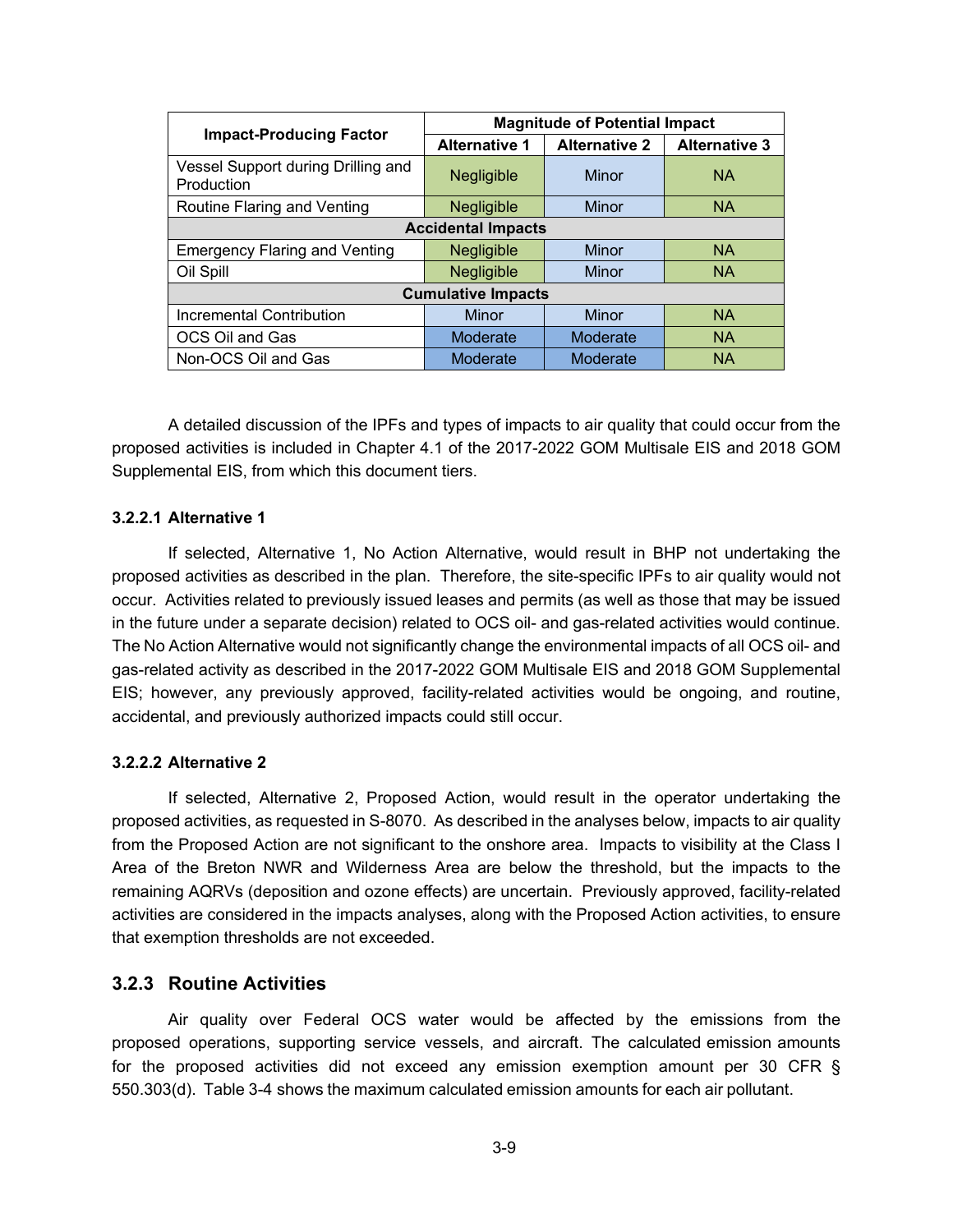| Impact-Producing Factor | Magnitude of Potential Impact | | |
|---|---|---|---|
| | Alternative 1 | Alternative 2 | Alternative 3 |
| Vessel Support during Drilling and Production | Negligible | Minor | NA |
| Routine Flaring and Venting | Negligible | Minor | NA |
| **Accidental Impacts** | | | |
| Emergency Flaring and Venting | Negligible | Minor | NA |
| Oil Spill | Negligible | Minor | NA |
| **Cumulative Impacts** | | | |
| Incremental Contribution | Minor | Minor | NA |
| OCS Oil and Gas | Moderate | Moderate | NA |
| Non-OCS Oil and Gas | Moderate | Moderate | NA |

A detailed discussion of the IPFs and types of impacts to air quality that could occur from the proposed activities is included in Chapter 4.1 of the 2017-2022 GOM Multisale EIS and 2018 GOM Supplemental EIS, from which this document tiers.

#### 3.2.2.1 Alternative 1

If selected, Alternative 1, No Action Alternative, would result in BHP not undertaking the proposed activities as described in the plan. Therefore, the site-specific IPFs to air quality would not occur. Activities related to previously issued leases and permits (as well as those that may be issued in the future under a separate decision) related to OCS oil- and gas-related activities would continue. The No Action Alternative would not significantly change the environmental impacts of all OCS oil- and gas-related activity as described in the 2017-2022 GOM Multisale EIS and 2018 GOM Supplemental EIS; however, any previously approved, facility-related activities would be ongoing, and routine, accidental, and previously authorized impacts could still occur.

#### 3.2.2.2 Alternative 2

If selected, Alternative 2, Proposed Action, would result in the operator undertaking the proposed activities, as requested in S-8070. As described in the analyses below, impacts to air quality from the Proposed Action are not significant to the onshore area. Impacts to visibility at the Class I Area of the Breton NWR and Wilderness Area are below the threshold, but the impacts to the remaining AQRVs (deposition and ozone effects) are uncertain. Previously approved, facility-related activities are considered in the impacts analyses, along with the Proposed Action activities, to ensure that exemption thresholds are not exceeded.

### 3.2.3 Routine Activities

Air quality over Federal OCS water would be affected by the emissions from the proposed operations, supporting service vessels, and aircraft. The calculated emission amounts for the proposed activities did not exceed any emission exemption amount per 30 CFR § 550.303(d). Table 3-4 shows the maximum calculated emission amounts for each air pollutant.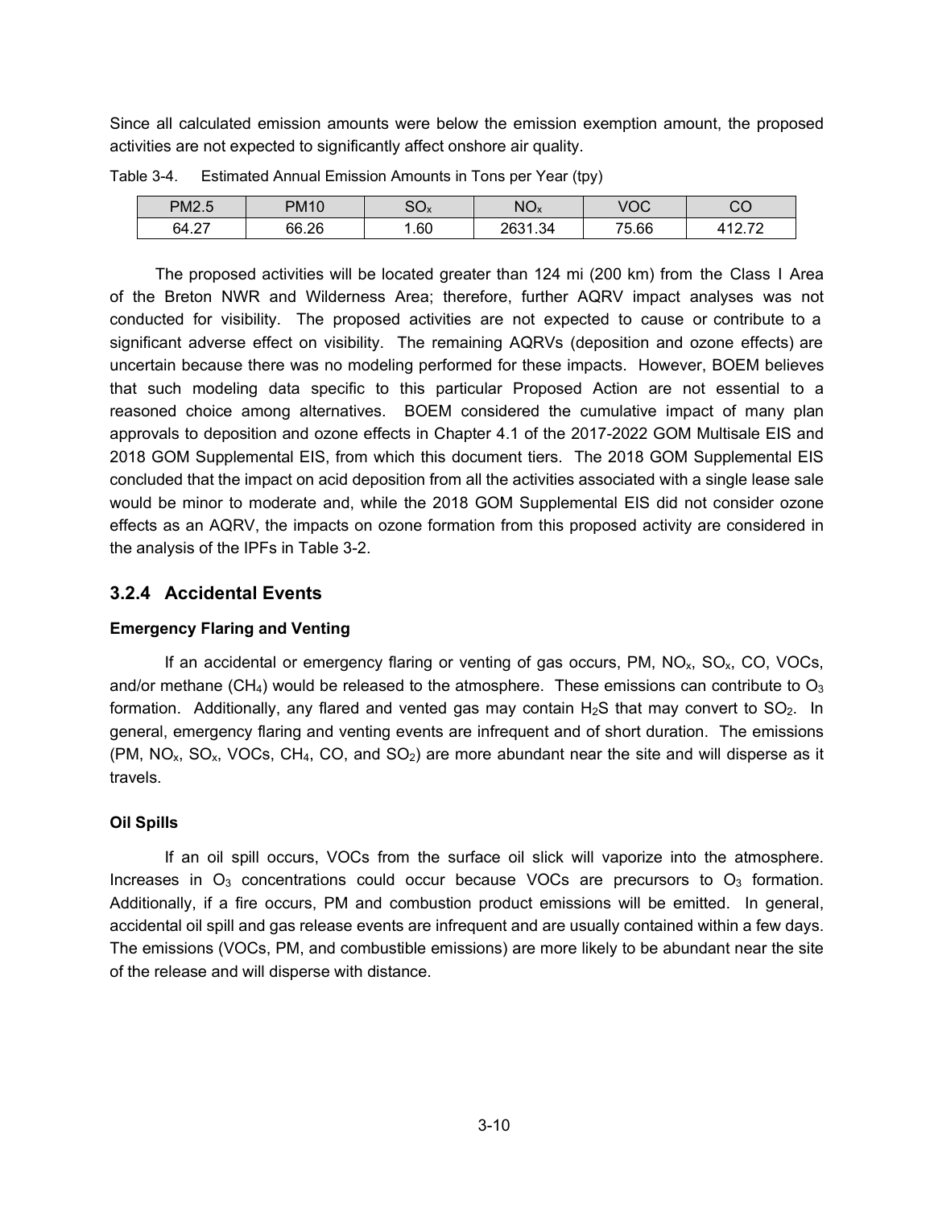Since all calculated emission amounts were below the emission exemption amount, the proposed activities are not expected to significantly affect onshore air quality.

Table 3-4. Estimated Annual Emission Amounts in Tons per Year (tpy)

| PM2.5 | PM10 | $SO_x$ | $NO_x$ | VOC | CO |
|---|---|---|---|---|---|
| 64.27 | 66.26 | 1.60 | 2631.34 | 75.66 | 412.72 |

The proposed activities will be located greater than 124 mi (200 km) from the Class I Area of the Breton NWR and Wilderness Area; therefore, further AQRV impact analyses was not conducted for visibility. The proposed activities are not expected to cause or contribute to a significant adverse effect on visibility. The remaining AQRVs (deposition and ozone effects) are uncertain because there was no modeling performed for these impacts. However, BOEM believes that such modeling data specific to this particular Proposed Action are not essential to a reasoned choice among alternatives. BOEM considered the cumulative impact of many plan approvals to deposition and ozone effects in Chapter 4.1 of the 2017-2022 GOM Multisale EIS and 2018 GOM Supplemental EIS, from which this document tiers. The 2018 GOM Supplemental EIS concluded that the impact on acid deposition from all the activities associated with a single lease sale would be minor to moderate and, while the 2018 GOM Supplemental EIS did not consider ozone effects as an AQRV, the impacts on ozone formation from this proposed activity are considered in the analysis of the IPFs in Table 3-2.

### 3.2.4 Accidental Events

**Emergency Flaring and Venting**

If an accidental or emergency flaring or venting of gas occurs, PM, $NO_x$, $SO_x$, CO, VOCs, and/or methane ($CH_4$) would be released to the atmosphere. These emissions can contribute to $O_3$ formation. Additionally, any flared and vented gas may contain $H_2S$ that may convert to $SO_2$. In general, emergency flaring and venting events are infrequent and of short duration. The emissions (PM, $NO_x$, $SO_x$, VOCs, $CH_4$, CO, and $SO_2$) are more abundant near the site and will disperse as it travels.

**Oil Spills**

If an oil spill occurs, VOCs from the surface oil slick will vaporize into the atmosphere. Increases in $O_3$ concentrations could occur because VOCs are precursors to $O_3$ formation. Additionally, if a fire occurs, PM and combustion product emissions will be emitted. In general, accidental oil spill and gas release events are infrequent and are usually contained within a few days. The emissions (VOCs, PM, and combustible emissions) are more likely to be abundant near the site of the release and will disperse with distance.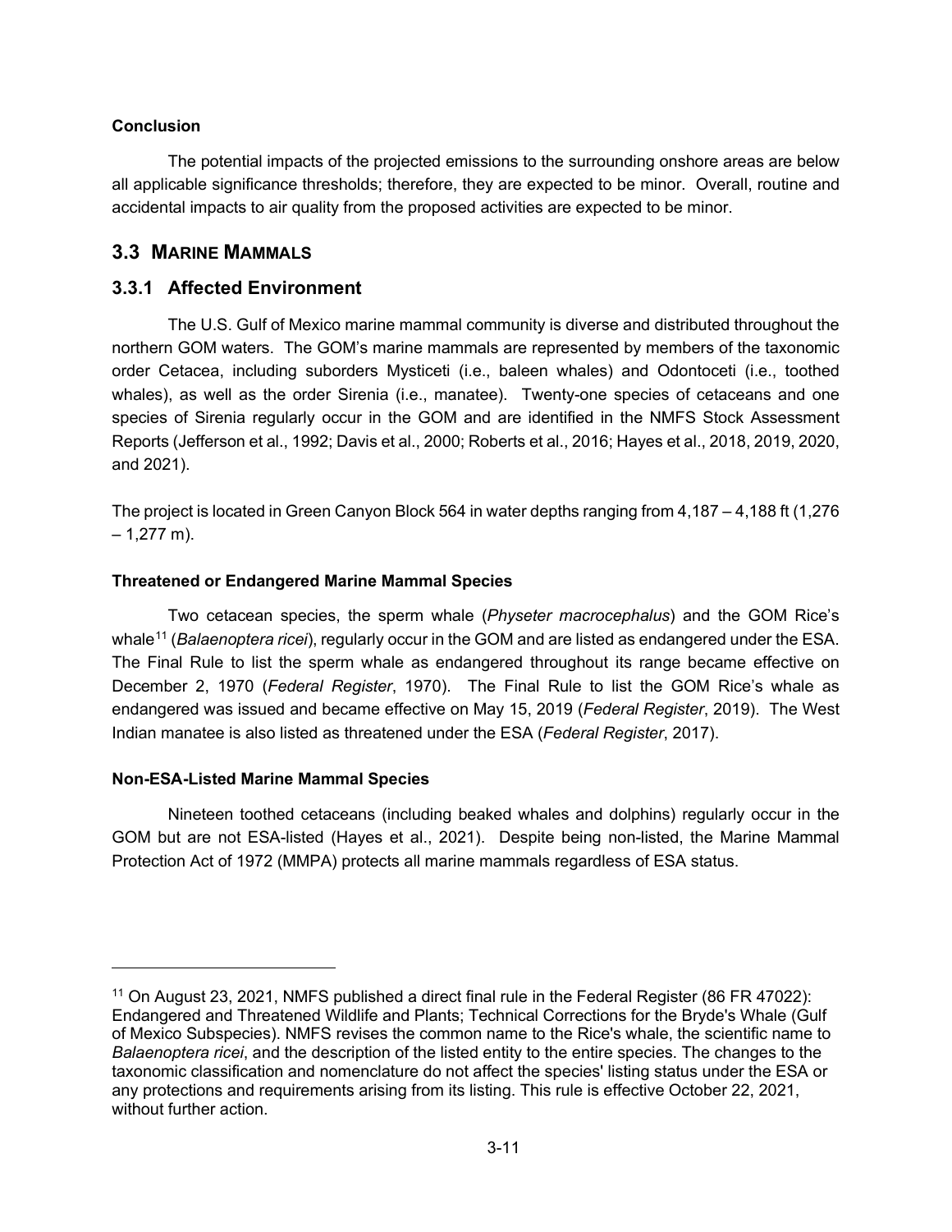**Conclusion**

The potential impacts of the projected emissions to the surrounding onshore areas are below all applicable significance thresholds; therefore, they are expected to be minor. Overall, routine and accidental impacts to air quality from the proposed activities are expected to be minor.

## 3.3 MARINE MAMMALS

### 3.3.1 Affected Environment

The U.S. Gulf of Mexico marine mammal community is diverse and distributed throughout the northern GOM waters. The GOM's marine mammals are represented by members of the taxonomic order Cetacea, including suborders Mysticeti (i.e., baleen whales) and Odontoceti (i.e., toothed whales), as well as the order Sirenia (i.e., manatee). Twenty-one species of cetaceans and one species of Sirenia regularly occur in the GOM and are identified in the NMFS Stock Assessment Reports (Jefferson et al., 1992; Davis et al., 2000; Roberts et al., 2016; Hayes et al., 2018, 2019, 2020, and 2021).

The project is located in Green Canyon Block 564 in water depths ranging from 4,187 – 4,188 ft (1,276 – 1,277 m).

**Threatened or Endangered Marine Mammal Species**

Two cetacean species, the sperm whale (*Physeter macrocephalus*) and the GOM Rice's whale[11] (*Balaenoptera ricei*), regularly occur in the GOM and are listed as endangered under the ESA. The Final Rule to list the sperm whale as endangered throughout its range became effective on December 2, 1970 (*Federal Register*, 1970). The Final Rule to list the GOM Rice's whale as endangered was issued and became effective on May 15, 2019 (*Federal Register*, 2019). The West Indian manatee is also listed as threatened under the ESA (*Federal Register*, 2017).

**Non-ESA-Listed Marine Mammal Species**

Nineteen toothed cetaceans (including beaked whales and dolphins) regularly occur in the GOM but are not ESA-listed (Hayes et al., 2021). Despite being non-listed, the Marine Mammal Protection Act of 1972 (MMPA) protects all marine mammals regardless of ESA status.

---

[11] On August 23, 2021, NMFS published a direct final rule in the Federal Register (86 FR 47022): Endangered and Threatened Wildlife and Plants; Technical Corrections for the Bryde's Whale (Gulf of Mexico Subspecies). NMFS revises the common name to the Rice's whale, the scientific name to *Balaenoptera ricei*, and the description of the listed entity to the entire species. The changes to the taxonomic classification and nomenclature do not affect the species' listing status under the ESA or any protections and requirements arising from its listing. This rule is effective October 22, 2021, without further action.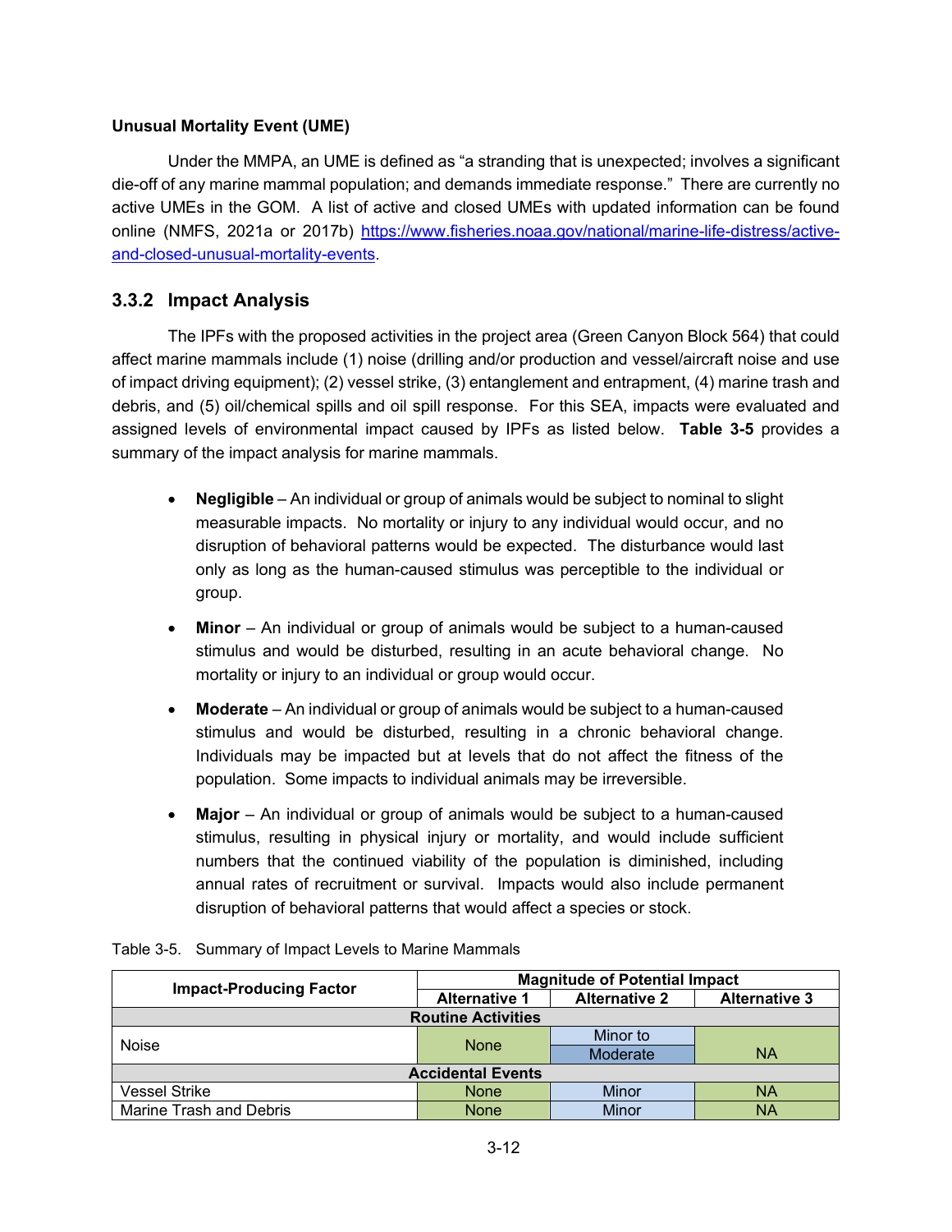**Unusual Mortality Event (UME)**

Under the MMPA, an UME is defined as "a stranding that is unexpected; involves a significant die-off of any marine mammal population; and demands immediate response." There are currently no active UMEs in the GOM. A list of active and closed UMEs with updated information can be found online (NMFS, 2021a or 2017b) https://www.fisheries.noaa.gov/national/marine-life-distress/active-and-closed-unusual-mortality-events.

## 3.3.2 Impact Analysis

The IPFs with the proposed activities in the project area (Green Canyon Block 564) that could affect marine mammals include (1) noise (drilling and/or production and vessel/aircraft noise and use of impact driving equipment); (2) vessel strike, (3) entanglement and entrapment, (4) marine trash and debris, and (5) oil/chemical spills and oil spill response. For this SEA, impacts were evaluated and assigned levels of environmental impact caused by IPFs as listed below. **Table 3-5** provides a summary of the impact analysis for marine mammals.

- **Negligible** – An individual or group of animals would be subject to nominal to slight measurable impacts. No mortality or injury to any individual would occur, and no disruption of behavioral patterns would be expected. The disturbance would last only as long as the human-caused stimulus was perceptible to the individual or group.
- **Minor** – An individual or group of animals would be subject to a human-caused stimulus and would be disturbed, resulting in an acute behavioral change. No mortality or injury to an individual or group would occur.
- **Moderate** – An individual or group of animals would be subject to a human-caused stimulus and would be disturbed, resulting in a chronic behavioral change. Individuals may be impacted but at levels that do not affect the fitness of the population. Some impacts to individual animals may be irreversible.
- **Major** – An individual or group of animals would be subject to a human-caused stimulus, resulting in physical injury or mortality, and would include sufficient numbers that the continued viability of the population is diminished, including annual rates of recruitment or survival. Impacts would also include permanent disruption of behavioral patterns that would affect a species or stock.

Table 3-5. Summary of Impact Levels to Marine Mammals

| Impact-Producing Factor | Magnitude of Potential Impact | | |
|---|---|---|---|
| | Alternative 1 | Alternative 2 | Alternative 3 |
| **Routine Activities** | | | |
| Noise | None | Minor to Moderate | NA |
| **Accidental Events** | | | |
| Vessel Strike | None | Minor | NA |
| Marine Trash and Debris | None | Minor | NA |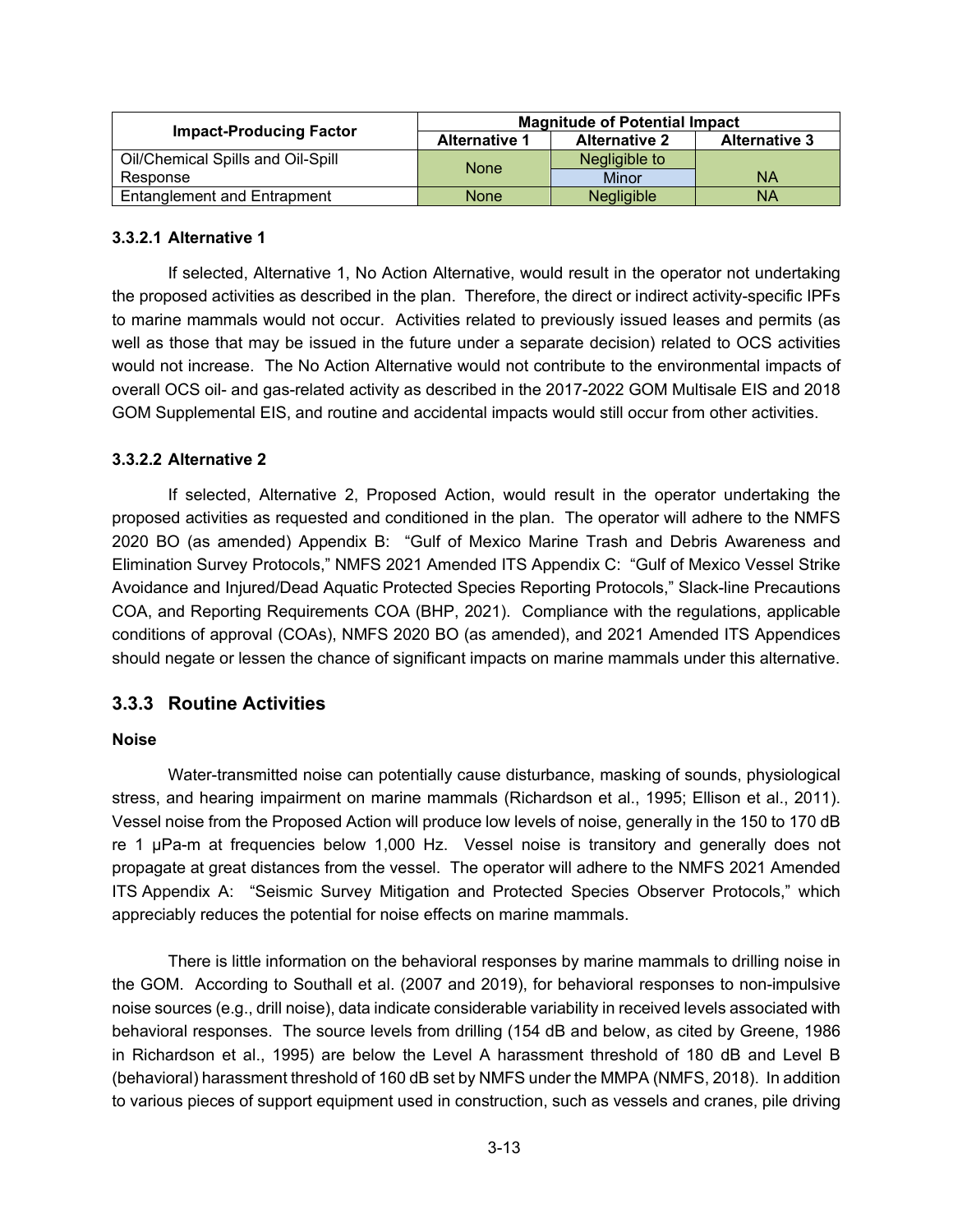| Impact-Producing Factor | Magnitude of Potential Impact | | |
|---|---|---|---|
| | Alternative 1 | Alternative 2 | Alternative 3 |
| Oil/Chemical Spills and Oil-Spill Response | None | Negligible to Minor | NA |
| Entanglement and Entrapment | None | Negligible | NA |

#### 3.3.2.1 Alternative 1

If selected, Alternative 1, No Action Alternative, would result in the operator not undertaking the proposed activities as described in the plan. Therefore, the direct or indirect activity-specific IPFs to marine mammals would not occur. Activities related to previously issued leases and permits (as well as those that may be issued in the future under a separate decision) related to OCS activities would not increase. The No Action Alternative would not contribute to the environmental impacts of overall OCS oil- and gas-related activity as described in the 2017-2022 GOM Multisale EIS and 2018 GOM Supplemental EIS, and routine and accidental impacts would still occur from other activities.

#### 3.3.2.2 Alternative 2

If selected, Alternative 2, Proposed Action, would result in the operator undertaking the proposed activities as requested and conditioned in the plan. The operator will adhere to the NMFS 2020 BO (as amended) Appendix B: "Gulf of Mexico Marine Trash and Debris Awareness and Elimination Survey Protocols," NMFS 2021 Amended ITS Appendix C: "Gulf of Mexico Vessel Strike Avoidance and Injured/Dead Aquatic Protected Species Reporting Protocols," Slack-line Precautions COA, and Reporting Requirements COA (BHP, 2021). Compliance with the regulations, applicable conditions of approval (COAs), NMFS 2020 BO (as amended), and 2021 Amended ITS Appendices should negate or lessen the chance of significant impacts on marine mammals under this alternative.

### 3.3.3 Routine Activities

**Noise**

Water-transmitted noise can potentially cause disturbance, masking of sounds, physiological stress, and hearing impairment on marine mammals (Richardson et al., 1995; Ellison et al., 2011). Vessel noise from the Proposed Action will produce low levels of noise, generally in the 150 to 170 dB re 1 µPa-m at frequencies below 1,000 Hz. Vessel noise is transitory and generally does not propagate at great distances from the vessel. The operator will adhere to the NMFS 2021 Amended ITS Appendix A: "Seismic Survey Mitigation and Protected Species Observer Protocols," which appreciably reduces the potential for noise effects on marine mammals.

There is little information on the behavioral responses by marine mammals to drilling noise in the GOM. According to Southall et al. (2007 and 2019), for behavioral responses to non-impulsive noise sources (e.g., drill noise), data indicate considerable variability in received levels associated with behavioral responses. The source levels from drilling (154 dB and below, as cited by Greene, 1986 in Richardson et al., 1995) are below the Level A harassment threshold of 180 dB and Level B (behavioral) harassment threshold of 160 dB set by NMFS under the MMPA (NMFS, 2018). In addition to various pieces of support equipment used in construction, such as vessels and cranes, pile driving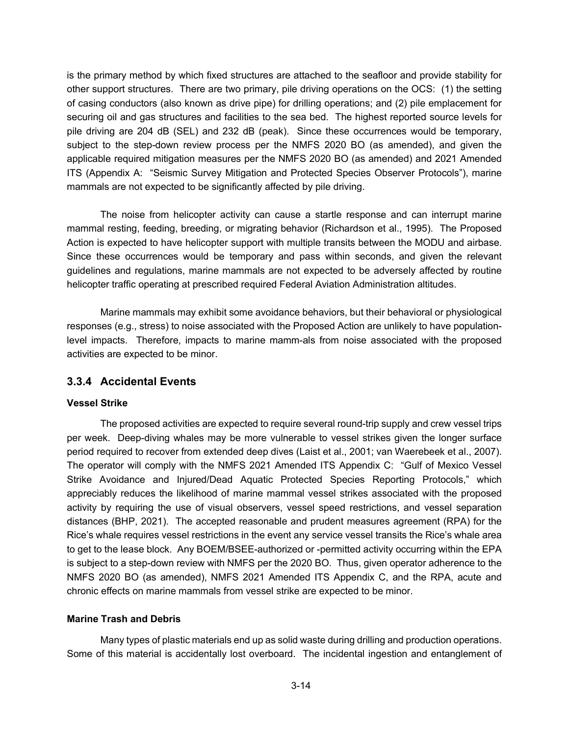is the primary method by which fixed structures are attached to the seafloor and provide stability for other support structures. There are two primary, pile driving operations on the OCS: (1) the setting of casing conductors (also known as drive pipe) for drilling operations; and (2) pile emplacement for securing oil and gas structures and facilities to the sea bed. The highest reported source levels for pile driving are 204 dB (SEL) and 232 dB (peak). Since these occurrences would be temporary, subject to the step-down review process per the NMFS 2020 BO (as amended), and given the applicable required mitigation measures per the NMFS 2020 BO (as amended) and 2021 Amended ITS (Appendix A: "Seismic Survey Mitigation and Protected Species Observer Protocols"), marine mammals are not expected to be significantly affected by pile driving.

The noise from helicopter activity can cause a startle response and can interrupt marine mammal resting, feeding, breeding, or migrating behavior (Richardson et al., 1995). The Proposed Action is expected to have helicopter support with multiple transits between the MODU and airbase. Since these occurrences would be temporary and pass within seconds, and given the relevant guidelines and regulations, marine mammals are not expected to be adversely affected by routine helicopter traffic operating at prescribed required Federal Aviation Administration altitudes.

Marine mammals may exhibit some avoidance behaviors, but their behavioral or physiological responses (e.g., stress) to noise associated with the Proposed Action are unlikely to have population-level impacts. Therefore, impacts to marine mamm-als from noise associated with the proposed activities are expected to be minor.

### 3.3.4 Accidental Events

**Vessel Strike**

The proposed activities are expected to require several round-trip supply and crew vessel trips per week. Deep-diving whales may be more vulnerable to vessel strikes given the longer surface period required to recover from extended deep dives (Laist et al., 2001; van Waerebeek et al., 2007). The operator will comply with the NMFS 2021 Amended ITS Appendix C: "Gulf of Mexico Vessel Strike Avoidance and Injured/Dead Aquatic Protected Species Reporting Protocols," which appreciably reduces the likelihood of marine mammal vessel strikes associated with the proposed activity by requiring the use of visual observers, vessel speed restrictions, and vessel separation distances (BHP, 2021). The accepted reasonable and prudent measures agreement (RPA) for the Rice's whale requires vessel restrictions in the event any service vessel transits the Rice's whale area to get to the lease block. Any BOEM/BSEE-authorized or -permitted activity occurring within the EPA is subject to a step-down review with NMFS per the 2020 BO. Thus, given operator adherence to the NMFS 2020 BO (as amended), NMFS 2021 Amended ITS Appendix C, and the RPA, acute and chronic effects on marine mammals from vessel strike are expected to be minor.

**Marine Trash and Debris**

Many types of plastic materials end up as solid waste during drilling and production operations. Some of this material is accidentally lost overboard. The incidental ingestion and entanglement of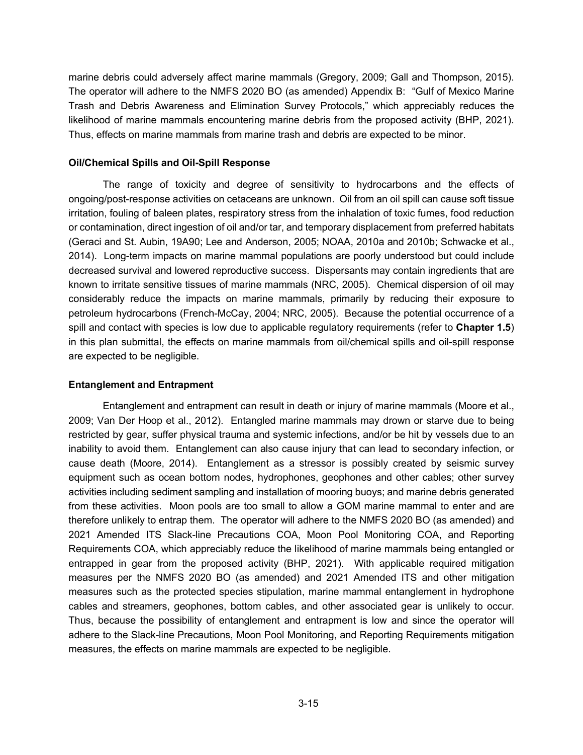marine debris could adversely affect marine mammals (Gregory, 2009; Gall and Thompson, 2015). The operator will adhere to the NMFS 2020 BO (as amended) Appendix B: "Gulf of Mexico Marine Trash and Debris Awareness and Elimination Survey Protocols," which appreciably reduces the likelihood of marine mammals encountering marine debris from the proposed activity (BHP, 2021). Thus, effects on marine mammals from marine trash and debris are expected to be minor.

**Oil/Chemical Spills and Oil-Spill Response**

The range of toxicity and degree of sensitivity to hydrocarbons and the effects of ongoing/post-response activities on cetaceans are unknown. Oil from an oil spill can cause soft tissue irritation, fouling of baleen plates, respiratory stress from the inhalation of toxic fumes, food reduction or contamination, direct ingestion of oil and/or tar, and temporary displacement from preferred habitats (Geraci and St. Aubin, 19A90; Lee and Anderson, 2005; NOAA, 2010a and 2010b; Schwacke et al., 2014). Long-term impacts on marine mammal populations are poorly understood but could include decreased survival and lowered reproductive success. Dispersants may contain ingredients that are known to irritate sensitive tissues of marine mammals (NRC, 2005). Chemical dispersion of oil may considerably reduce the impacts on marine mammals, primarily by reducing their exposure to petroleum hydrocarbons (French-McCay, 2004; NRC, 2005). Because the potential occurrence of a spill and contact with species is low due to applicable regulatory requirements (refer to **Chapter 1.5**) in this plan submittal, the effects on marine mammals from oil/chemical spills and oil-spill response are expected to be negligible.

**Entanglement and Entrapment**

Entanglement and entrapment can result in death or injury of marine mammals (Moore et al., 2009; Van Der Hoop et al., 2012). Entangled marine mammals may drown or starve due to being restricted by gear, suffer physical trauma and systemic infections, and/or be hit by vessels due to an inability to avoid them. Entanglement can also cause injury that can lead to secondary infection, or cause death (Moore, 2014). Entanglement as a stressor is possibly created by seismic survey equipment such as ocean bottom nodes, hydrophones, geophones and other cables; other survey activities including sediment sampling and installation of mooring buoys; and marine debris generated from these activities. Moon pools are too small to allow a GOM marine mammal to enter and are therefore unlikely to entrap them. The operator will adhere to the NMFS 2020 BO (as amended) and 2021 Amended ITS Slack-line Precautions COA, Moon Pool Monitoring COA, and Reporting Requirements COA, which appreciably reduce the likelihood of marine mammals being entangled or entrapped in gear from the proposed activity (BHP, 2021). With applicable required mitigation measures per the NMFS 2020 BO (as amended) and 2021 Amended ITS and other mitigation measures such as the protected species stipulation, marine mammal entanglement in hydrophone cables and streamers, geophones, bottom cables, and other associated gear is unlikely to occur. Thus, because the possibility of entanglement and entrapment is low and since the operator will adhere to the Slack-line Precautions, Moon Pool Monitoring, and Reporting Requirements mitigation measures, the effects on marine mammals are expected to be negligible.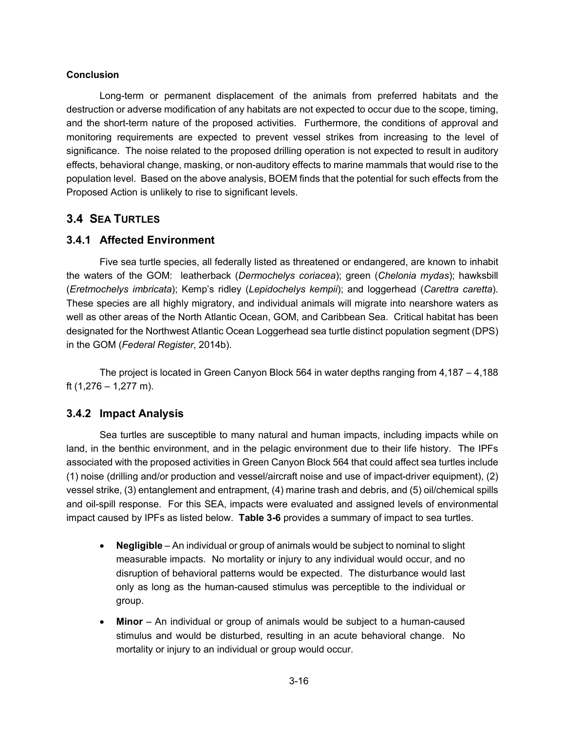**Conclusion**

Long-term or permanent displacement of the animals from preferred habitats and the destruction or adverse modification of any habitats are not expected to occur due to the scope, timing, and the short-term nature of the proposed activities. Furthermore, the conditions of approval and monitoring requirements are expected to prevent vessel strikes from increasing to the level of significance. The noise related to the proposed drilling operation is not expected to result in auditory effects, behavioral change, masking, or non-auditory effects to marine mammals that would rise to the population level. Based on the above analysis, BOEM finds that the potential for such effects from the Proposed Action is unlikely to rise to significant levels.

## 3.4 Sea Turtles

### 3.4.1 Affected Environment

Five sea turtle species, all federally listed as threatened or endangered, are known to inhabit the waters of the GOM: leatherback (*Dermochelys coriacea*); green (*Chelonia mydas*); hawksbill (*Eretmochelys imbricata*); Kemp's ridley (*Lepidochelys kempii*); and loggerhead (*Carettra caretta*). These species are all highly migratory, and individual animals will migrate into nearshore waters as well as other areas of the North Atlantic Ocean, GOM, and Caribbean Sea. Critical habitat has been designated for the Northwest Atlantic Ocean Loggerhead sea turtle distinct population segment (DPS) in the GOM (*Federal Register*, 2014b).

The project is located in Green Canyon Block 564 in water depths ranging from 4,187 – 4,188 ft (1,276 – 1,277 m).

### 3.4.2 Impact Analysis

Sea turtles are susceptible to many natural and human impacts, including impacts while on land, in the benthic environment, and in the pelagic environment due to their life history. The IPFs associated with the proposed activities in Green Canyon Block 564 that could affect sea turtles include (1) noise (drilling and/or production and vessel/aircraft noise and use of impact-driver equipment), (2) vessel strike, (3) entanglement and entrapment, (4) marine trash and debris, and (5) oil/chemical spills and oil-spill response. For this SEA, impacts were evaluated and assigned levels of environmental impact caused by IPFs as listed below. **Table 3-6** provides a summary of impact to sea turtles.

- **Negligible** – An individual or group of animals would be subject to nominal to slight measurable impacts. No mortality or injury to any individual would occur, and no disruption of behavioral patterns would be expected. The disturbance would last only as long as the human-caused stimulus was perceptible to the individual or group.
- **Minor** – An individual or group of animals would be subject to a human-caused stimulus and would be disturbed, resulting in an acute behavioral change. No mortality or injury to an individual or group would occur.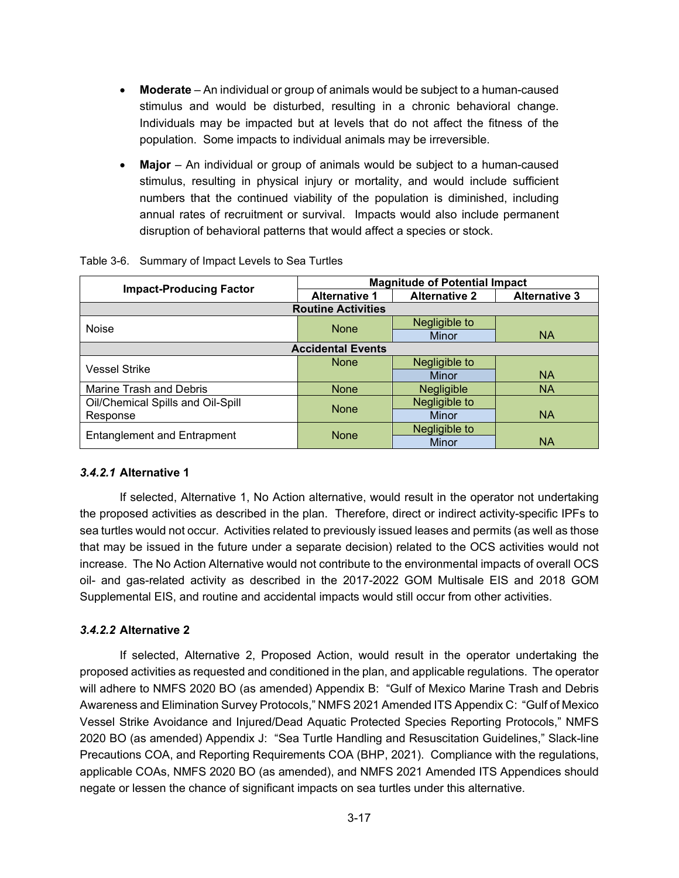- **Moderate** – An individual or group of animals would be subject to a human-caused stimulus and would be disturbed, resulting in a chronic behavioral change. Individuals may be impacted but at levels that do not affect the fitness of the population. Some impacts to individual animals may be irreversible.
- **Major** – An individual or group of animals would be subject to a human-caused stimulus, resulting in physical injury or mortality, and would include sufficient numbers that the continued viability of the population is diminished, including annual rates of recruitment or survival. Impacts would also include permanent disruption of behavioral patterns that would affect a species or stock.

Table 3-6. Summary of Impact Levels to Sea Turtles

| Impact-Producing Factor | Magnitude of Potential Impact | | |
|---|---|---|---|
| | **Alternative 1** | **Alternative 2** | **Alternative 3** |
| **Routine Activities** | | | |
| Noise | None | Negligible to Minor | NA |
| **Accidental Events** | | | |
| Vessel Strike | None | Negligible to Minor | NA |
| Marine Trash and Debris | None | Negligible | NA |
| Oil/Chemical Spills and Oil-Spill Response | None | Negligible to Minor | NA |
| Entanglement and Entrapment | None | Negligible to Minor | NA |

### *3.4.2.1* Alternative 1

If selected, Alternative 1, No Action alternative, would result in the operator not undertaking the proposed activities as described in the plan. Therefore, direct or indirect activity-specific IPFs to sea turtles would not occur. Activities related to previously issued leases and permits (as well as those that may be issued in the future under a separate decision) related to the OCS activities would not increase. The No Action Alternative would not contribute to the environmental impacts of overall OCS oil- and gas-related activity as described in the 2017-2022 GOM Multisale EIS and 2018 GOM Supplemental EIS, and routine and accidental impacts would still occur from other activities.

### *3.4.2.2* Alternative 2

If selected, Alternative 2, Proposed Action, would result in the operator undertaking the proposed activities as requested and conditioned in the plan, and applicable regulations. The operator will adhere to NMFS 2020 BO (as amended) Appendix B: "Gulf of Mexico Marine Trash and Debris Awareness and Elimination Survey Protocols," NMFS 2021 Amended ITS Appendix C: "Gulf of Mexico Vessel Strike Avoidance and Injured/Dead Aquatic Protected Species Reporting Protocols," NMFS 2020 BO (as amended) Appendix J: "Sea Turtle Handling and Resuscitation Guidelines," Slack-line Precautions COA, and Reporting Requirements COA (BHP, 2021). Compliance with the regulations, applicable COAs, NMFS 2020 BO (as amended), and NMFS 2021 Amended ITS Appendices should negate or lessen the chance of significant impacts on sea turtles under this alternative.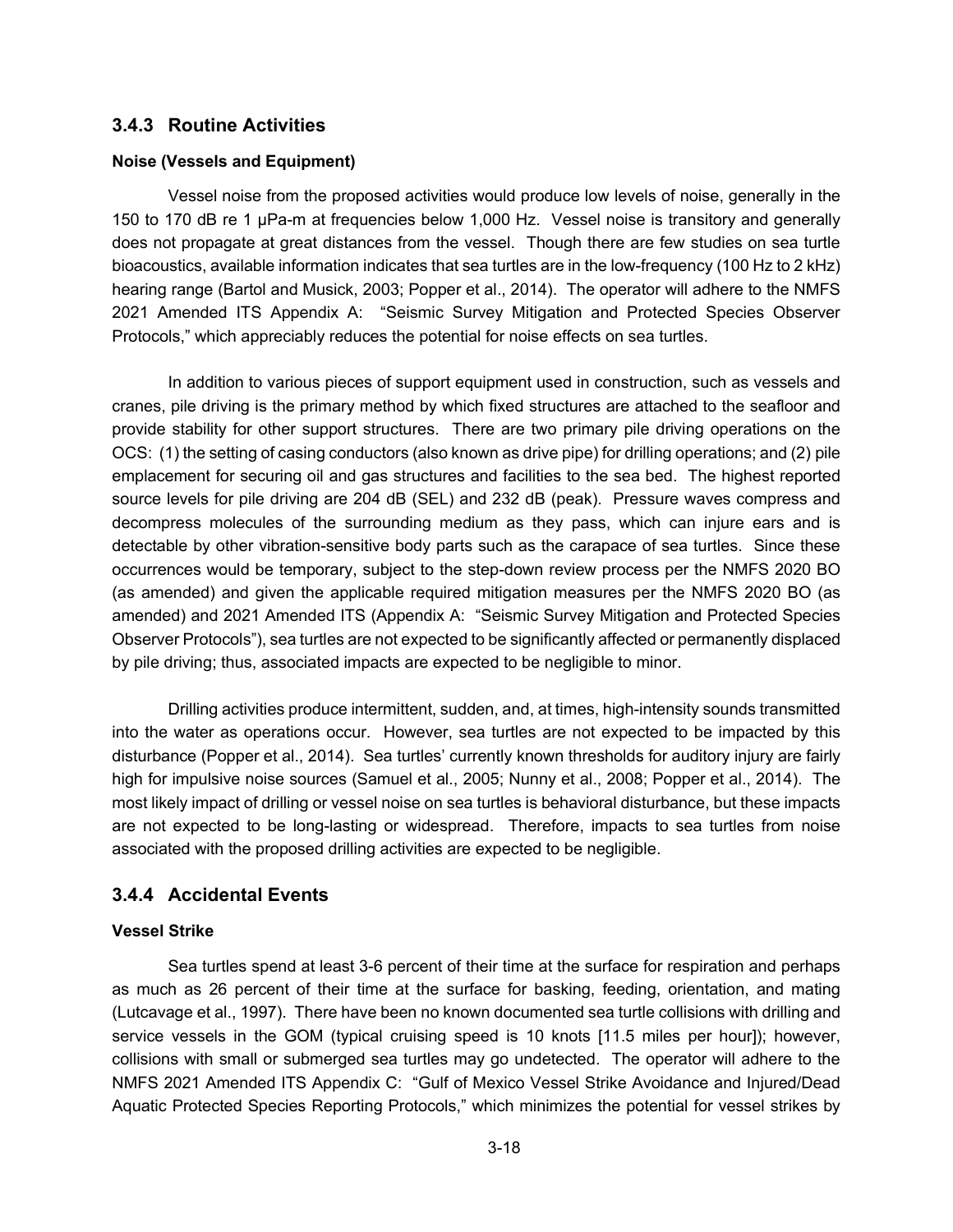### 3.4.3 Routine Activities

**Noise (Vessels and Equipment)**

Vessel noise from the proposed activities would produce low levels of noise, generally in the 150 to 170 dB re 1 µPa-m at frequencies below 1,000 Hz. Vessel noise is transitory and generally does not propagate at great distances from the vessel. Though there are few studies on sea turtle bioacoustics, available information indicates that sea turtles are in the low-frequency (100 Hz to 2 kHz) hearing range (Bartol and Musick, 2003; Popper et al., 2014). The operator will adhere to the NMFS 2021 Amended ITS Appendix A: "Seismic Survey Mitigation and Protected Species Observer Protocols," which appreciably reduces the potential for noise effects on sea turtles.

In addition to various pieces of support equipment used in construction, such as vessels and cranes, pile driving is the primary method by which fixed structures are attached to the seafloor and provide stability for other support structures. There are two primary pile driving operations on the OCS: (1) the setting of casing conductors (also known as drive pipe) for drilling operations; and (2) pile emplacement for securing oil and gas structures and facilities to the sea bed. The highest reported source levels for pile driving are 204 dB (SEL) and 232 dB (peak). Pressure waves compress and decompress molecules of the surrounding medium as they pass, which can injure ears and is detectable by other vibration-sensitive body parts such as the carapace of sea turtles. Since these occurrences would be temporary, subject to the step-down review process per the NMFS 2020 BO (as amended) and given the applicable required mitigation measures per the NMFS 2020 BO (as amended) and 2021 Amended ITS (Appendix A: "Seismic Survey Mitigation and Protected Species Observer Protocols"), sea turtles are not expected to be significantly affected or permanently displaced by pile driving; thus, associated impacts are expected to be negligible to minor.

Drilling activities produce intermittent, sudden, and, at times, high-intensity sounds transmitted into the water as operations occur. However, sea turtles are not expected to be impacted by this disturbance (Popper et al., 2014). Sea turtles' currently known thresholds for auditory injury are fairly high for impulsive noise sources (Samuel et al., 2005; Nunny et al., 2008; Popper et al., 2014). The most likely impact of drilling or vessel noise on sea turtles is behavioral disturbance, but these impacts are not expected to be long-lasting or widespread. Therefore, impacts to sea turtles from noise associated with the proposed drilling activities are expected to be negligible.

### 3.4.4 Accidental Events

**Vessel Strike**

Sea turtles spend at least 3-6 percent of their time at the surface for respiration and perhaps as much as 26 percent of their time at the surface for basking, feeding, orientation, and mating (Lutcavage et al., 1997). There have been no known documented sea turtle collisions with drilling and service vessels in the GOM (typical cruising speed is 10 knots [11.5 miles per hour]); however, collisions with small or submerged sea turtles may go undetected. The operator will adhere to the NMFS 2021 Amended ITS Appendix C: "Gulf of Mexico Vessel Strike Avoidance and Injured/Dead Aquatic Protected Species Reporting Protocols," which minimizes the potential for vessel strikes by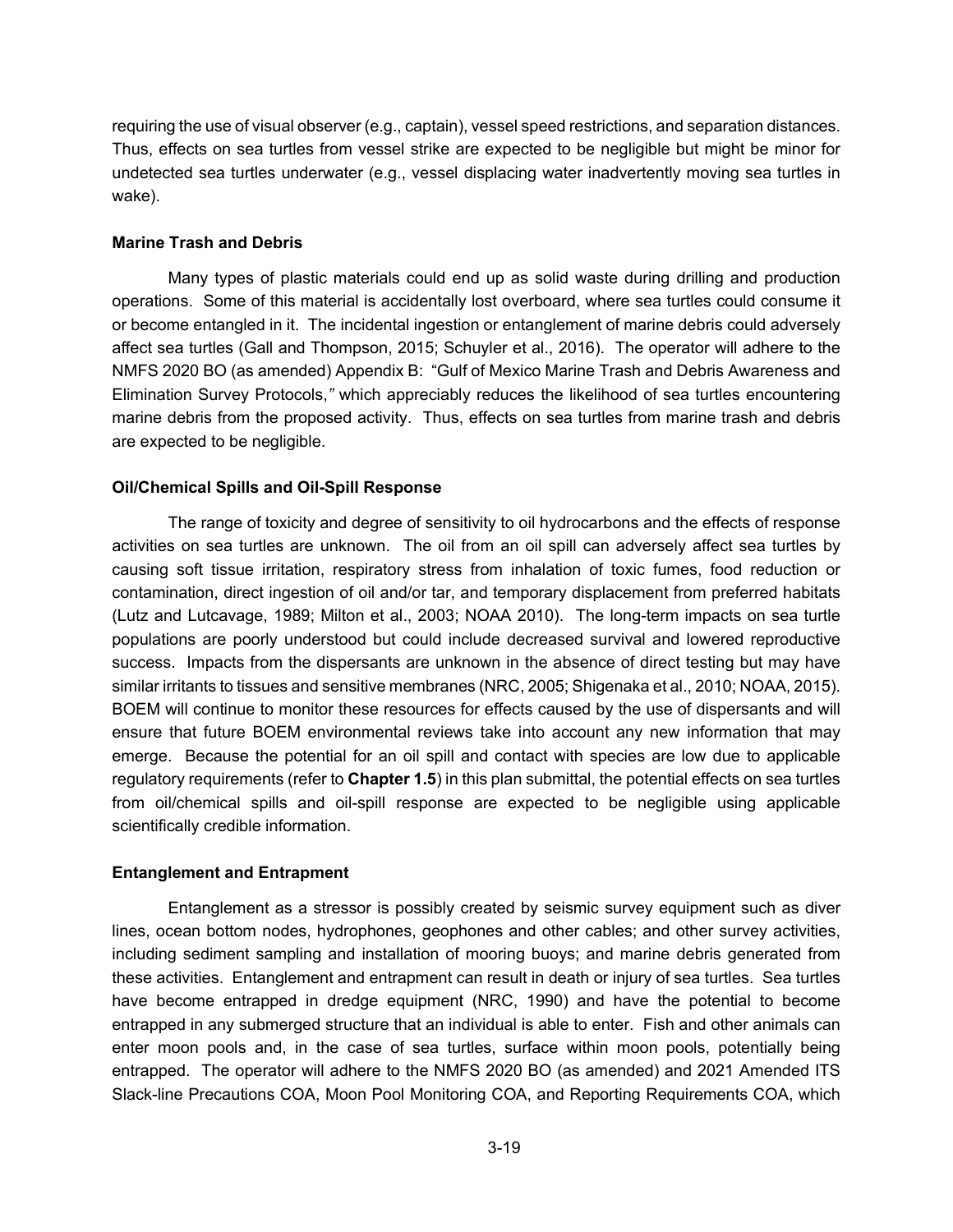requiring the use of visual observer (e.g., captain), vessel speed restrictions, and separation distances. Thus, effects on sea turtles from vessel strike are expected to be negligible but might be minor for undetected sea turtles underwater (e.g., vessel displacing water inadvertently moving sea turtles in wake).

**Marine Trash and Debris**

Many types of plastic materials could end up as solid waste during drilling and production operations. Some of this material is accidentally lost overboard, where sea turtles could consume it or become entangled in it. The incidental ingestion or entanglement of marine debris could adversely affect sea turtles (Gall and Thompson, 2015; Schuyler et al., 2016). The operator will adhere to the NMFS 2020 BO (as amended) Appendix B: "Gulf of Mexico Marine Trash and Debris Awareness and Elimination Survey Protocols," which appreciably reduces the likelihood of sea turtles encountering marine debris from the proposed activity. Thus, effects on sea turtles from marine trash and debris are expected to be negligible.

**Oil/Chemical Spills and Oil-Spill Response**

The range of toxicity and degree of sensitivity to oil hydrocarbons and the effects of response activities on sea turtles are unknown. The oil from an oil spill can adversely affect sea turtles by causing soft tissue irritation, respiratory stress from inhalation of toxic fumes, food reduction or contamination, direct ingestion of oil and/or tar, and temporary displacement from preferred habitats (Lutz and Lutcavage, 1989; Milton et al., 2003; NOAA 2010). The long-term impacts on sea turtle populations are poorly understood but could include decreased survival and lowered reproductive success. Impacts from the dispersants are unknown in the absence of direct testing but may have similar irritants to tissues and sensitive membranes (NRC, 2005; Shigenaka et al., 2010; NOAA, 2015). BOEM will continue to monitor these resources for effects caused by the use of dispersants and will ensure that future BOEM environmental reviews take into account any new information that may emerge. Because the potential for an oil spill and contact with species are low due to applicable regulatory requirements (refer to **Chapter 1.5**) in this plan submittal, the potential effects on sea turtles from oil/chemical spills and oil-spill response are expected to be negligible using applicable scientifically credible information.

**Entanglement and Entrapment**

Entanglement as a stressor is possibly created by seismic survey equipment such as diver lines, ocean bottom nodes, hydrophones, geophones and other cables; and other survey activities, including sediment sampling and installation of mooring buoys; and marine debris generated from these activities. Entanglement and entrapment can result in death or injury of sea turtles. Sea turtles have become entrapped in dredge equipment (NRC, 1990) and have the potential to become entrapped in any submerged structure that an individual is able to enter. Fish and other animals can enter moon pools and, in the case of sea turtles, surface within moon pools, potentially being entrapped. The operator will adhere to the NMFS 2020 BO (as amended) and 2021 Amended ITS Slack-line Precautions COA, Moon Pool Monitoring COA, and Reporting Requirements COA, which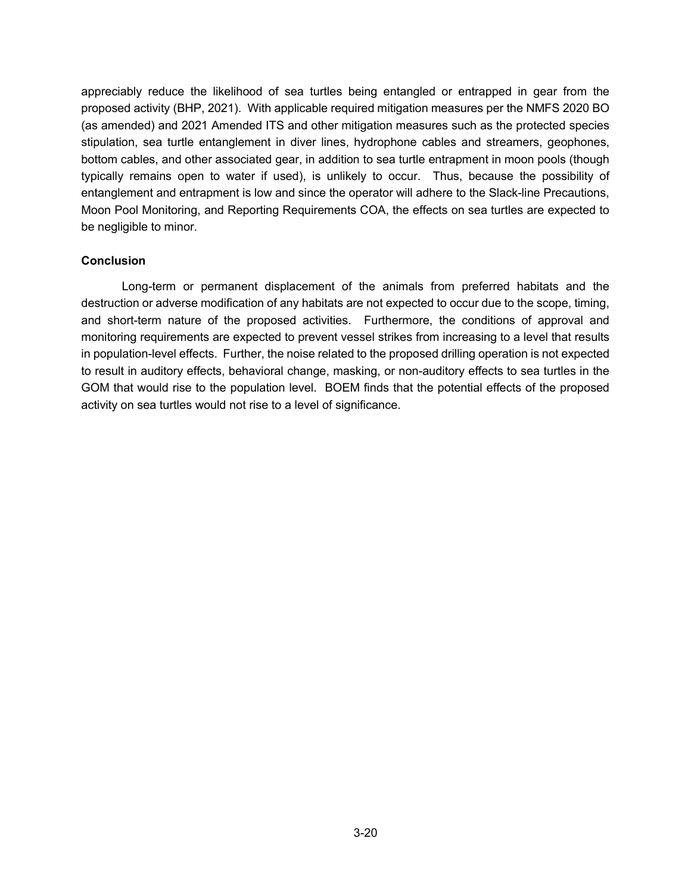appreciably reduce the likelihood of sea turtles being entangled or entrapped in gear from the proposed activity (BHP, 2021). With applicable required mitigation measures per the NMFS 2020 BO (as amended) and 2021 Amended ITS and other mitigation measures such as the protected species stipulation, sea turtle entanglement in diver lines, hydrophone cables and streamers, geophones, bottom cables, and other associated gear, in addition to sea turtle entrapment in moon pools (though typically remains open to water if used), is unlikely to occur. Thus, because the possibility of entanglement and entrapment is low and since the operator will adhere to the Slack-line Precautions, Moon Pool Monitoring, and Reporting Requirements COA, the effects on sea turtles are expected to be negligible to minor.

**Conclusion**

Long-term or permanent displacement of the animals from preferred habitats and the destruction or adverse modification of any habitats are not expected to occur due to the scope, timing, and short-term nature of the proposed activities. Furthermore, the conditions of approval and monitoring requirements are expected to prevent vessel strikes from increasing to a level that results in population-level effects. Further, the noise related to the proposed drilling operation is not expected to result in auditory effects, behavioral change, masking, or non-auditory effects to sea turtles in the GOM that would rise to the population level. BOEM finds that the potential effects of the proposed activity on sea turtles would not rise to a level of significance.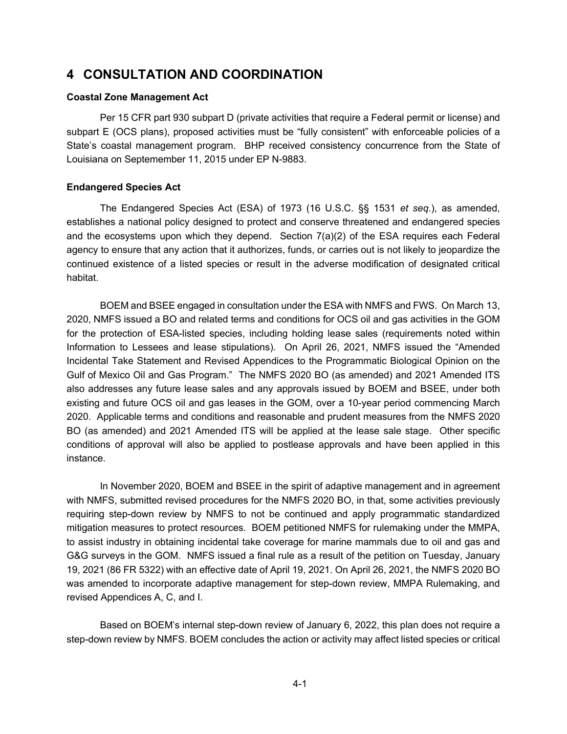# 4 CONSULTATION AND COORDINATION

### Coastal Zone Management Act

Per 15 CFR part 930 subpart D (private activities that require a Federal permit or license) and subpart E (OCS plans), proposed activities must be "fully consistent" with enforceable policies of a State's coastal management program. BHP received consistency concurrence from the State of Louisiana on Septemember 11, 2015 under EP N-9883.

### Endangered Species Act

The Endangered Species Act (ESA) of 1973 (16 U.S.C. §§ 1531 *et seq.*), as amended, establishes a national policy designed to protect and conserve threatened and endangered species and the ecosystems upon which they depend. Section 7(a)(2) of the ESA requires each Federal agency to ensure that any action that it authorizes, funds, or carries out is not likely to jeopardize the continued existence of a listed species or result in the adverse modification of designated critical habitat.

BOEM and BSEE engaged in consultation under the ESA with NMFS and FWS. On March 13, 2020, NMFS issued a BO and related terms and conditions for OCS oil and gas activities in the GOM for the protection of ESA-listed species, including holding lease sales (requirements noted within Information to Lessees and lease stipulations). On April 26, 2021, NMFS issued the "Amended Incidental Take Statement and Revised Appendices to the Programmatic Biological Opinion on the Gulf of Mexico Oil and Gas Program." The NMFS 2020 BO (as amended) and 2021 Amended ITS also addresses any future lease sales and any approvals issued by BOEM and BSEE, under both existing and future OCS oil and gas leases in the GOM, over a 10-year period commencing March 2020. Applicable terms and conditions and reasonable and prudent measures from the NMFS 2020 BO (as amended) and 2021 Amended ITS will be applied at the lease sale stage. Other specific conditions of approval will also be applied to postlease approvals and have been applied in this instance.

In November 2020, BOEM and BSEE in the spirit of adaptive management and in agreement with NMFS, submitted revised procedures for the NMFS 2020 BO, in that, some activities previously requiring step-down review by NMFS to not be continued and apply programmatic standardized mitigation measures to protect resources. BOEM petitioned NMFS for rulemaking under the MMPA, to assist industry in obtaining incidental take coverage for marine mammals due to oil and gas and G&G surveys in the GOM. NMFS issued a final rule as a result of the petition on Tuesday, January 19, 2021 (86 FR 5322) with an effective date of April 19, 2021. On April 26, 2021, the NMFS 2020 BO was amended to incorporate adaptive management for step-down review, MMPA Rulemaking, and revised Appendices A, C, and I.

Based on BOEM's internal step-down review of January 6, 2022, this plan does not require a step-down review by NMFS. BOEM concludes the action or activity may affect listed species or critical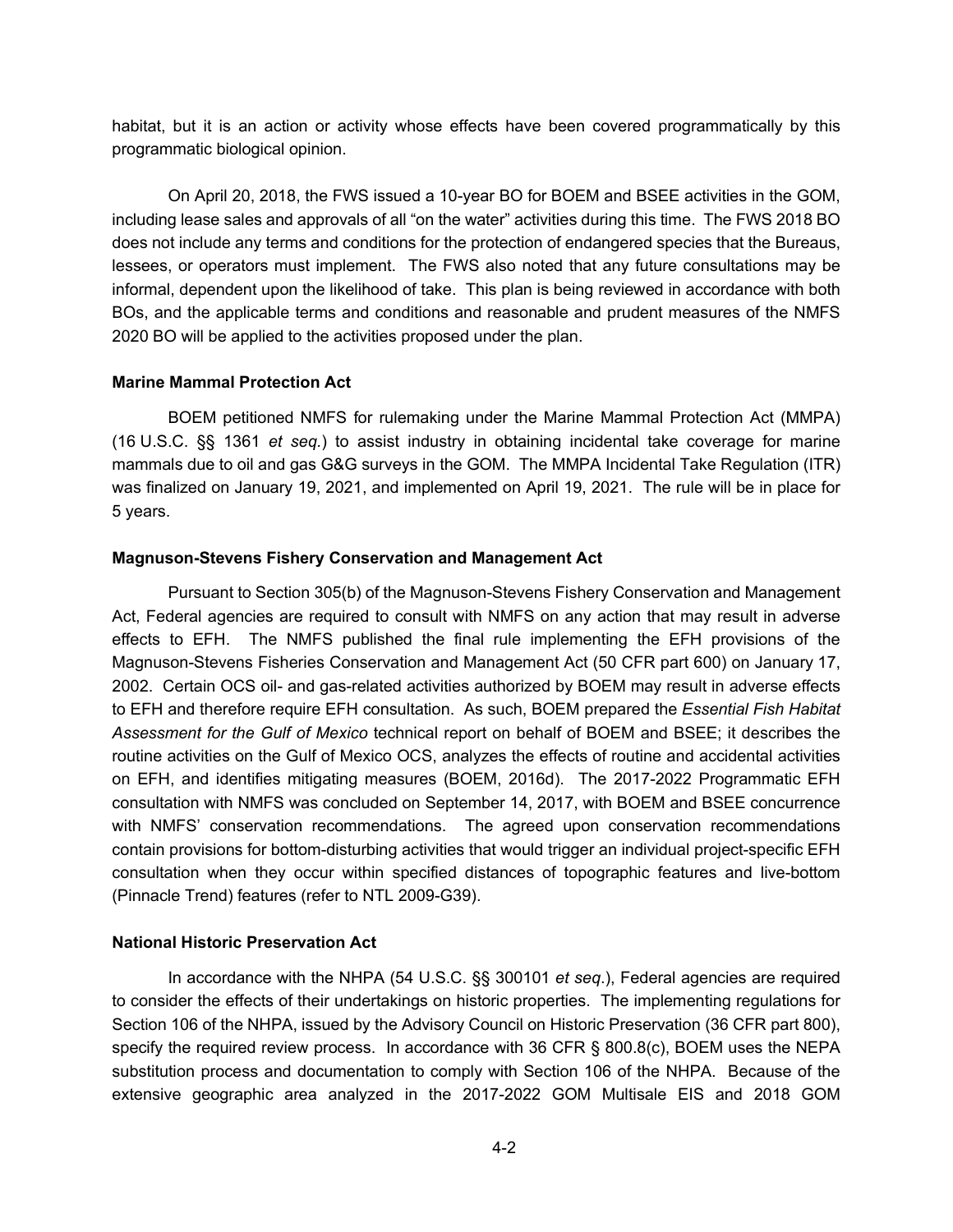habitat, but it is an action or activity whose effects have been covered programmatically by this programmatic biological opinion.

On April 20, 2018, the FWS issued a 10-year BO for BOEM and BSEE activities in the GOM, including lease sales and approvals of all "on the water" activities during this time. The FWS 2018 BO does not include any terms and conditions for the protection of endangered species that the Bureaus, lessees, or operators must implement. The FWS also noted that any future consultations may be informal, dependent upon the likelihood of take. This plan is being reviewed in accordance with both BOs, and the applicable terms and conditions and reasonable and prudent measures of the NMFS 2020 BO will be applied to the activities proposed under the plan.

**Marine Mammal Protection Act**

BOEM petitioned NMFS for rulemaking under the Marine Mammal Protection Act (MMPA) (16 U.S.C. §§ 1361 *et seq.*) to assist industry in obtaining incidental take coverage for marine mammals due to oil and gas G&G surveys in the GOM. The MMPA Incidental Take Regulation (ITR) was finalized on January 19, 2021, and implemented on April 19, 2021. The rule will be in place for 5 years.

**Magnuson-Stevens Fishery Conservation and Management Act**

Pursuant to Section 305(b) of the Magnuson-Stevens Fishery Conservation and Management Act, Federal agencies are required to consult with NMFS on any action that may result in adverse effects to EFH. The NMFS published the final rule implementing the EFH provisions of the Magnuson-Stevens Fisheries Conservation and Management Act (50 CFR part 600) on January 17, 2002. Certain OCS oil- and gas-related activities authorized by BOEM may result in adverse effects to EFH and therefore require EFH consultation. As such, BOEM prepared the *Essential Fish Habitat Assessment for the Gulf of Mexico* technical report on behalf of BOEM and BSEE; it describes the routine activities on the Gulf of Mexico OCS, analyzes the effects of routine and accidental activities on EFH, and identifies mitigating measures (BOEM, 2016d). The 2017-2022 Programmatic EFH consultation with NMFS was concluded on September 14, 2017, with BOEM and BSEE concurrence with NMFS' conservation recommendations. The agreed upon conservation recommendations contain provisions for bottom-disturbing activities that would trigger an individual project-specific EFH consultation when they occur within specified distances of topographic features and live-bottom (Pinnacle Trend) features (refer to NTL 2009-G39).

**National Historic Preservation Act**

In accordance with the NHPA (54 U.S.C. §§ 300101 *et seq.*), Federal agencies are required to consider the effects of their undertakings on historic properties. The implementing regulations for Section 106 of the NHPA, issued by the Advisory Council on Historic Preservation (36 CFR part 800), specify the required review process. In accordance with 36 CFR § 800.8(c), BOEM uses the NEPA substitution process and documentation to comply with Section 106 of the NHPA. Because of the extensive geographic area analyzed in the 2017-2022 GOM Multisale EIS and 2018 GOM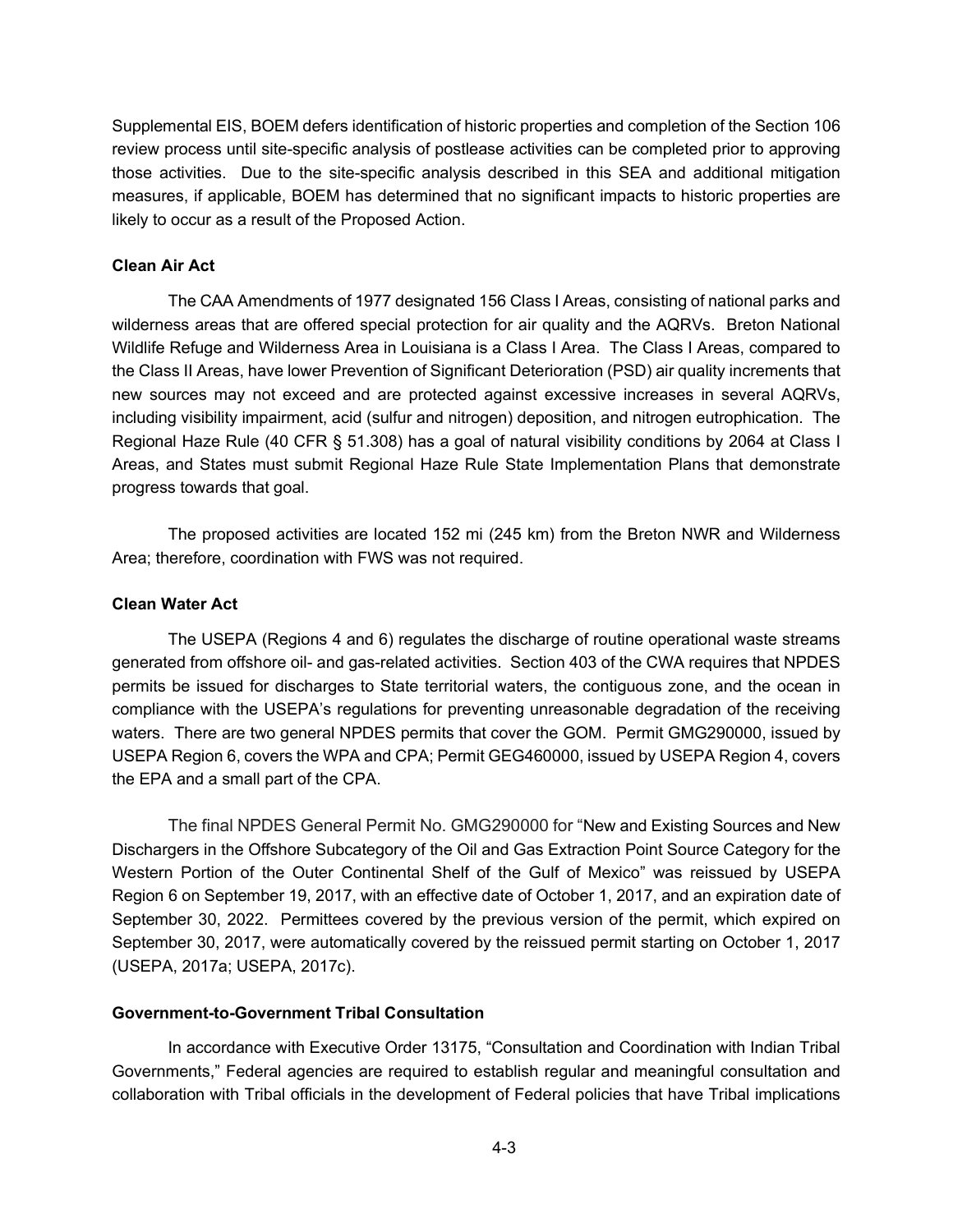Supplemental EIS, BOEM defers identification of historic properties and completion of the Section 106 review process until site-specific analysis of postlease activities can be completed prior to approving those activities. Due to the site-specific analysis described in this SEA and additional mitigation measures, if applicable, BOEM has determined that no significant impacts to historic properties are likely to occur as a result of the Proposed Action.

**Clean Air Act**

The CAA Amendments of 1977 designated 156 Class I Areas, consisting of national parks and wilderness areas that are offered special protection for air quality and the AQRVs. Breton National Wildlife Refuge and Wilderness Area in Louisiana is a Class I Area. The Class I Areas, compared to the Class II Areas, have lower Prevention of Significant Deterioration (PSD) air quality increments that new sources may not exceed and are protected against excessive increases in several AQRVs, including visibility impairment, acid (sulfur and nitrogen) deposition, and nitrogen eutrophication. The Regional Haze Rule (40 CFR § 51.308) has a goal of natural visibility conditions by 2064 at Class I Areas, and States must submit Regional Haze Rule State Implementation Plans that demonstrate progress towards that goal.

The proposed activities are located 152 mi (245 km) from the Breton NWR and Wilderness Area; therefore, coordination with FWS was not required.

**Clean Water Act**

The USEPA (Regions 4 and 6) regulates the discharge of routine operational waste streams generated from offshore oil- and gas-related activities. Section 403 of the CWA requires that NPDES permits be issued for discharges to State territorial waters, the contiguous zone, and the ocean in compliance with the USEPA's regulations for preventing unreasonable degradation of the receiving waters. There are two general NPDES permits that cover the GOM. Permit GMG290000, issued by USEPA Region 6, covers the WPA and CPA; Permit GEG460000, issued by USEPA Region 4, covers the EPA and a small part of the CPA.

The final NPDES General Permit No. GMG290000 for "New and Existing Sources and New Dischargers in the Offshore Subcategory of the Oil and Gas Extraction Point Source Category for the Western Portion of the Outer Continental Shelf of the Gulf of Mexico" was reissued by USEPA Region 6 on September 19, 2017, with an effective date of October 1, 2017, and an expiration date of September 30, 2022. Permittees covered by the previous version of the permit, which expired on September 30, 2017, were automatically covered by the reissued permit starting on October 1, 2017 (USEPA, 2017a; USEPA, 2017c).

**Government-to-Government Tribal Consultation**

In accordance with Executive Order 13175, "Consultation and Coordination with Indian Tribal Governments," Federal agencies are required to establish regular and meaningful consultation and collaboration with Tribal officials in the development of Federal policies that have Tribal implications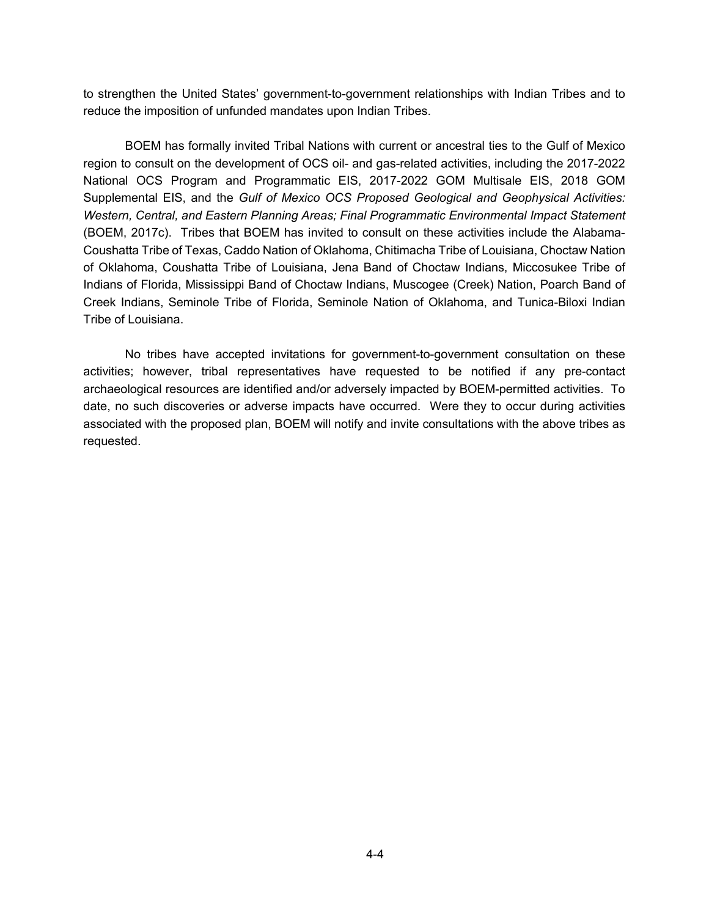to strengthen the United States' government-to-government relationships with Indian Tribes and to reduce the imposition of unfunded mandates upon Indian Tribes.

BOEM has formally invited Tribal Nations with current or ancestral ties to the Gulf of Mexico region to consult on the development of OCS oil- and gas-related activities, including the 2017-2022 National OCS Program and Programmatic EIS, 2017-2022 GOM Multisale EIS, 2018 GOM Supplemental EIS, and the *Gulf of Mexico OCS Proposed Geological and Geophysical Activities: Western, Central, and Eastern Planning Areas; Final Programmatic Environmental Impact Statement* (BOEM, 2017c). Tribes that BOEM has invited to consult on these activities include the Alabama-Coushatta Tribe of Texas, Caddo Nation of Oklahoma, Chitimacha Tribe of Louisiana, Choctaw Nation of Oklahoma, Coushatta Tribe of Louisiana, Jena Band of Choctaw Indians, Miccosukee Tribe of Indians of Florida, Mississippi Band of Choctaw Indians, Muscogee (Creek) Nation, Poarch Band of Creek Indians, Seminole Tribe of Florida, Seminole Nation of Oklahoma, and Tunica-Biloxi Indian Tribe of Louisiana.

No tribes have accepted invitations for government-to-government consultation on these activities; however, tribal representatives have requested to be notified if any pre-contact archaeological resources are identified and/or adversely impacted by BOEM-permitted activities. To date, no such discoveries or adverse impacts have occurred. Were they to occur during activities associated with the proposed plan, BOEM will notify and invite consultations with the above tribes as requested.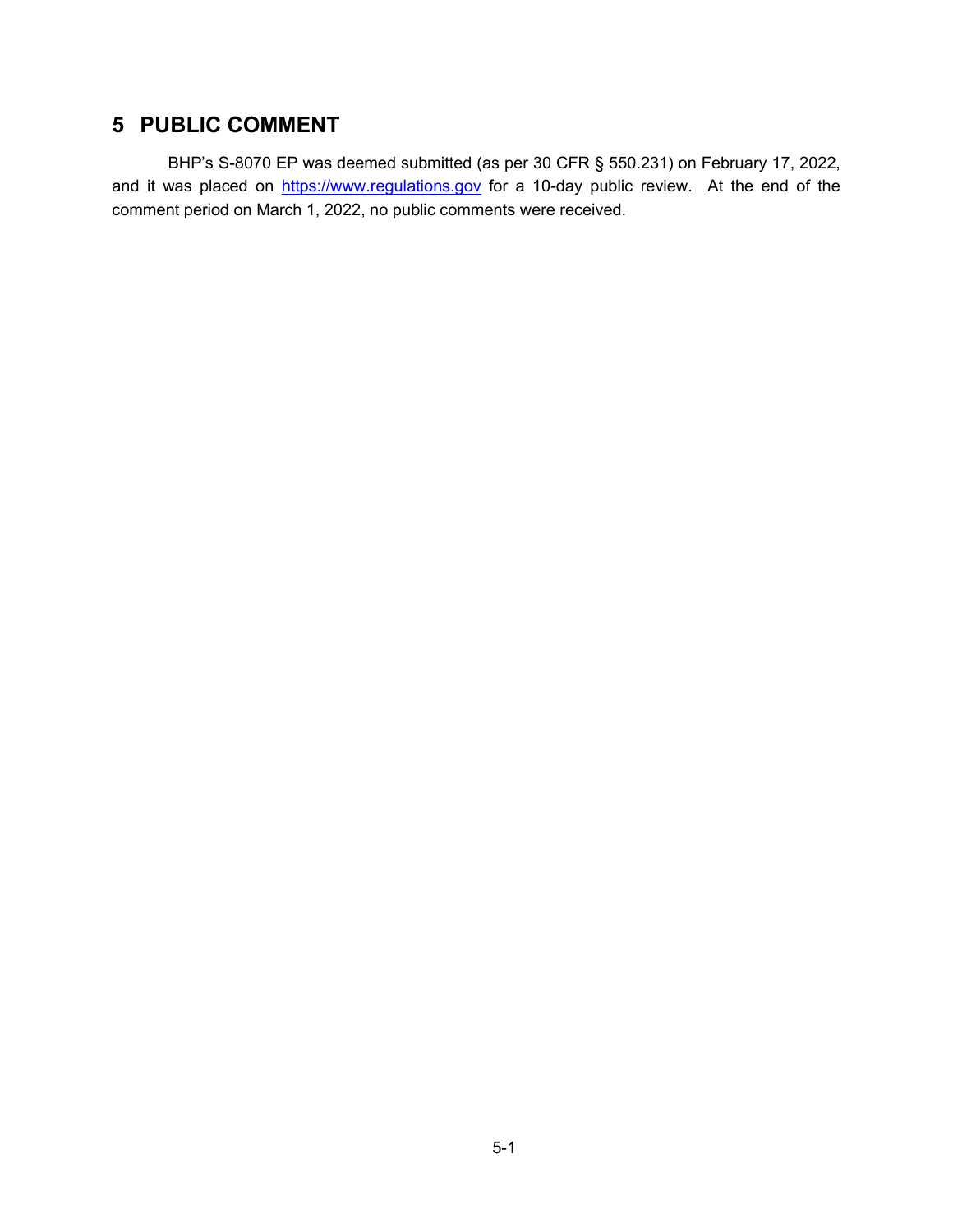# 5 PUBLIC COMMENT

BHP's S-8070 EP was deemed submitted (as per 30 CFR § 550.231) on February 17, 2022, and it was placed on https://www.regulations.gov for a 10-day public review. At the end of the comment period on March 1, 2022, no public comments were received.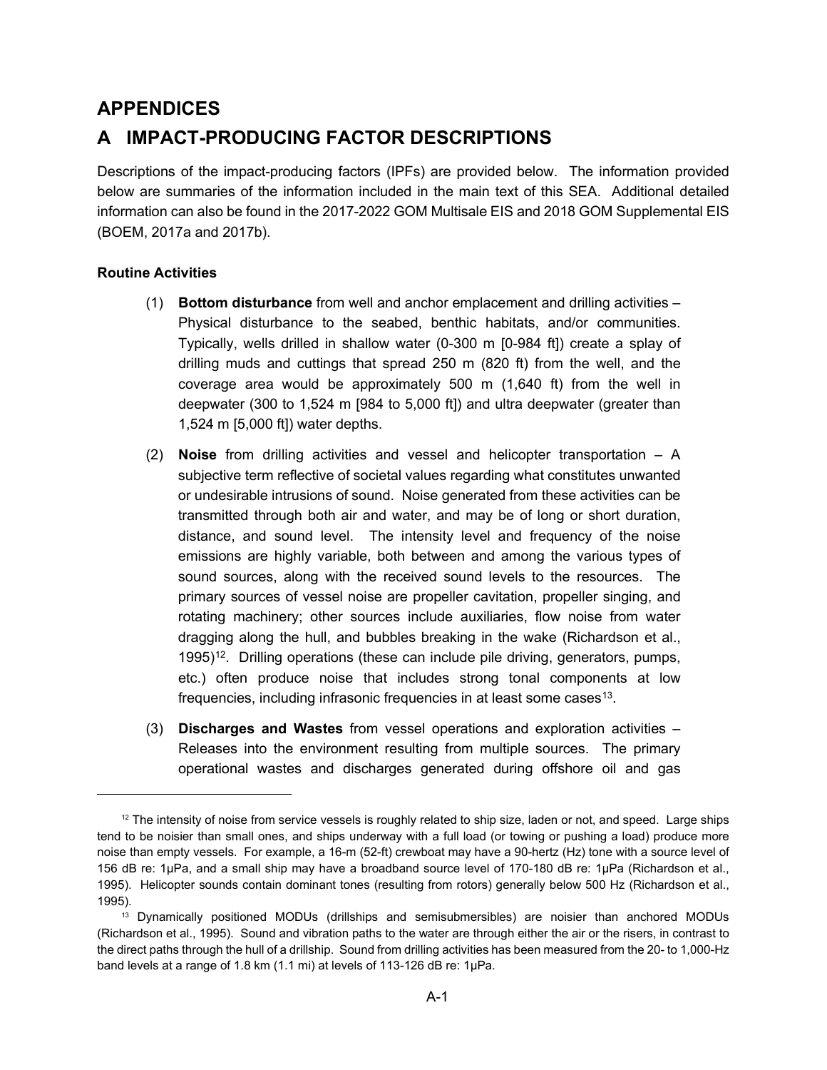# APPENDICES

# A IMPACT-PRODUCING FACTOR DESCRIPTIONS

Descriptions of the impact-producing factors (IPFs) are provided below. The information provided below are summaries of the information included in the main text of this SEA. Additional detailed information can also be found in the 2017-2022 GOM Multisale EIS and 2018 GOM Supplemental EIS (BOEM, 2017a and 2017b).

**Routine Activities**

(1) **Bottom disturbance** from well and anchor emplacement and drilling activities – Physical disturbance to the seabed, benthic habitats, and/or communities. Typically, wells drilled in shallow water (0-300 m [0-984 ft]) create a splay of drilling muds and cuttings that spread 250 m (820 ft) from the well, and the coverage area would be approximately 500 m (1,640 ft) from the well in deepwater (300 to 1,524 m [984 to 5,000 ft]) and ultra deepwater (greater than 1,524 m [5,000 ft]) water depths.

(2) **Noise** from drilling activities and vessel and helicopter transportation – A subjective term reflective of societal values regarding what constitutes unwanted or undesirable intrusions of sound. Noise generated from these activities can be transmitted through both air and water, and may be of long or short duration, distance, and sound level. The intensity level and frequency of the noise emissions are highly variable, both between and among the various types of sound sources, along with the received sound levels to the resources. The primary sources of vessel noise are propeller cavitation, propeller singing, and rotating machinery; other sources include auxiliaries, flow noise from water dragging along the hull, and bubbles breaking in the wake (Richardson et al., 1995)[12]. Drilling operations (these can include pile driving, generators, pumps, etc.) often produce noise that includes strong tonal components at low frequencies, including infrasonic frequencies in at least some cases[13].

(3) **Discharges and Wastes** from vessel operations and exploration activities – Releases into the environment resulting from multiple sources. The primary operational wastes and discharges generated during offshore oil and gas

---

[12] The intensity of noise from service vessels is roughly related to ship size, laden or not, and speed. Large ships tend to be noisier than small ones, and ships underway with a full load (or towing or pushing a load) produce more noise than empty vessels. For example, a 16-m (52-ft) crewboat may have a 90-hertz (Hz) tone with a source level of 156 dB re: 1μPa, and a small ship may have a broadband source level of 170-180 dB re: 1μPa (Richardson et al., 1995). Helicopter sounds contain dominant tones (resulting from rotors) generally below 500 Hz (Richardson et al., 1995).

[13] Dynamically positioned MODUs (drillships and semisubmersibles) are noisier than anchored MODUs (Richardson et al., 1995). Sound and vibration paths to the water are through either the air or the risers, in contrast to the direct paths through the hull of a drillship. Sound from drilling activities has been measured from the 20- to 1,000-Hz band levels at a range of 1.8 km (1.1 mi) at levels of 113-126 dB re: 1μPa.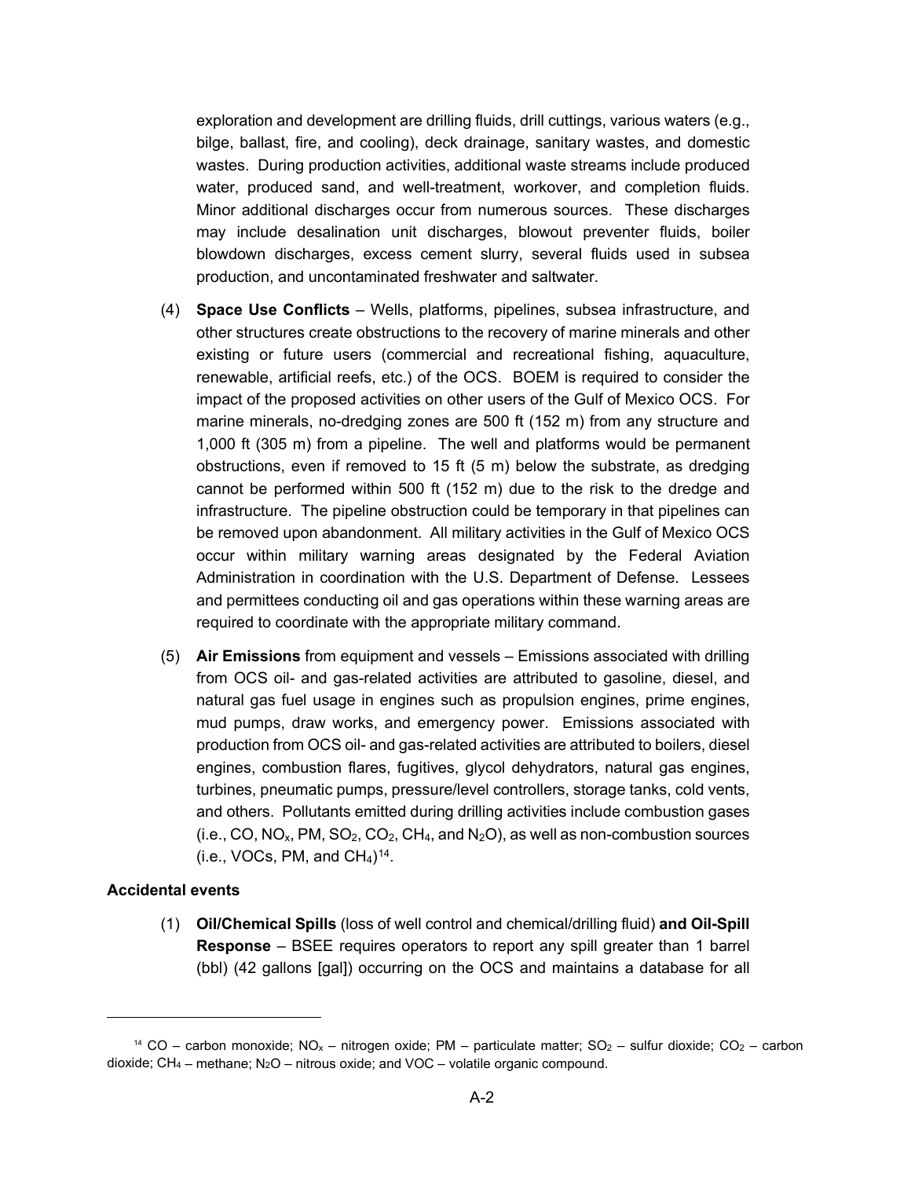exploration and development are drilling fluids, drill cuttings, various waters (e.g., bilge, ballast, fire, and cooling), deck drainage, sanitary wastes, and domestic wastes. During production activities, additional waste streams include produced water, produced sand, and well-treatment, workover, and completion fluids. Minor additional discharges occur from numerous sources. These discharges may include desalination unit discharges, blowout preventer fluids, boiler blowdown discharges, excess cement slurry, several fluids used in subsea production, and uncontaminated freshwater and saltwater.

(4) **Space Use Conflicts** – Wells, platforms, pipelines, subsea infrastructure, and other structures create obstructions to the recovery of marine minerals and other existing or future users (commercial and recreational fishing, aquaculture, renewable, artificial reefs, etc.) of the OCS. BOEM is required to consider the impact of the proposed activities on other users of the Gulf of Mexico OCS. For marine minerals, no-dredging zones are 500 ft (152 m) from any structure and 1,000 ft (305 m) from a pipeline. The well and platforms would be permanent obstructions, even if removed to 15 ft (5 m) below the substrate, as dredging cannot be performed within 500 ft (152 m) due to the risk to the dredge and infrastructure. The pipeline obstruction could be temporary in that pipelines can be removed upon abandonment. All military activities in the Gulf of Mexico OCS occur within military warning areas designated by the Federal Aviation Administration in coordination with the U.S. Department of Defense. Lessees and permittees conducting oil and gas operations within these warning areas are required to coordinate with the appropriate military command.

(5) **Air Emissions** from equipment and vessels – Emissions associated with drilling from OCS oil- and gas-related activities are attributed to gasoline, diesel, and natural gas fuel usage in engines such as propulsion engines, prime engines, mud pumps, draw works, and emergency power. Emissions associated with production from OCS oil- and gas-related activities are attributed to boilers, diesel engines, combustion flares, fugitives, glycol dehydrators, natural gas engines, turbines, pneumatic pumps, pressure/level controllers, storage tanks, cold vents, and others. Pollutants emitted during drilling activities include combustion gases (i.e., CO, $NO_x$, PM, $SO_2$, $CO_2$, $CH_4$, and $N_2O$), as well as non-combustion sources (i.e., VOCs, PM, and $CH_4$)[14].

**Accidental events**

(1) **Oil/Chemical Spills** (loss of well control and chemical/drilling fluid) **and Oil-Spill Response** – BSEE requires operators to report any spill greater than 1 barrel (bbl) (42 gallons [gal]) occurring on the OCS and maintains a database for all

[14] CO – carbon monoxide; $NO_x$ – nitrogen oxide; PM – particulate matter; $SO_2$ – sulfur dioxide; $CO_2$ – carbon dioxide; $CH_4$ – methane; $N_2O$ – nitrous oxide; and VOC – volatile organic compound.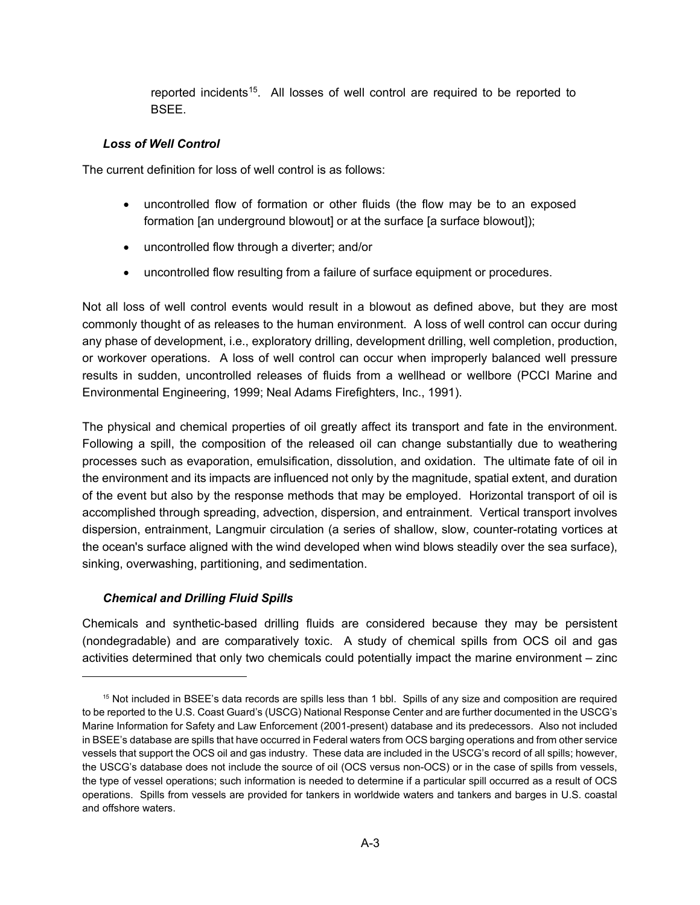reported incidents[15]. All losses of well control are required to be reported to BSEE.

### *Loss of Well Control*

The current definition for loss of well control is as follows:

- uncontrolled flow of formation or other fluids (the flow may be to an exposed formation [an underground blowout] or at the surface [a surface blowout]);
- uncontrolled flow through a diverter; and/or
- uncontrolled flow resulting from a failure of surface equipment or procedures.

Not all loss of well control events would result in a blowout as defined above, but they are most commonly thought of as releases to the human environment. A loss of well control can occur during any phase of development, i.e., exploratory drilling, development drilling, well completion, production, or workover operations. A loss of well control can occur when improperly balanced well pressure results in sudden, uncontrolled releases of fluids from a wellhead or wellbore (PCCI Marine and Environmental Engineering, 1999; Neal Adams Firefighters, Inc., 1991).

The physical and chemical properties of oil greatly affect its transport and fate in the environment. Following a spill, the composition of the released oil can change substantially due to weathering processes such as evaporation, emulsification, dissolution, and oxidation. The ultimate fate of oil in the environment and its impacts are influenced not only by the magnitude, spatial extent, and duration of the event but also by the response methods that may be employed. Horizontal transport of oil is accomplished through spreading, advection, dispersion, and entrainment. Vertical transport involves dispersion, entrainment, Langmuir circulation (a series of shallow, slow, counter-rotating vortices at the ocean's surface aligned with the wind developed when wind blows steadily over the sea surface), sinking, overwashing, partitioning, and sedimentation.

### *Chemical and Drilling Fluid Spills*

Chemicals and synthetic-based drilling fluids are considered because they may be persistent (nondegradable) and are comparatively toxic. A study of chemical spills from OCS oil and gas activities determined that only two chemicals could potentially impact the marine environment – zinc

[15] Not included in BSEE's data records are spills less than 1 bbl. Spills of any size and composition are required to be reported to the U.S. Coast Guard's (USCG) National Response Center and are further documented in the USCG's Marine Information for Safety and Law Enforcement (2001-present) database and its predecessors. Also not included in BSEE's database are spills that have occurred in Federal waters from OCS barging operations and from other service vessels that support the OCS oil and gas industry. These data are included in the USCG's record of all spills; however, the USCG's database does not include the source of oil (OCS versus non-OCS) or in the case of spills from vessels, the type of vessel operations; such information is needed to determine if a particular spill occurred as a result of OCS operations. Spills from vessels are provided for tankers in worldwide waters and tankers and barges in U.S. coastal and offshore waters.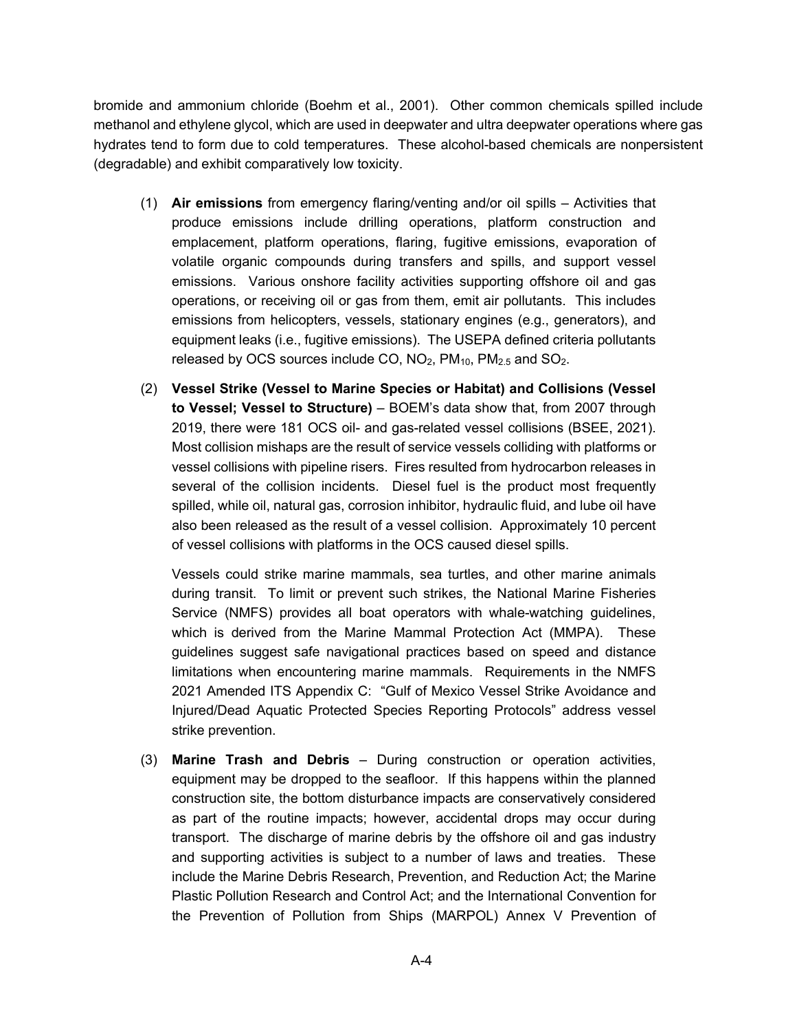bromide and ammonium chloride (Boehm et al., 2001). Other common chemicals spilled include methanol and ethylene glycol, which are used in deepwater and ultra deepwater operations where gas hydrates tend to form due to cold temperatures. These alcohol-based chemicals are nonpersistent (degradable) and exhibit comparatively low toxicity.

(1) **Air emissions** from emergency flaring/venting and/or oil spills – Activities that produce emissions include drilling operations, platform construction and emplacement, platform operations, flaring, fugitive emissions, evaporation of volatile organic compounds during transfers and spills, and support vessel emissions. Various onshore facility activities supporting offshore oil and gas operations, or receiving oil or gas from them, emit air pollutants. This includes emissions from helicopters, vessels, stationary engines (e.g., generators), and equipment leaks (i.e., fugitive emissions). The USEPA defined criteria pollutants released by OCS sources include CO, $NO_2$, $PM_{10}$, $PM_{2.5}$ and $SO_2$.

(2) **Vessel Strike (Vessel to Marine Species or Habitat) and Collisions (Vessel to Vessel; Vessel to Structure)** – BOEM's data show that, from 2007 through 2019, there were 181 OCS oil- and gas-related vessel collisions (BSEE, 2021). Most collision mishaps are the result of service vessels colliding with platforms or vessel collisions with pipeline risers. Fires resulted from hydrocarbon releases in several of the collision incidents. Diesel fuel is the product most frequently spilled, while oil, natural gas, corrosion inhibitor, hydraulic fluid, and lube oil have also been released as the result of a vessel collision. Approximately 10 percent of vessel collisions with platforms in the OCS caused diesel spills.

    Vessels could strike marine mammals, sea turtles, and other marine animals during transit. To limit or prevent such strikes, the National Marine Fisheries Service (NMFS) provides all boat operators with whale-watching guidelines, which is derived from the Marine Mammal Protection Act (MMPA). These guidelines suggest safe navigational practices based on speed and distance limitations when encountering marine mammals. Requirements in the NMFS 2021 Amended ITS Appendix C: "Gulf of Mexico Vessel Strike Avoidance and Injured/Dead Aquatic Protected Species Reporting Protocols" address vessel strike prevention.

(3) **Marine Trash and Debris** – During construction or operation activities, equipment may be dropped to the seafloor. If this happens within the planned construction site, the bottom disturbance impacts are conservatively considered as part of the routine impacts; however, accidental drops may occur during transport. The discharge of marine debris by the offshore oil and gas industry and supporting activities is subject to a number of laws and treaties. These include the Marine Debris Research, Prevention, and Reduction Act; the Marine Plastic Pollution Research and Control Act; and the International Convention for the Prevention of Pollution from Ships (MARPOL) Annex V Prevention of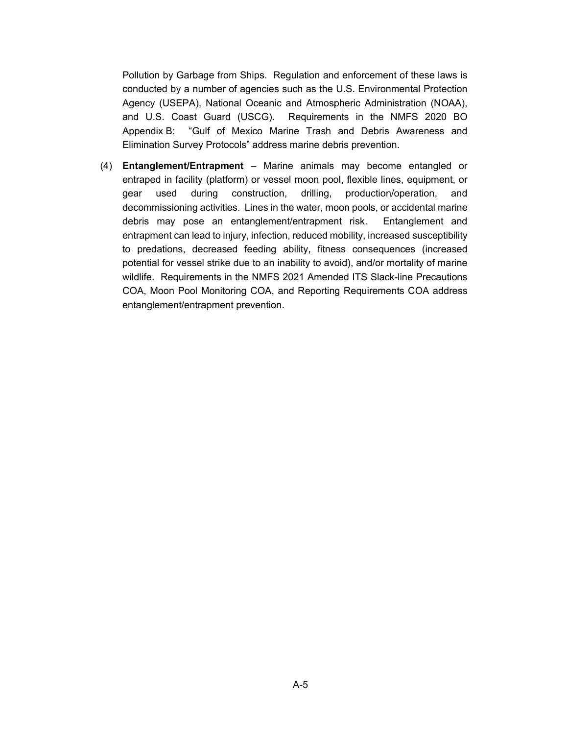Pollution by Garbage from Ships. Regulation and enforcement of these laws is conducted by a number of agencies such as the U.S. Environmental Protection Agency (USEPA), National Oceanic and Atmospheric Administration (NOAA), and U.S. Coast Guard (USCG). Requirements in the NMFS 2020 BO Appendix B: "Gulf of Mexico Marine Trash and Debris Awareness and Elimination Survey Protocols" address marine debris prevention.

(4) **Entanglement/Entrapment** – Marine animals may become entangled or entraped in facility (platform) or vessel moon pool, flexible lines, equipment, or gear used during construction, drilling, production/operation, and decommissioning activities. Lines in the water, moon pools, or accidental marine debris may pose an entanglement/entrapment risk. Entanglement and entrapment can lead to injury, infection, reduced mobility, increased susceptibility to predations, decreased feeding ability, fitness consequences (increased potential for vessel strike due to an inability to avoid), and/or mortality of marine wildlife. Requirements in the NMFS 2021 Amended ITS Slack-line Precautions COA, Moon Pool Monitoring COA, and Reporting Requirements COA address entanglement/entrapment prevention.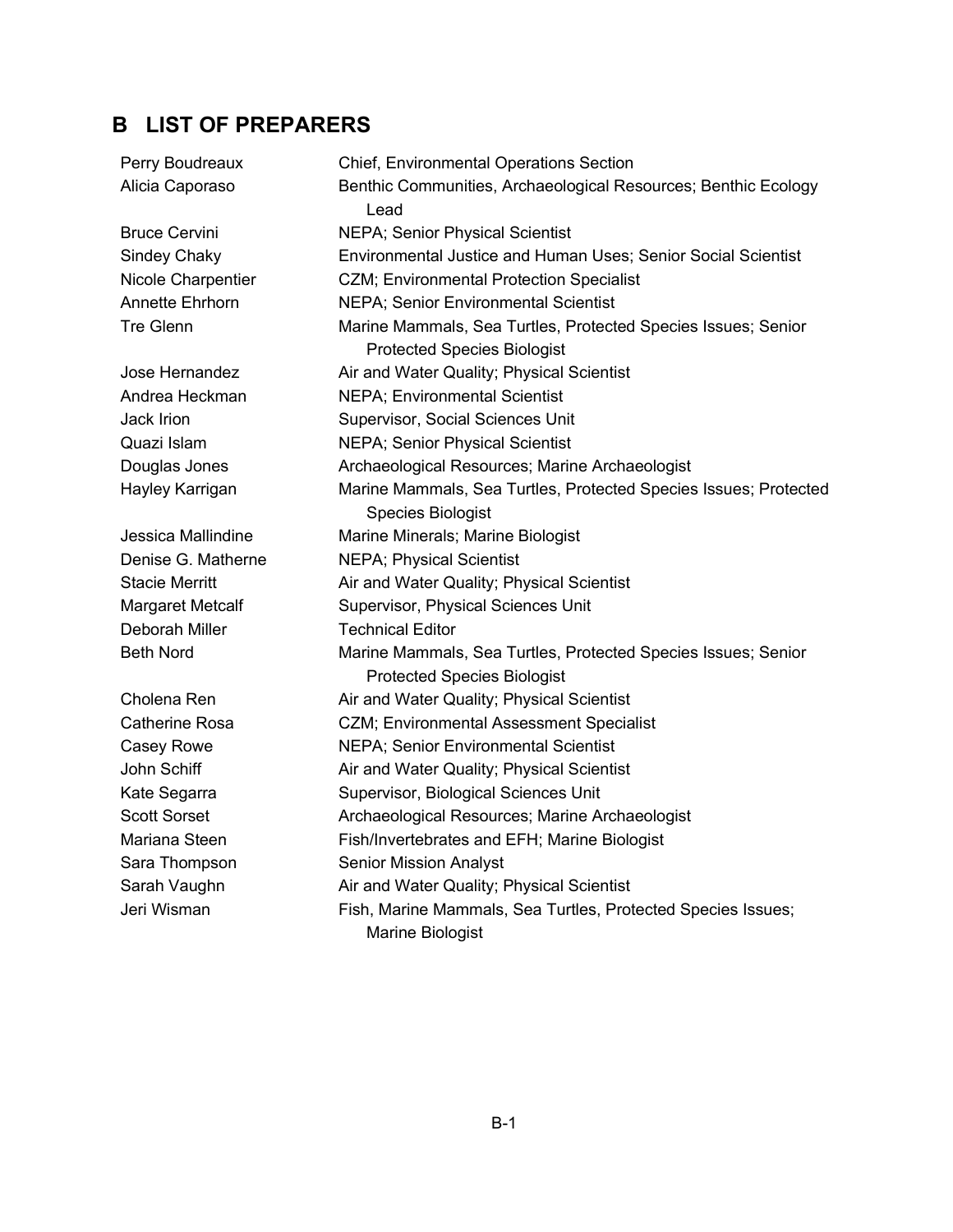# B LIST OF PREPARERS

| | |
|---|---|
| Perry Boudreaux | Chief, Environmental Operations Section |
| Alicia Caporaso | Benthic Communities, Archaeological Resources; Benthic Ecology Lead |
| Bruce Cervini | NEPA; Senior Physical Scientist |
| Sindey Chaky | Environmental Justice and Human Uses; Senior Social Scientist |
| Nicole Charpentier | CZM; Environmental Protection Specialist |
| Annette Ehrhorn | NEPA; Senior Environmental Scientist |
| Tre Glenn | Marine Mammals, Sea Turtles, Protected Species Issues; Senior Protected Species Biologist |
| Jose Hernandez | Air and Water Quality; Physical Scientist |
| Andrea Heckman | NEPA; Environmental Scientist |
| Jack Irion | Supervisor, Social Sciences Unit |
| Quazi Islam | NEPA; Senior Physical Scientist |
| Douglas Jones | Archaeological Resources; Marine Archaeologist |
| Hayley Karrigan | Marine Mammals, Sea Turtles, Protected Species Issues; Protected Species Biologist |
| Jessica Mallindine | Marine Minerals; Marine Biologist |
| Denise G. Matherne | NEPA; Physical Scientist |
| Stacie Merritt | Air and Water Quality; Physical Scientist |
| Margaret Metcalf | Supervisor, Physical Sciences Unit |
| Deborah Miller | Technical Editor |
| Beth Nord | Marine Mammals, Sea Turtles, Protected Species Issues; Senior Protected Species Biologist |
| Cholena Ren | Air and Water Quality; Physical Scientist |
| Catherine Rosa | CZM; Environmental Assessment Specialist |
| Casey Rowe | NEPA; Senior Environmental Scientist |
| John Schiff | Air and Water Quality; Physical Scientist |
| Kate Segarra | Supervisor, Biological Sciences Unit |
| Scott Sorset | Archaeological Resources; Marine Archaeologist |
| Mariana Steen | Fish/Invertebrates and EFH; Marine Biologist |
| Sara Thompson | Senior Mission Analyst |
| Sarah Vaughn | Air and Water Quality; Physical Scientist |
| Jeri Wisman | Fish, Marine Mammals, Sea Turtles, Protected Species Issues; Marine Biologist |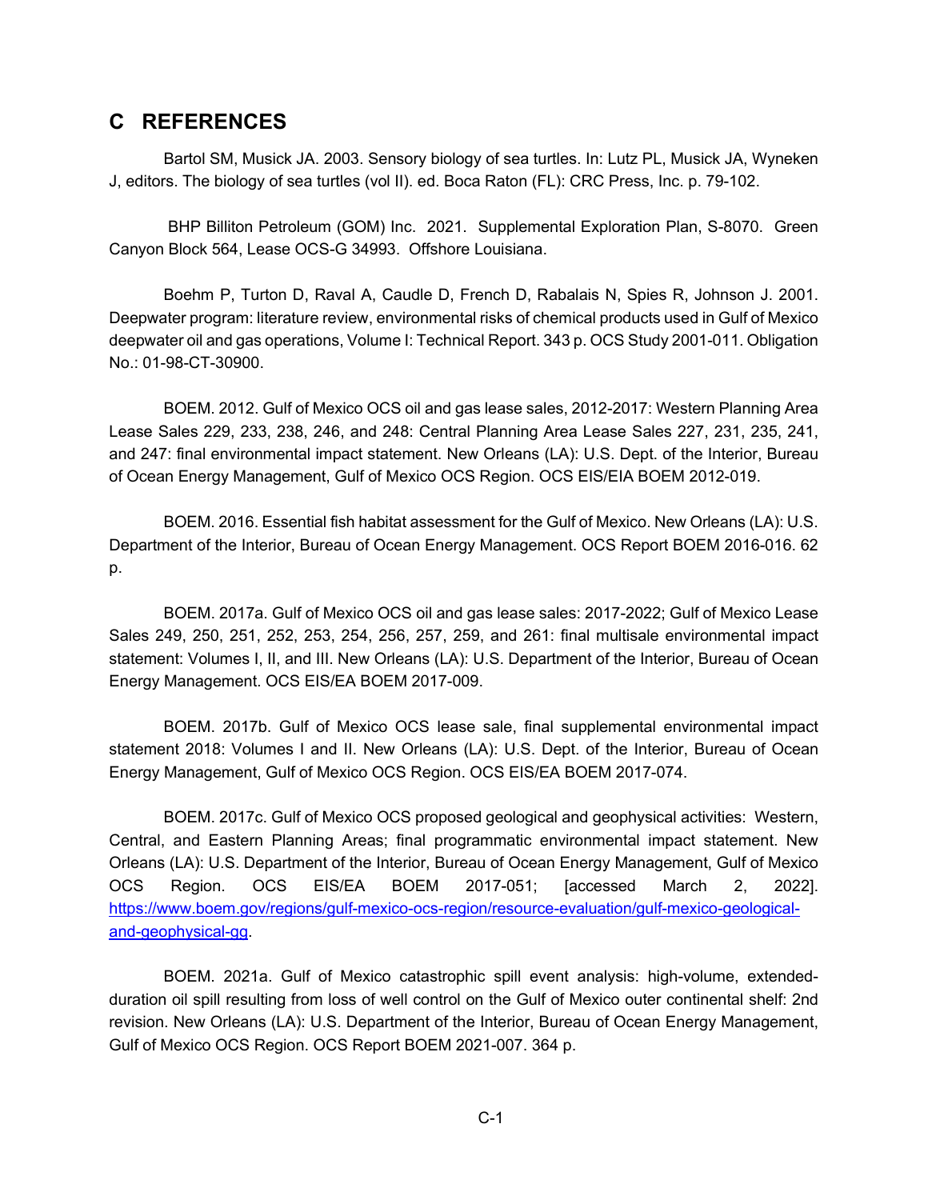# C REFERENCES

Bartol SM, Musick JA. 2003. Sensory biology of sea turtles. In: Lutz PL, Musick JA, Wyneken J, editors. The biology of sea turtles (vol II). ed. Boca Raton (FL): CRC Press, Inc. p. 79-102.

BHP Billiton Petroleum (GOM) Inc. 2021. Supplemental Exploration Plan, S-8070. Green Canyon Block 564, Lease OCS-G 34993. Offshore Louisiana.

Boehm P, Turton D, Raval A, Caudle D, French D, Rabalais N, Spies R, Johnson J. 2001. Deepwater program: literature review, environmental risks of chemical products used in Gulf of Mexico deepwater oil and gas operations, Volume I: Technical Report. 343 p. OCS Study 2001-011. Obligation No.: 01-98-CT-30900.

BOEM. 2012. Gulf of Mexico OCS oil and gas lease sales, 2012-2017: Western Planning Area Lease Sales 229, 233, 238, 246, and 248: Central Planning Area Lease Sales 227, 231, 235, 241, and 247: final environmental impact statement. New Orleans (LA): U.S. Dept. of the Interior, Bureau of Ocean Energy Management, Gulf of Mexico OCS Region. OCS EIS/EIA BOEM 2012-019.

BOEM. 2016. Essential fish habitat assessment for the Gulf of Mexico. New Orleans (LA): U.S. Department of the Interior, Bureau of Ocean Energy Management. OCS Report BOEM 2016-016. 62 p.

BOEM. 2017a. Gulf of Mexico OCS oil and gas lease sales: 2017-2022; Gulf of Mexico Lease Sales 249, 250, 251, 252, 253, 254, 256, 257, 259, and 261: final multisale environmental impact statement: Volumes I, II, and III. New Orleans (LA): U.S. Department of the Interior, Bureau of Ocean Energy Management. OCS EIS/EA BOEM 2017-009.

BOEM. 2017b. Gulf of Mexico OCS lease sale, final supplemental environmental impact statement 2018: Volumes I and II. New Orleans (LA): U.S. Dept. of the Interior, Bureau of Ocean Energy Management, Gulf of Mexico OCS Region. OCS EIS/EA BOEM 2017-074.

BOEM. 2017c. Gulf of Mexico OCS proposed geological and geophysical activities: Western, Central, and Eastern Planning Areas; final programmatic environmental impact statement. New Orleans (LA): U.S. Department of the Interior, Bureau of Ocean Energy Management, Gulf of Mexico OCS Region. OCS EIS/EA BOEM 2017-051; [accessed March 2, 2022]. https://www.boem.gov/regions/gulf-mexico-ocs-region/resource-evaluation/gulf-mexico-geological-and-geophysical-gg.

BOEM. 2021a. Gulf of Mexico catastrophic spill event analysis: high-volume, extended-duration oil spill resulting from loss of well control on the Gulf of Mexico outer continental shelf: 2nd revision. New Orleans (LA): U.S. Department of the Interior, Bureau of Ocean Energy Management, Gulf of Mexico OCS Region. OCS Report BOEM 2021-007. 364 p.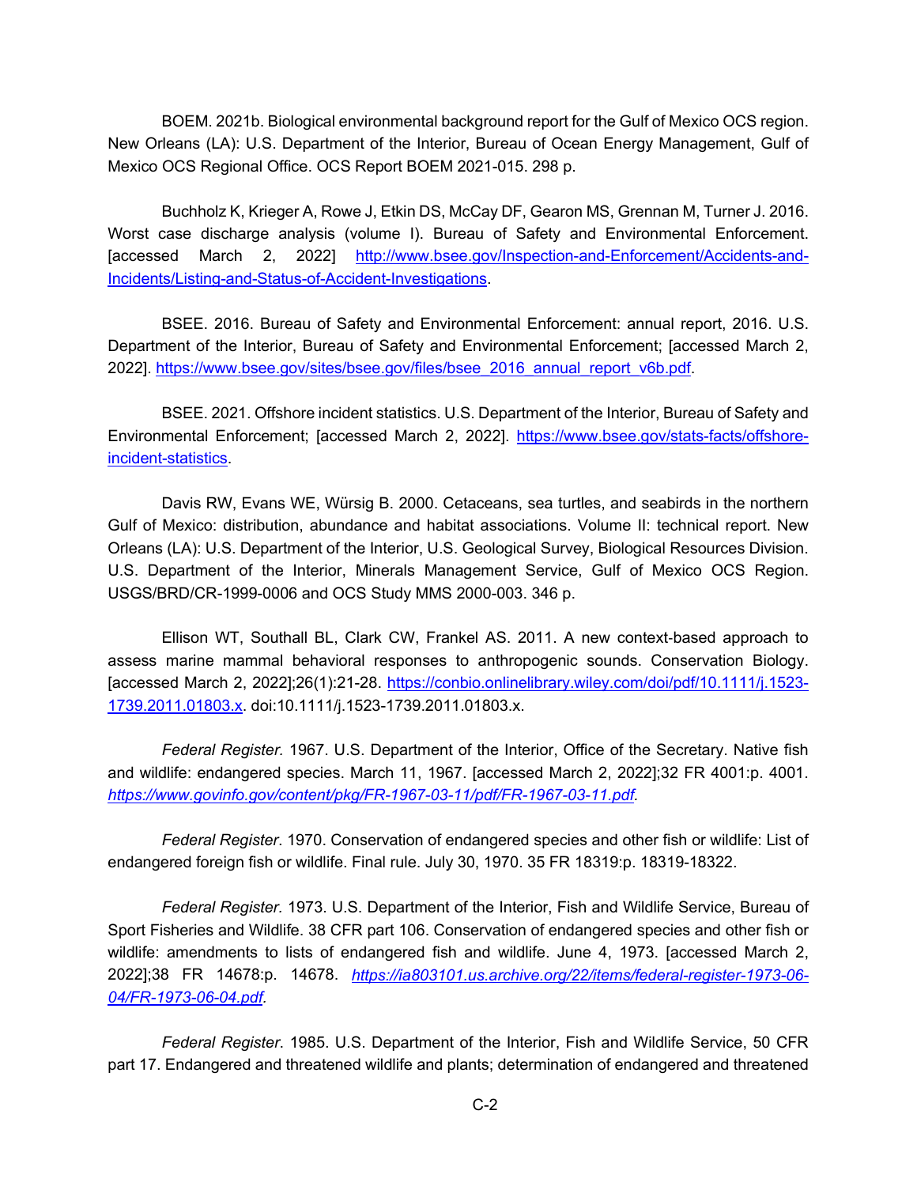BOEM. 2021b. Biological environmental background report for the Gulf of Mexico OCS region. New Orleans (LA): U.S. Department of the Interior, Bureau of Ocean Energy Management, Gulf of Mexico OCS Regional Office. OCS Report BOEM 2021-015. 298 p.

Buchholz K, Krieger A, Rowe J, Etkin DS, McCay DF, Gearon MS, Grennan M, Turner J. 2016. Worst case discharge analysis (volume I). Bureau of Safety and Environmental Enforcement. [accessed March 2, 2022] http://www.bsee.gov/Inspection-and-Enforcement/Accidents-and-Incidents/Listing-and-Status-of-Accident-Investigations.

BSEE. 2016. Bureau of Safety and Environmental Enforcement: annual report, 2016. U.S. Department of the Interior, Bureau of Safety and Environmental Enforcement; [accessed March 2, 2022]. https://www.bsee.gov/sites/bsee.gov/files/bsee_2016_annual_report_v6b.pdf.

BSEE. 2021. Offshore incident statistics. U.S. Department of the Interior, Bureau of Safety and Environmental Enforcement; [accessed March 2, 2022]. https://www.bsee.gov/stats-facts/offshore-incident-statistics.

Davis RW, Evans WE, Würsig B. 2000. Cetaceans, sea turtles, and seabirds in the northern Gulf of Mexico: distribution, abundance and habitat associations. Volume II: technical report. New Orleans (LA): U.S. Department of the Interior, U.S. Geological Survey, Biological Resources Division. U.S. Department of the Interior, Minerals Management Service, Gulf of Mexico OCS Region. USGS/BRD/CR-1999-0006 and OCS Study MMS 2000-003. 346 p.

Ellison WT, Southall BL, Clark CW, Frankel AS. 2011. A new context-based approach to assess marine mammal behavioral responses to anthropogenic sounds. Conservation Biology. [accessed March 2, 2022];26(1):21-28. https://conbio.onlinelibrary.wiley.com/doi/pdf/10.1111/j.1523-1739.2011.01803.x. doi:10.1111/j.1523-1739.2011.01803.x.

*Federal Register.* 1967. U.S. Department of the Interior, Office of the Secretary. Native fish and wildlife: endangered species. March 11, 1967. [accessed March 2, 2022];32 FR 4001:p. 4001. *https://www.govinfo.gov/content/pkg/FR-1967-03-11/pdf/FR-1967-03-11.pdf.*

*Federal Register*. 1970. Conservation of endangered species and other fish or wildlife: List of endangered foreign fish or wildlife. Final rule. July 30, 1970. 35 FR 18319:p. 18319-18322.

*Federal Register.* 1973. U.S. Department of the Interior, Fish and Wildlife Service, Bureau of Sport Fisheries and Wildlife. 38 CFR part 106. Conservation of endangered species and other fish or wildlife: amendments to lists of endangered fish and wildlife. June 4, 1973. [accessed March 2, 2022];38 FR 14678:p. 14678. *https://ia803101.us.archive.org/22/items/federal-register-1973-06-04/FR-1973-06-04.pdf.*

*Federal Register*. 1985. U.S. Department of the Interior, Fish and Wildlife Service, 50 CFR part 17. Endangered and threatened wildlife and plants; determination of endangered and threatened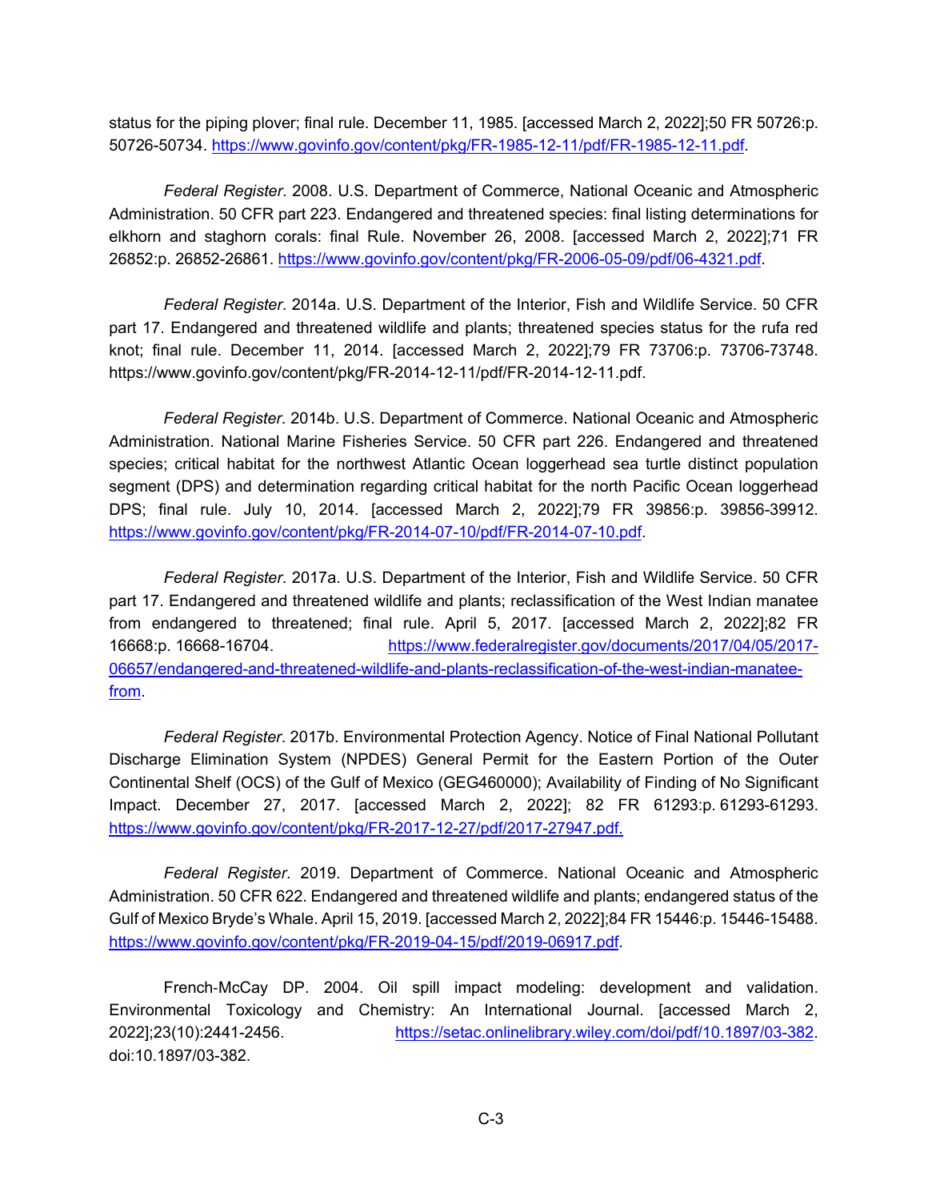status for the piping plover; final rule. December 11, 1985. [accessed March 2, 2022];50 FR 50726:p. 50726-50734. https://www.govinfo.gov/content/pkg/FR-1985-12-11/pdf/FR-1985-12-11.pdf.

*Federal Register*. 2008. U.S. Department of Commerce, National Oceanic and Atmospheric Administration. 50 CFR part 223. Endangered and threatened species: final listing determinations for elkhorn and staghorn corals: final Rule. November 26, 2008. [accessed March 2, 2022];71 FR 26852:p. 26852-26861. https://www.govinfo.gov/content/pkg/FR-2006-05-09/pdf/06-4321.pdf.

*Federal Register*. 2014a. U.S. Department of the Interior, Fish and Wildlife Service. 50 CFR part 17. Endangered and threatened wildlife and plants; threatened species status for the rufa red knot; final rule. December 11, 2014. [accessed March 2, 2022];79 FR 73706:p. 73706-73748. https://www.govinfo.gov/content/pkg/FR-2014-12-11/pdf/FR-2014-12-11.pdf.

*Federal Register*. 2014b. U.S. Department of Commerce. National Oceanic and Atmospheric Administration. National Marine Fisheries Service. 50 CFR part 226. Endangered and threatened species; critical habitat for the northwest Atlantic Ocean loggerhead sea turtle distinct population segment (DPS) and determination regarding critical habitat for the north Pacific Ocean loggerhead DPS; final rule. July 10, 2014. [accessed March 2, 2022];79 FR 39856:p. 39856-39912. https://www.govinfo.gov/content/pkg/FR-2014-07-10/pdf/FR-2014-07-10.pdf.

*Federal Register*. 2017a. U.S. Department of the Interior, Fish and Wildlife Service. 50 CFR part 17. Endangered and threatened wildlife and plants; reclassification of the West Indian manatee from endangered to threatened; final rule. April 5, 2017. [accessed March 2, 2022];82 FR 16668:p. 16668-16704. https://www.federalregister.gov/documents/2017/04/05/2017-06657/endangered-and-threatened-wildlife-and-plants-reclassification-of-the-west-indian-manatee-from.

*Federal Register*. 2017b. Environmental Protection Agency. Notice of Final National Pollutant Discharge Elimination System (NPDES) General Permit for the Eastern Portion of the Outer Continental Shelf (OCS) of the Gulf of Mexico (GEG460000); Availability of Finding of No Significant Impact. December 27, 2017. [accessed March 2, 2022]; 82 FR 61293:p. 61293-61293. https://www.govinfo.gov/content/pkg/FR-2017-12-27/pdf/2017-27947.pdf.

*Federal Register*. 2019. Department of Commerce. National Oceanic and Atmospheric Administration. 50 CFR 622. Endangered and threatened wildlife and plants; endangered status of the Gulf of Mexico Bryde's Whale. April 15, 2019. [accessed March 2, 2022];84 FR 15446:p. 15446-15488. https://www.govinfo.gov/content/pkg/FR-2019-04-15/pdf/2019-06917.pdf.

French-McCay DP. 2004. Oil spill impact modeling: development and validation. Environmental Toxicology and Chemistry: An International Journal. [accessed March 2, 2022];23(10):2441-2456. https://setac.onlinelibrary.wiley.com/doi/pdf/10.1897/03-382. doi:10.1897/03-382.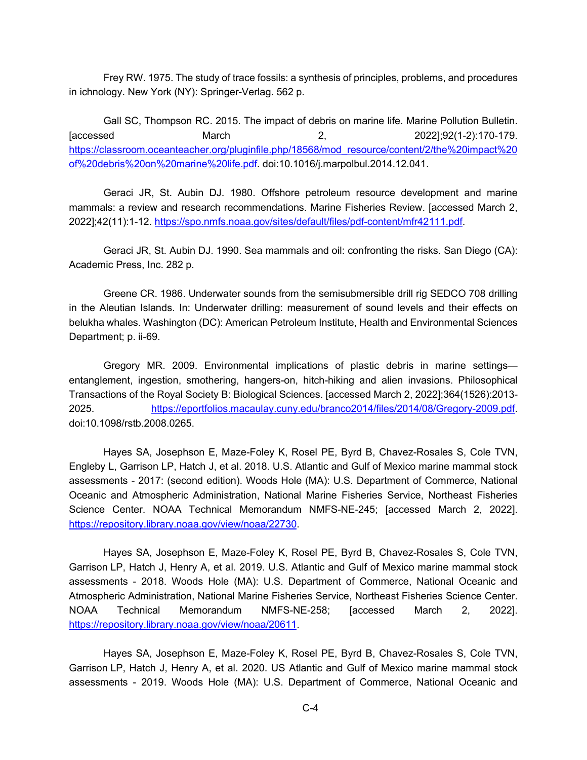Frey RW. 1975. The study of trace fossils: a synthesis of principles, problems, and procedures in ichnology. New York (NY): Springer-Verlag. 562 p.

Gall SC, Thompson RC. 2015. The impact of debris on marine life. Marine Pollution Bulletin. [accessed March 2, 2022];92(1-2):170-179. https://classroom.oceanteacher.org/pluginfile.php/18568/mod_resource/content/2/the%20impact%20of%20debris%20on%20marine%20life.pdf. doi:10.1016/j.marpolbul.2014.12.041.

Geraci JR, St. Aubin DJ. 1980. Offshore petroleum resource development and marine mammals: a review and research recommendations. Marine Fisheries Review. [accessed March 2, 2022];42(11):1-12. https://spo.nmfs.noaa.gov/sites/default/files/pdf-content/mfr42111.pdf.

Geraci JR, St. Aubin DJ. 1990. Sea mammals and oil: confronting the risks. San Diego (CA): Academic Press, Inc. 282 p.

Greene CR. 1986. Underwater sounds from the semisubmersible drill rig SEDCO 708 drilling in the Aleutian Islands. In: Underwater drilling: measurement of sound levels and their effects on belukha whales. Washington (DC): American Petroleum Institute, Health and Environmental Sciences Department; p. ii-69.

Gregory MR. 2009. Environmental implications of plastic debris in marine settings—entanglement, ingestion, smothering, hangers-on, hitch-hiking and alien invasions. Philosophical Transactions of the Royal Society B: Biological Sciences. [accessed March 2, 2022];364(1526):2013-2025. https://eportfolios.macaulay.cuny.edu/branco2014/files/2014/08/Gregory-2009.pdf. doi:10.1098/rstb.2008.0265.

Hayes SA, Josephson E, Maze-Foley K, Rosel PE, Byrd B, Chavez-Rosales S, Cole TVN, Engleby L, Garrison LP, Hatch J, et al. 2018. U.S. Atlantic and Gulf of Mexico marine mammal stock assessments - 2017: (second edition). Woods Hole (MA): U.S. Department of Commerce, National Oceanic and Atmospheric Administration, National Marine Fisheries Service, Northeast Fisheries Science Center. NOAA Technical Memorandum NMFS-NE-245; [accessed March 2, 2022]. https://repository.library.noaa.gov/view/noaa/22730.

Hayes SA, Josephson E, Maze-Foley K, Rosel PE, Byrd B, Chavez-Rosales S, Cole TVN, Garrison LP, Hatch J, Henry A, et al. 2019. U.S. Atlantic and Gulf of Mexico marine mammal stock assessments - 2018. Woods Hole (MA): U.S. Department of Commerce, National Oceanic and Atmospheric Administration, National Marine Fisheries Service, Northeast Fisheries Science Center. NOAA Technical Memorandum NMFS-NE-258; [accessed March 2, 2022]. https://repository.library.noaa.gov/view/noaa/20611.

Hayes SA, Josephson E, Maze-Foley K, Rosel PE, Byrd B, Chavez-Rosales S, Cole TVN, Garrison LP, Hatch J, Henry A, et al. 2020. US Atlantic and Gulf of Mexico marine mammal stock assessments - 2019. Woods Hole (MA): U.S. Department of Commerce, National Oceanic and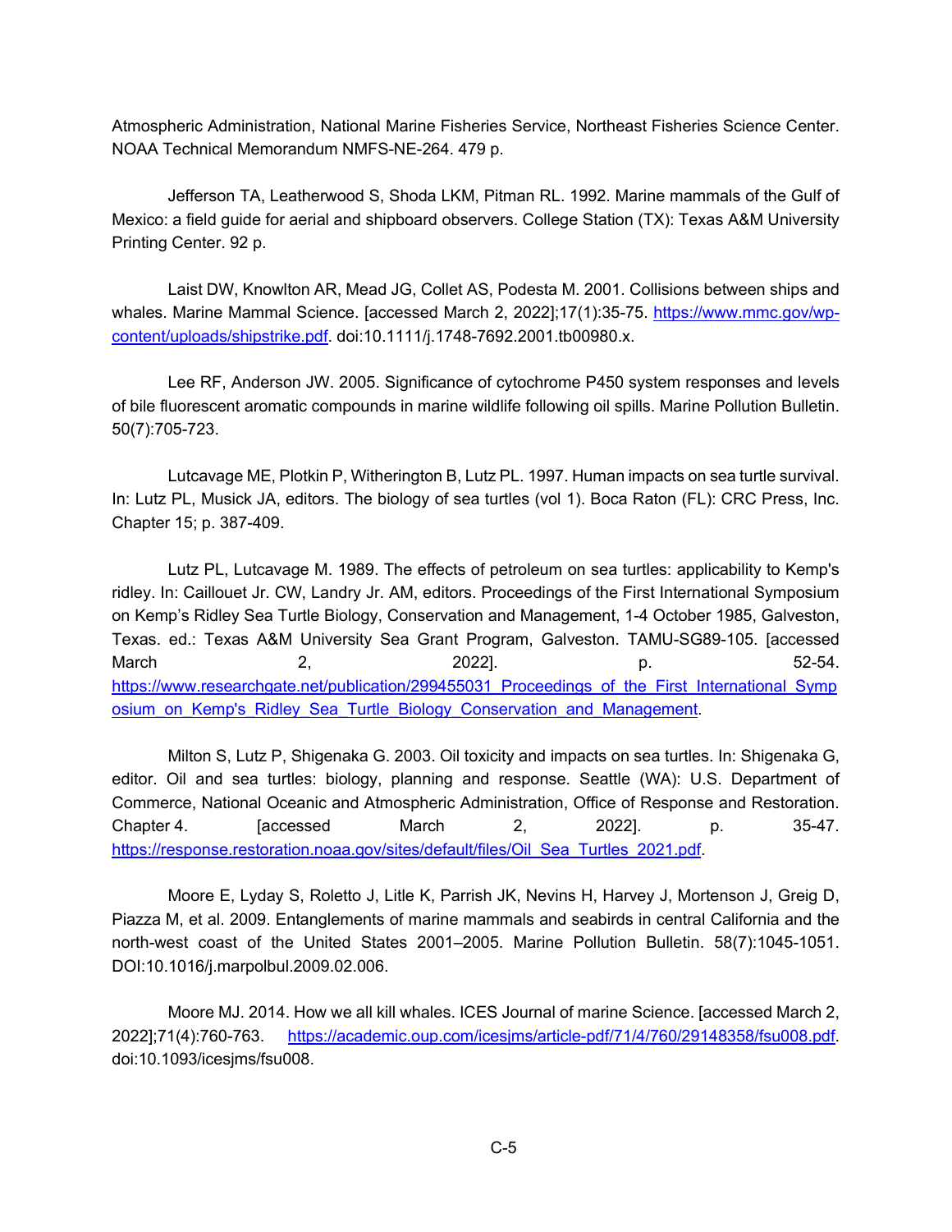Atmospheric Administration, National Marine Fisheries Service, Northeast Fisheries Science Center. NOAA Technical Memorandum NMFS-NE-264. 479 p.

Jefferson TA, Leatherwood S, Shoda LKM, Pitman RL. 1992. Marine mammals of the Gulf of Mexico: a field guide for aerial and shipboard observers. College Station (TX): Texas A&M University Printing Center. 92 p.

Laist DW, Knowlton AR, Mead JG, Collet AS, Podesta M. 2001. Collisions between ships and whales. Marine Mammal Science. [accessed March 2, 2022];17(1):35-75. https://www.mmc.gov/wp-content/uploads/shipstrike.pdf. doi:10.1111/j.1748-7692.2001.tb00980.x.

Lee RF, Anderson JW. 2005. Significance of cytochrome P450 system responses and levels of bile fluorescent aromatic compounds in marine wildlife following oil spills. Marine Pollution Bulletin. 50(7):705-723.

Lutcavage ME, Plotkin P, Witherington B, Lutz PL. 1997. Human impacts on sea turtle survival. In: Lutz PL, Musick JA, editors. The biology of sea turtles (vol 1). Boca Raton (FL): CRC Press, Inc. Chapter 15; p. 387-409.

Lutz PL, Lutcavage M. 1989. The effects of petroleum on sea turtles: applicability to Kemp's ridley. In: Caillouet Jr. CW, Landry Jr. AM, editors. Proceedings of the First International Symposium on Kemp's Ridley Sea Turtle Biology, Conservation and Management, 1-4 October 1985, Galveston, Texas. ed.: Texas A&M University Sea Grant Program, Galveston. TAMU-SG89-105. [accessed March 2, 2022]. p. 52-54. https://www.researchgate.net/publication/299455031_Proceedings_of_the_First_International_Symposium_on_Kemp's_Ridley_Sea_Turtle_Biology_Conservation_and_Management.

Milton S, Lutz P, Shigenaka G. 2003. Oil toxicity and impacts on sea turtles. In: Shigenaka G, editor. Oil and sea turtles: biology, planning and response. Seattle (WA): U.S. Department of Commerce, National Oceanic and Atmospheric Administration, Office of Response and Restoration. Chapter 4. [accessed March 2, 2022]. p. 35-47. https://response.restoration.noaa.gov/sites/default/files/Oil_Sea_Turtles_2021.pdf.

Moore E, Lyday S, Roletto J, Litle K, Parrish JK, Nevins H, Harvey J, Mortenson J, Greig D, Piazza M, et al. 2009. Entanglements of marine mammals and seabirds in central California and the north-west coast of the United States 2001–2005. Marine Pollution Bulletin. 58(7):1045-1051. DOI:10.1016/j.marpolbul.2009.02.006.

Moore MJ. 2014. How we all kill whales. ICES Journal of marine Science. [accessed March 2, 2022];71(4):760-763. https://academic.oup.com/icesjms/article-pdf/71/4/760/29148358/fsu008.pdf. doi:10.1093/icesjms/fsu008.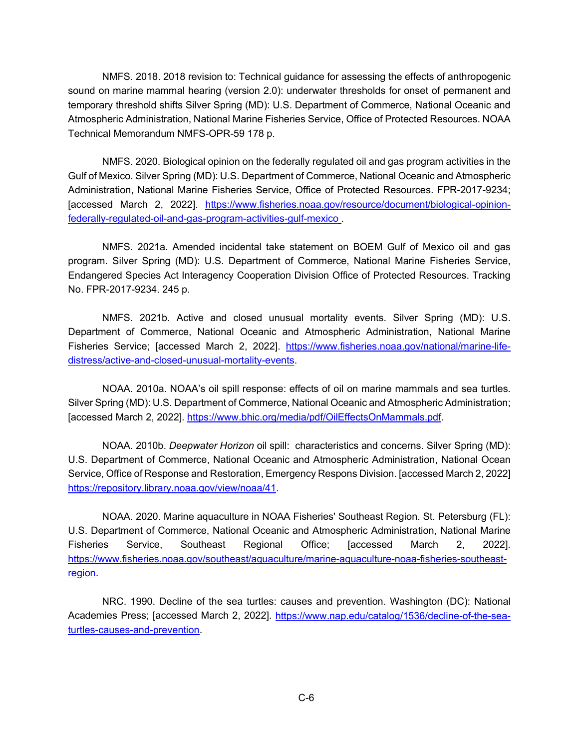NMFS. 2018. 2018 revision to: Technical guidance for assessing the effects of anthropogenic sound on marine mammal hearing (version 2.0): underwater thresholds for onset of permanent and temporary threshold shifts Silver Spring (MD): U.S. Department of Commerce, National Oceanic and Atmospheric Administration, National Marine Fisheries Service, Office of Protected Resources. NOAA Technical Memorandum NMFS-OPR-59 178 p.

NMFS. 2020. Biological opinion on the federally regulated oil and gas program activities in the Gulf of Mexico. Silver Spring (MD): U.S. Department of Commerce, National Oceanic and Atmospheric Administration, National Marine Fisheries Service, Office of Protected Resources. FPR-2017-9234; [accessed March 2, 2022]. https://www.fisheries.noaa.gov/resource/document/biological-opinion-federally-regulated-oil-and-gas-program-activities-gulf-mexico .

NMFS. 2021a. Amended incidental take statement on BOEM Gulf of Mexico oil and gas program. Silver Spring (MD): U.S. Department of Commerce, National Marine Fisheries Service, Endangered Species Act Interagency Cooperation Division Office of Protected Resources. Tracking No. FPR-2017-9234. 245 p.

NMFS. 2021b. Active and closed unusual mortality events. Silver Spring (MD): U.S. Department of Commerce, National Oceanic and Atmospheric Administration, National Marine Fisheries Service; [accessed March 2, 2022]. https://www.fisheries.noaa.gov/national/marine-life-distress/active-and-closed-unusual-mortality-events.

NOAA. 2010a. NOAA's oil spill response: effects of oil on marine mammals and sea turtles. Silver Spring (MD): U.S. Department of Commerce, National Oceanic and Atmospheric Administration; [accessed March 2, 2022]. https://www.bhic.org/media/pdf/OilEffectsOnMammals.pdf.

NOAA. 2010b. *Deepwater Horizon* oil spill: characteristics and concerns. Silver Spring (MD): U.S. Department of Commerce, National Oceanic and Atmospheric Administration, National Ocean Service, Office of Response and Restoration, Emergency Respons Division. [accessed March 2, 2022] https://repository.library.noaa.gov/view/noaa/41.

NOAA. 2020. Marine aquaculture in NOAA Fisheries' Southeast Region. St. Petersburg (FL): U.S. Department of Commerce, National Oceanic and Atmospheric Administration, National Marine Fisheries Service, Southeast Regional Office; [accessed March 2, 2022]. https://www.fisheries.noaa.gov/southeast/aquaculture/marine-aquaculture-noaa-fisheries-southeast-region.

NRC. 1990. Decline of the sea turtles: causes and prevention. Washington (DC): National Academies Press; [accessed March 2, 2022]. https://www.nap.edu/catalog/1536/decline-of-the-sea-turtles-causes-and-prevention.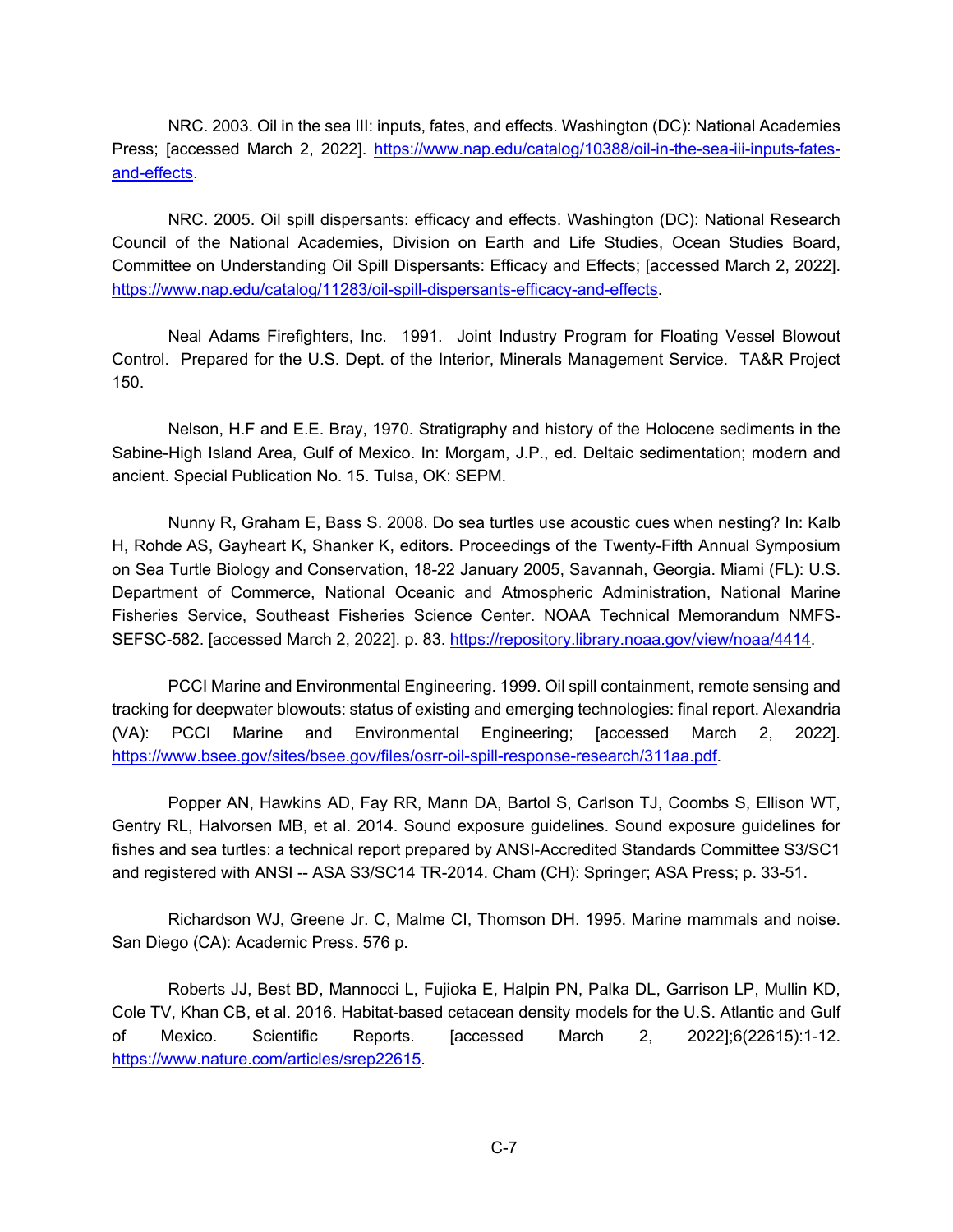NRC. 2003. Oil in the sea III: inputs, fates, and effects. Washington (DC): National Academies Press; [accessed March 2, 2022]. https://www.nap.edu/catalog/10388/oil-in-the-sea-iii-inputs-fates-and-effects.

NRC. 2005. Oil spill dispersants: efficacy and effects. Washington (DC): National Research Council of the National Academies, Division on Earth and Life Studies, Ocean Studies Board, Committee on Understanding Oil Spill Dispersants: Efficacy and Effects; [accessed March 2, 2022]. https://www.nap.edu/catalog/11283/oil-spill-dispersants-efficacy-and-effects.

Neal Adams Firefighters, Inc. 1991. Joint Industry Program for Floating Vessel Blowout Control. Prepared for the U.S. Dept. of the Interior, Minerals Management Service. TA&R Project 150.

Nelson, H.F and E.E. Bray, 1970. Stratigraphy and history of the Holocene sediments in the Sabine-High Island Area, Gulf of Mexico. In: Morgam, J.P., ed. Deltaic sedimentation; modern and ancient. Special Publication No. 15. Tulsa, OK: SEPM.

Nunny R, Graham E, Bass S. 2008. Do sea turtles use acoustic cues when nesting? In: Kalb H, Rohde AS, Gayheart K, Shanker K, editors. Proceedings of the Twenty-Fifth Annual Symposium on Sea Turtle Biology and Conservation, 18-22 January 2005, Savannah, Georgia. Miami (FL): U.S. Department of Commerce, National Oceanic and Atmospheric Administration, National Marine Fisheries Service, Southeast Fisheries Science Center. NOAA Technical Memorandum NMFS-SEFSC-582. [accessed March 2, 2022]. p. 83. https://repository.library.noaa.gov/view/noaa/4414.

PCCI Marine and Environmental Engineering. 1999. Oil spill containment, remote sensing and tracking for deepwater blowouts: status of existing and emerging technologies: final report. Alexandria (VA): PCCI Marine and Environmental Engineering; [accessed March 2, 2022]. https://www.bsee.gov/sites/bsee.gov/files/osrr-oil-spill-response-research/311aa.pdf.

Popper AN, Hawkins AD, Fay RR, Mann DA, Bartol S, Carlson TJ, Coombs S, Ellison WT, Gentry RL, Halvorsen MB, et al. 2014. Sound exposure guidelines. Sound exposure guidelines for fishes and sea turtles: a technical report prepared by ANSI-Accredited Standards Committee S3/SC1 and registered with ANSI -- ASA S3/SC14 TR-2014. Cham (CH): Springer; ASA Press; p. 33-51.

Richardson WJ, Greene Jr. C, Malme CI, Thomson DH. 1995. Marine mammals and noise. San Diego (CA): Academic Press. 576 p.

Roberts JJ, Best BD, Mannocci L, Fujioka E, Halpin PN, Palka DL, Garrison LP, Mullin KD, Cole TV, Khan CB, et al. 2016. Habitat-based cetacean density models for the U.S. Atlantic and Gulf of Mexico. Scientific Reports. [accessed March 2, 2022];6(22615):1-12. https://www.nature.com/articles/srep22615.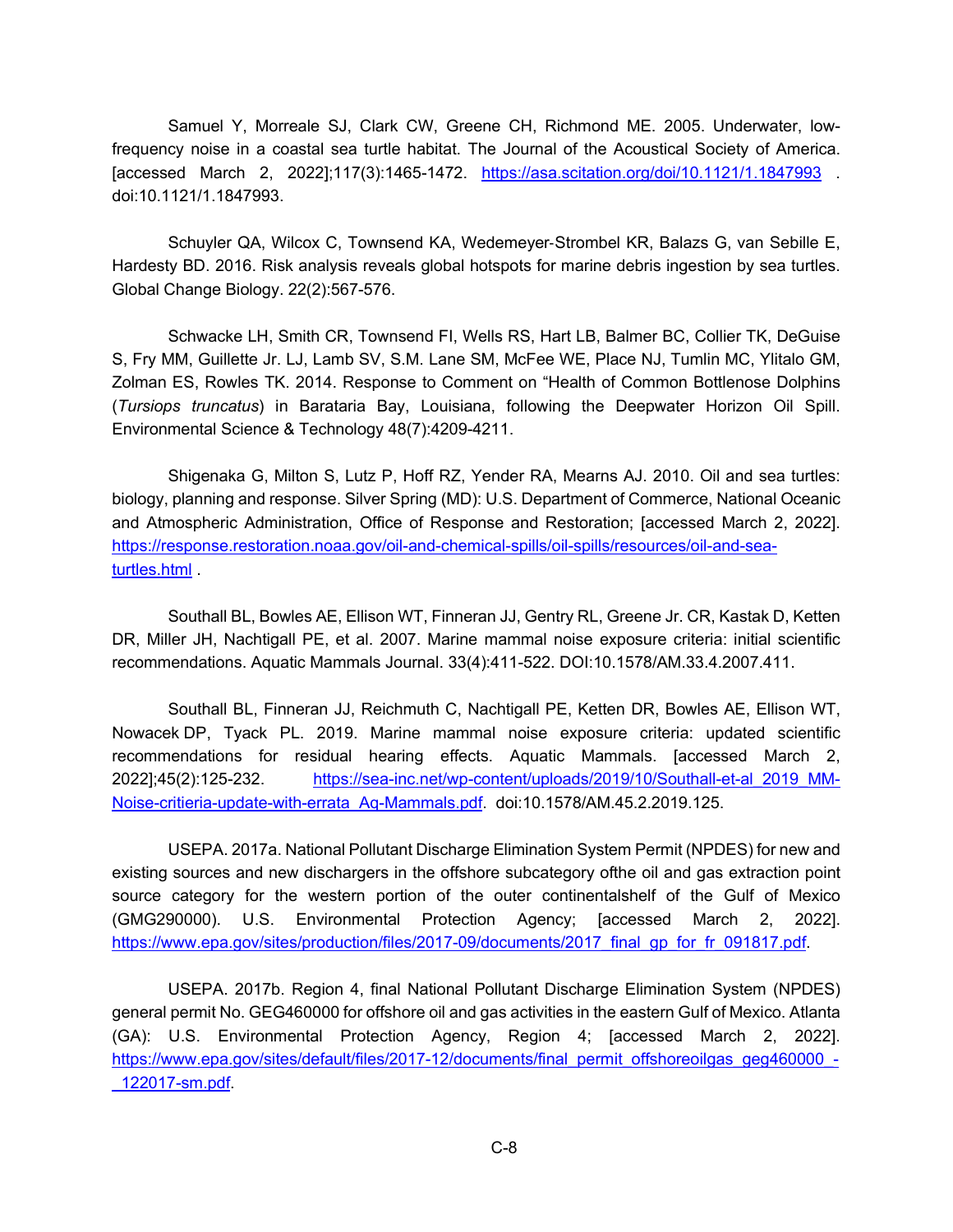Samuel Y, Morreale SJ, Clark CW, Greene CH, Richmond ME. 2005. Underwater, low-frequency noise in a coastal sea turtle habitat. The Journal of the Acoustical Society of America. [accessed March 2, 2022];117(3):1465-1472. https://asa.scitation.org/doi/10.1121/1.1847993 . doi:10.1121/1.1847993.

Schuyler QA, Wilcox C, Townsend KA, Wedemeyer-Strombel KR, Balazs G, van Sebille E, Hardesty BD. 2016. Risk analysis reveals global hotspots for marine debris ingestion by sea turtles. Global Change Biology. 22(2):567-576.

Schwacke LH, Smith CR, Townsend FI, Wells RS, Hart LB, Balmer BC, Collier TK, DeGuise S, Fry MM, Guillette Jr. LJ, Lamb SV, S.M. Lane SM, McFee WE, Place NJ, Tumlin MC, Ylitalo GM, Zolman ES, Rowles TK. 2014. Response to Comment on "Health of Common Bottlenose Dolphins (*Tursiops truncatus*) in Barataria Bay, Louisiana, following the Deepwater Horizon Oil Spill. Environmental Science & Technology 48(7):4209-4211.

Shigenaka G, Milton S, Lutz P, Hoff RZ, Yender RA, Mearns AJ. 2010. Oil and sea turtles: biology, planning and response. Silver Spring (MD): U.S. Department of Commerce, National Oceanic and Atmospheric Administration, Office of Response and Restoration; [accessed March 2, 2022]. https://response.restoration.noaa.gov/oil-and-chemical-spills/oil-spills/resources/oil-and-sea-turtles.html .

Southall BL, Bowles AE, Ellison WT, Finneran JJ, Gentry RL, Greene Jr. CR, Kastak D, Ketten DR, Miller JH, Nachtigall PE, et al. 2007. Marine mammal noise exposure criteria: initial scientific recommendations. Aquatic Mammals Journal. 33(4):411-522. DOI:10.1578/AM.33.4.2007.411.

Southall BL, Finneran JJ, Reichmuth C, Nachtigall PE, Ketten DR, Bowles AE, Ellison WT, Nowacek DP, Tyack PL. 2019. Marine mammal noise exposure criteria: updated scientific recommendations for residual hearing effects. Aquatic Mammals. [accessed March 2, 2022];45(2):125-232. https://sea-inc.net/wp-content/uploads/2019/10/Southall-et-al_2019_MM-Noise-critieria-update-with-errata_Aq-Mammals.pdf. doi:10.1578/AM.45.2.2019.125.

USEPA. 2017a. National Pollutant Discharge Elimination System Permit (NPDES) for new and existing sources and new dischargers in the offshore subcategory ofthe oil and gas extraction point source category for the western portion of the outer continentalshelf of the Gulf of Mexico (GMG290000). U.S. Environmental Protection Agency; [accessed March 2, 2022]. https://www.epa.gov/sites/production/files/2017-09/documents/2017_final_gp_for_fr_091817.pdf.

USEPA. 2017b. Region 4, final National Pollutant Discharge Elimination System (NPDES) general permit No. GEG460000 for offshore oil and gas activities in the eastern Gulf of Mexico. Atlanta (GA): U.S. Environmental Protection Agency, Region 4; [accessed March 2, 2022]. https://www.epa.gov/sites/default/files/2017-12/documents/final_permit_offshoreoilgas_geg460000_-_122017-sm.pdf.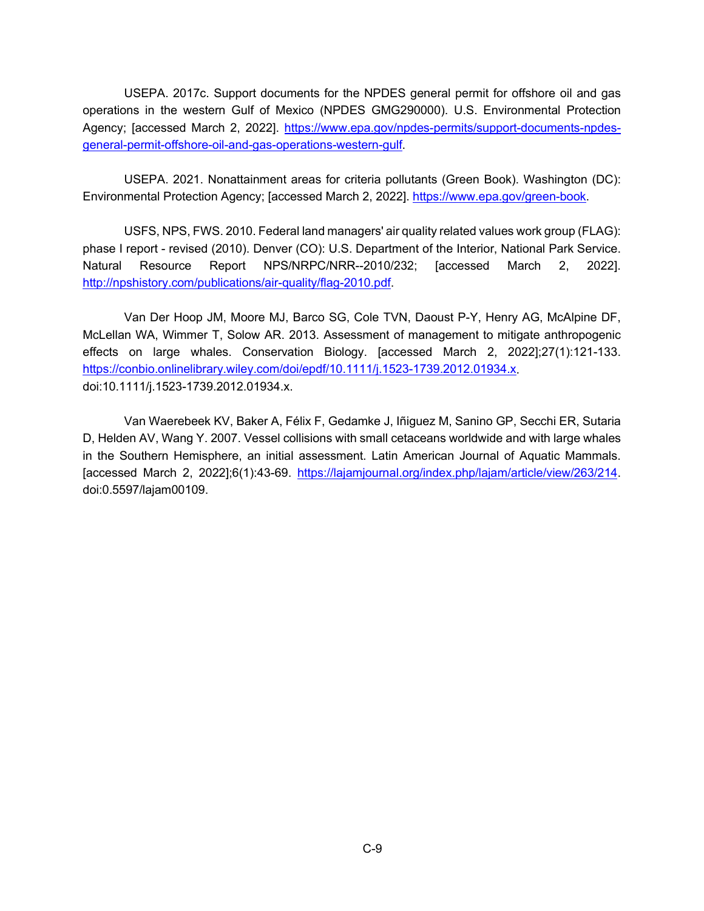USEPA. 2017c. Support documents for the NPDES general permit for offshore oil and gas operations in the western Gulf of Mexico (NPDES GMG290000). U.S. Environmental Protection Agency; [accessed March 2, 2022]. https://www.epa.gov/npdes-permits/support-documents-npdes-general-permit-offshore-oil-and-gas-operations-western-gulf.

USEPA. 2021. Nonattainment areas for criteria pollutants (Green Book). Washington (DC): Environmental Protection Agency; [accessed March 2, 2022]. https://www.epa.gov/green-book.

USFS, NPS, FWS. 2010. Federal land managers' air quality related values work group (FLAG): phase I report - revised (2010). Denver (CO): U.S. Department of the Interior, National Park Service. Natural Resource Report NPS/NRPC/NRR--2010/232; [accessed March 2, 2022]. http://npshistory.com/publications/air-quality/flag-2010.pdf.

Van Der Hoop JM, Moore MJ, Barco SG, Cole TVN, Daoust P-Y, Henry AG, McAlpine DF, McLellan WA, Wimmer T, Solow AR. 2013. Assessment of management to mitigate anthropogenic effects on large whales. Conservation Biology. [accessed March 2, 2022];27(1):121-133. https://conbio.onlinelibrary.wiley.com/doi/epdf/10.1111/j.1523-1739.2012.01934.x. doi:10.1111/j.1523-1739.2012.01934.x.

Van Waerebeek KV, Baker A, Félix F, Gedamke J, Iñiguez M, Sanino GP, Secchi ER, Sutaria D, Helden AV, Wang Y. 2007. Vessel collisions with small cetaceans worldwide and with large whales in the Southern Hemisphere, an initial assessment. Latin American Journal of Aquatic Mammals. [accessed March 2, 2022];6(1):43-69. https://lajamjournal.org/index.php/lajam/article/view/263/214. doi:0.5597/lajam00109.